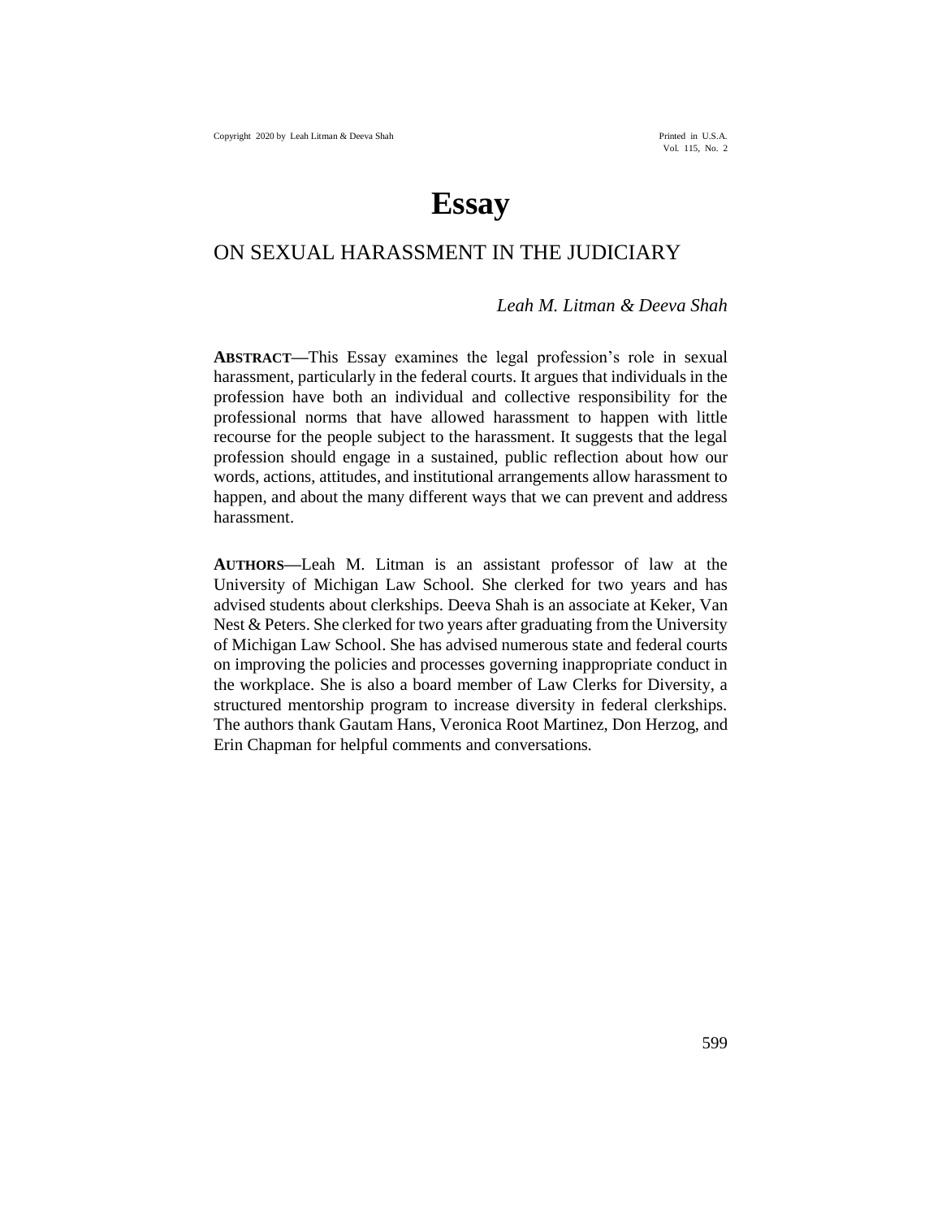Copyright 2020 by Leah Litman & Deeva Shah

Printed in U.S.A.

# Essay

## ON SEXUAL HARASSMENT IN THE JUDICIARY

*Leah M. Litman & Deeva Shah*

**ABSTRACT**—This Essay examines the legal profession's role in sexual harassment, particularly in the federal courts. It argues that individuals in the profession have both an individual and collective responsibility for the professional norms that have allowed harassment to happen with little recourse for the people subject to the harassment. It suggests that the legal profession should engage in a sustained, public reflection about how our words, actions, attitudes, and institutional arrangements allow harassment to happen, and about the many different ways that we can prevent and address harassment.

**AUTHORS**—Leah M. Litman is an assistant professor of law at the University of Michigan Law School. She clerked for two years and has advised students about clerkships. Deeva Shah is an associate at Keker, Van Nest & Peters. She clerked for two years after graduating from the University of Michigan Law School. She has advised numerous state and federal courts on improving the policies and processes governing inappropriate conduct in the workplace. She is also a board member of Law Clerks for Diversity, a structured mentorship program to increase diversity in federal clerkships. The authors thank Gautam Hans, Veronica Root Martinez, Don Herzog, and Erin Chapman for helpful comments and conversations.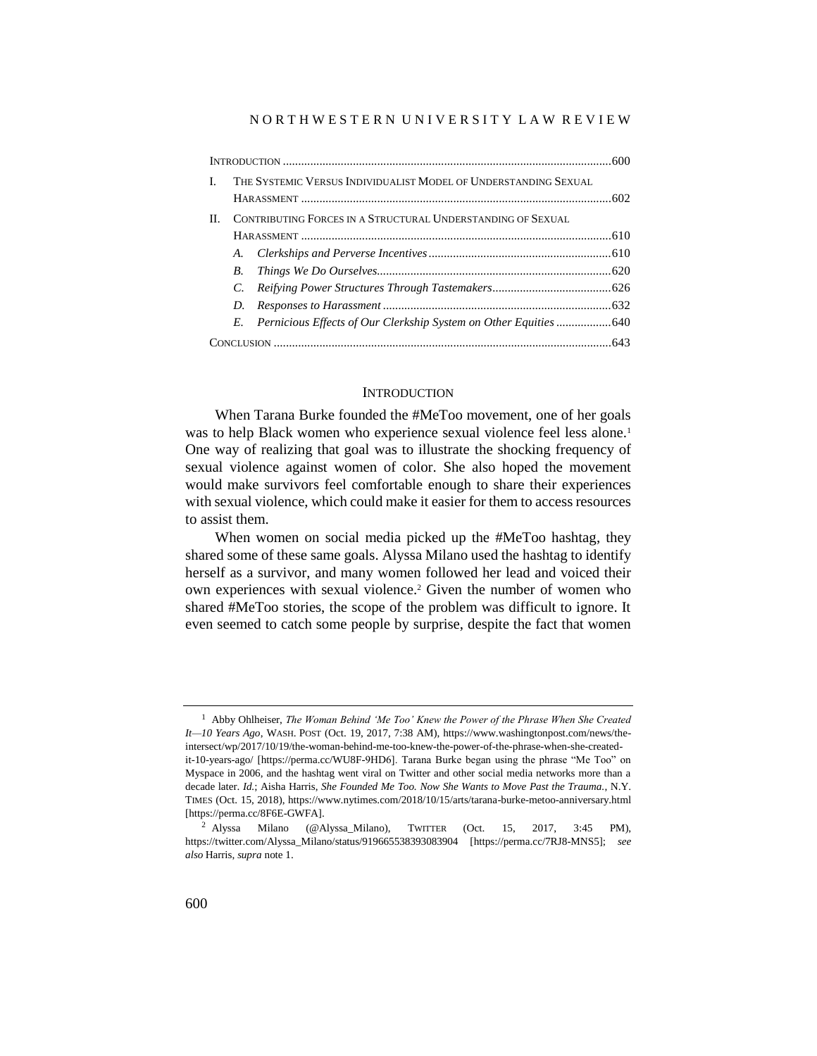| | | |
|---|---|---|
| INTRODUCTION | | 600 |
| I. | THE SYSTEMIC VERSUS INDIVIDUALIST MODEL OF UNDERSTANDING SEXUAL HARASSMENT | 602 |
| II. | CONTRIBUTING FORCES IN A STRUCTURAL UNDERSTANDING OF SEXUAL HARASSMENT | 610 |
| | *A. Clerkships and Perverse Incentives* | 610 |
| | *B. Things We Do Ourselves* | 620 |
| | *C. Reifying Power Structures Through Tastemakers* | 626 |
| | *D. Responses to Harassment* | 632 |
| | *E. Pernicious Effects of Our Clerkship System on Other Equities* | 640 |
| CONCLUSION | | 643 |

## INTRODUCTION

When Tarana Burke founded the #MeToo movement, one of her goals was to help Black women who experience sexual violence feel less alone.[1] One way of realizing that goal was to illustrate the shocking frequency of sexual violence against women of color. She also hoped the movement would make survivors feel comfortable enough to share their experiences with sexual violence, which could make it easier for them to access resources to assist them.

When women on social media picked up the #MeToo hashtag, they shared some of these same goals. Alyssa Milano used the hashtag to identify herself as a survivor, and many women followed her lead and voiced their own experiences with sexual violence.[2] Given the number of women who shared #MeToo stories, the scope of the problem was difficult to ignore. It even seemed to catch some people by surprise, despite the fact that women

---

[1] Abby Ohlheiser, *The Woman Behind 'Me Too' Knew the Power of the Phrase When She Created It—10 Years Ago*, WASH. POST (Oct. 19, 2017, 7:38 AM), https://www.washingtonpost.com/news/the-intersect/wp/2017/10/19/the-woman-behind-me-too-knew-the-power-of-the-phrase-when-she-created-it-10-years-ago/ [https://perma.cc/WU8F-9HD6]. Tarana Burke began using the phrase "Me Too" on Myspace in 2006, and the hashtag went viral on Twitter and other social media networks more than a decade later. *Id.*; Aisha Harris, *She Founded Me Too. Now She Wants to Move Past the Trauma.*, N.Y. TIMES (Oct. 15, 2018), https://www.nytimes.com/2018/10/15/arts/tarana-burke-metoo-anniversary.html [https://perma.cc/8F6E-GWFA].

[2] Alyssa Milano (@Alyssa_Milano), TWITTER (Oct. 15, 2017, 3:45 PM), https://twitter.com/Alyssa_Milano/status/919665538393083904 [https://perma.cc/7RJ8-MNS5]; *see also* Harris, *supra* note 1.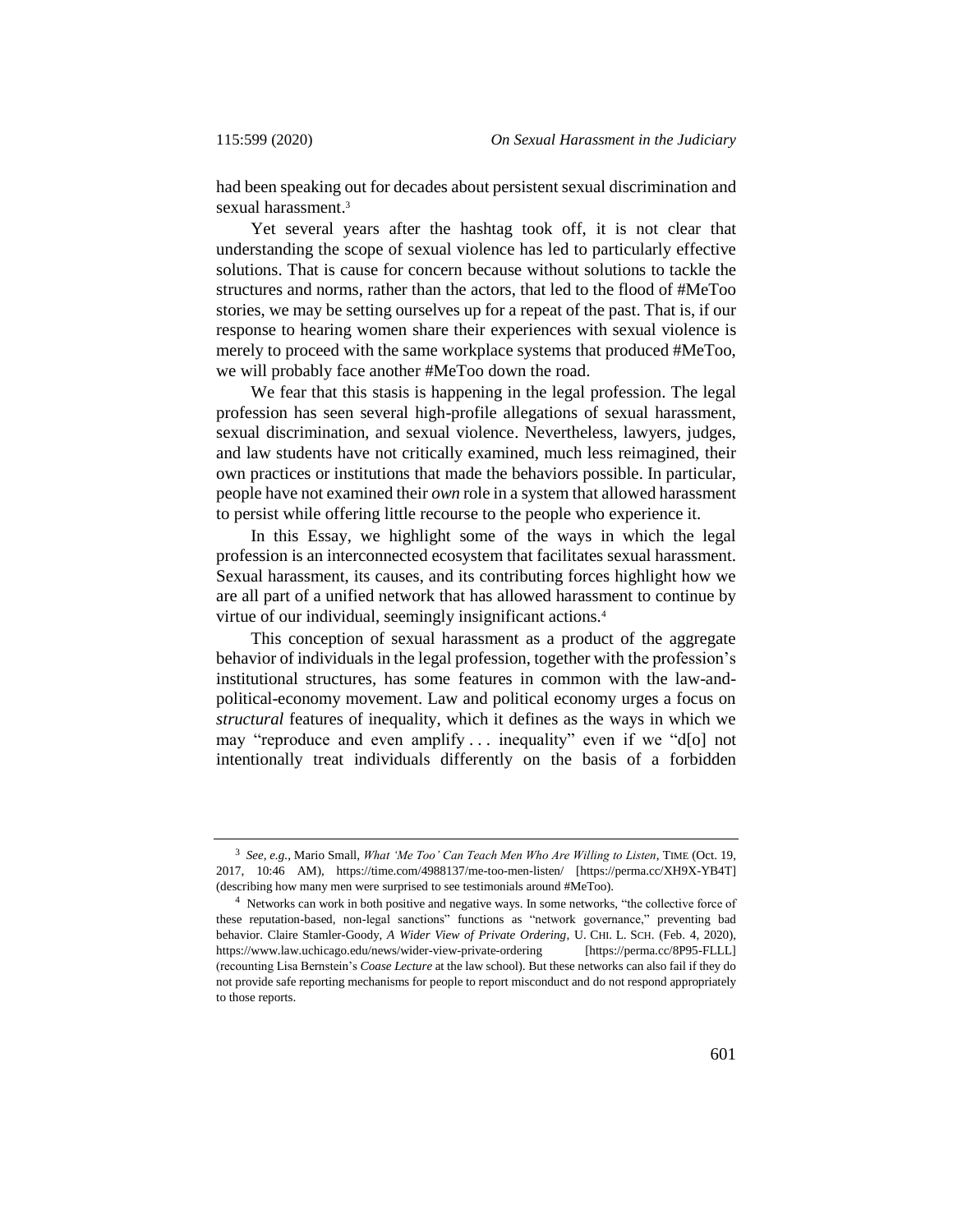had been speaking out for decades about persistent sexual discrimination and sexual harassment.[3]

Yet several years after the hashtag took off, it is not clear that understanding the scope of sexual violence has led to particularly effective solutions. That is cause for concern because without solutions to tackle the structures and norms, rather than the actors, that led to the flood of #MeToo stories, we may be setting ourselves up for a repeat of the past. That is, if our response to hearing women share their experiences with sexual violence is merely to proceed with the same workplace systems that produced #MeToo, we will probably face another #MeToo down the road.

We fear that this stasis is happening in the legal profession. The legal profession has seen several high-profile allegations of sexual harassment, sexual discrimination, and sexual violence. Nevertheless, lawyers, judges, and law students have not critically examined, much less reimagined, their own practices or institutions that made the behaviors possible. In particular, people have not examined their *own* role in a system that allowed harassment to persist while offering little recourse to the people who experience it.

In this Essay, we highlight some of the ways in which the legal profession is an interconnected ecosystem that facilitates sexual harassment. Sexual harassment, its causes, and its contributing forces highlight how we are all part of a unified network that has allowed harassment to continue by virtue of our individual, seemingly insignificant actions.[4]

This conception of sexual harassment as a product of the aggregate behavior of individuals in the legal profession, together with the profession's institutional structures, has some features in common with the law-and-political-economy movement. Law and political economy urges a focus on *structural* features of inequality, which it defines as the ways in which we may "reproduce and even amplify . . . inequality" even if we "d[o] not intentionally treat individuals differently on the basis of a forbidden

---

[3] *See, e.g.*, Mario Small, *What 'Me Too' Can Teach Men Who Are Willing to Listen*, TIME (Oct. 19, 2017, 10:46 AM), https://time.com/4988137/me-too-men-listen/ [https://perma.cc/XH9X-YB4T] (describing how many men were surprised to see testimonials around #MeToo).

[4] Networks can work in both positive and negative ways. In some networks, "the collective force of these reputation-based, non-legal sanctions" functions as "network governance," preventing bad behavior. Claire Stamler-Goody, *A Wider View of Private Ordering*, U. CHI. L. SCH. (Feb. 4, 2020), https://www.law.uchicago.edu/news/wider-view-private-ordering [https://perma.cc/8P95-FLLL] (recounting Lisa Bernstein's *Coase Lecture* at the law school). But these networks can also fail if they do not provide safe reporting mechanisms for people to report misconduct and do not respond appropriately to those reports.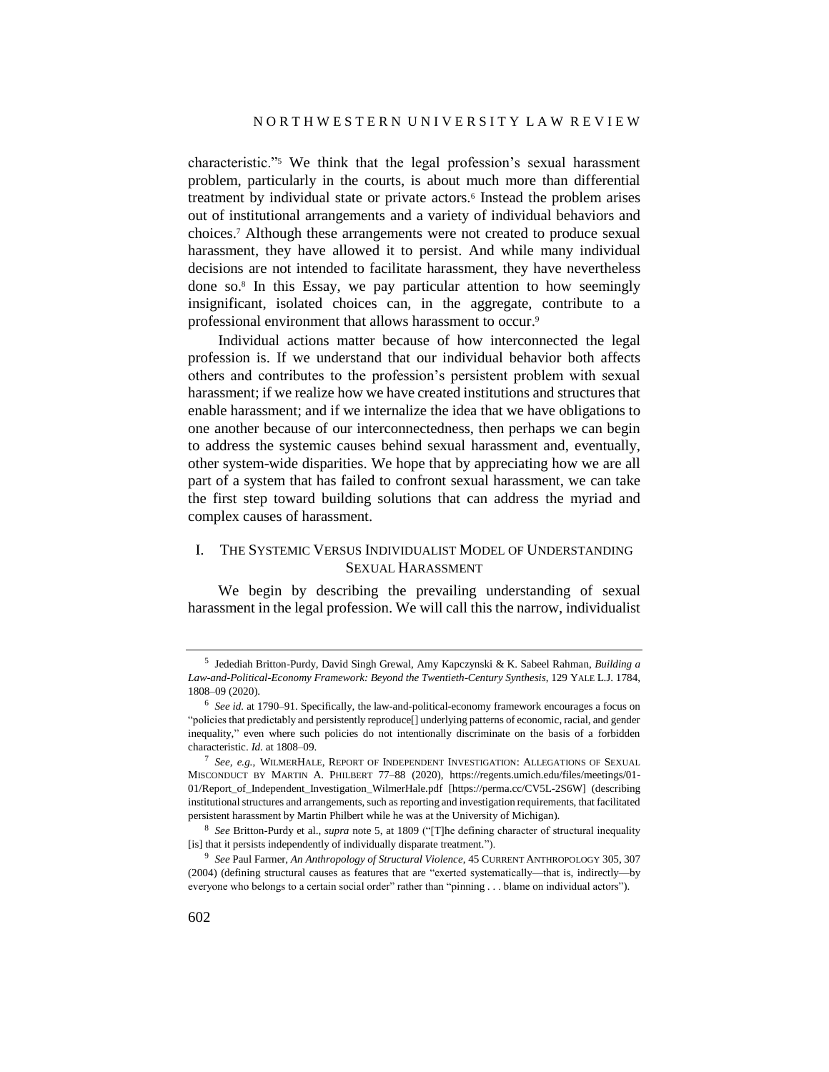characteristic."[5] We think that the legal profession's sexual harassment problem, particularly in the courts, is about much more than differential treatment by individual state or private actors.[6] Instead the problem arises out of institutional arrangements and a variety of individual behaviors and choices.[7] Although these arrangements were not created to produce sexual harassment, they have allowed it to persist. And while many individual decisions are not intended to facilitate harassment, they have nevertheless done so.[8] In this Essay, we pay particular attention to how seemingly insignificant, isolated choices can, in the aggregate, contribute to a professional environment that allows harassment to occur.[9]

Individual actions matter because of how interconnected the legal profession is. If we understand that our individual behavior both affects others and contributes to the profession's persistent problem with sexual harassment; if we realize how we have created institutions and structures that enable harassment; and if we internalize the idea that we have obligations to one another because of our interconnectedness, then perhaps we can begin to address the systemic causes behind sexual harassment and, eventually, other system-wide disparities. We hope that by appreciating how we are all part of a system that has failed to confront sexual harassment, we can take the first step toward building solutions that can address the myriad and complex causes of harassment.

## I. The Systemic Versus Individualist Model of Understanding Sexual Harassment

We begin by describing the prevailing understanding of sexual harassment in the legal profession. We will call this the narrow, individualist

---

[5] Jedediah Britton-Purdy, David Singh Grewal, Amy Kapczynski & K. Sabeel Rahman, *Building a Law-and-Political-Economy Framework: Beyond the Twentieth-Century Synthesis*, 129 YALE L.J. 1784, 1808–09 (2020).

[6] *See id.* at 1790–91. Specifically, the law-and-political-economy framework encourages a focus on "policies that predictably and persistently reproduce[] underlying patterns of economic, racial, and gender inequality," even where such policies do not intentionally discriminate on the basis of a forbidden characteristic. *Id.* at 1808–09.

[7] *See, e.g.*, WILMERHALE, REPORT OF INDEPENDENT INVESTIGATION: ALLEGATIONS OF SEXUAL MISCONDUCT BY MARTIN A. PHILBERT 77–88 (2020), https://regents.umich.edu/files/meetings/01-01/Report_of_Independent_Investigation_WilmerHale.pdf [https://perma.cc/CV5L-2S6W] (describing institutional structures and arrangements, such as reporting and investigation requirements, that facilitated persistent harassment by Martin Philbert while he was at the University of Michigan).

[8] *See* Britton-Purdy et al., *supra* note 5, at 1809 ("[T]he defining character of structural inequality [is] that it persists independently of individually disparate treatment.").

[9] *See* Paul Farmer, *An Anthropology of Structural Violence*, 45 CURRENT ANTHROPOLOGY 305, 307 (2004) (defining structural causes as features that are "exerted systematically—that is, indirectly—by everyone who belongs to a certain social order" rather than "pinning . . . blame on individual actors").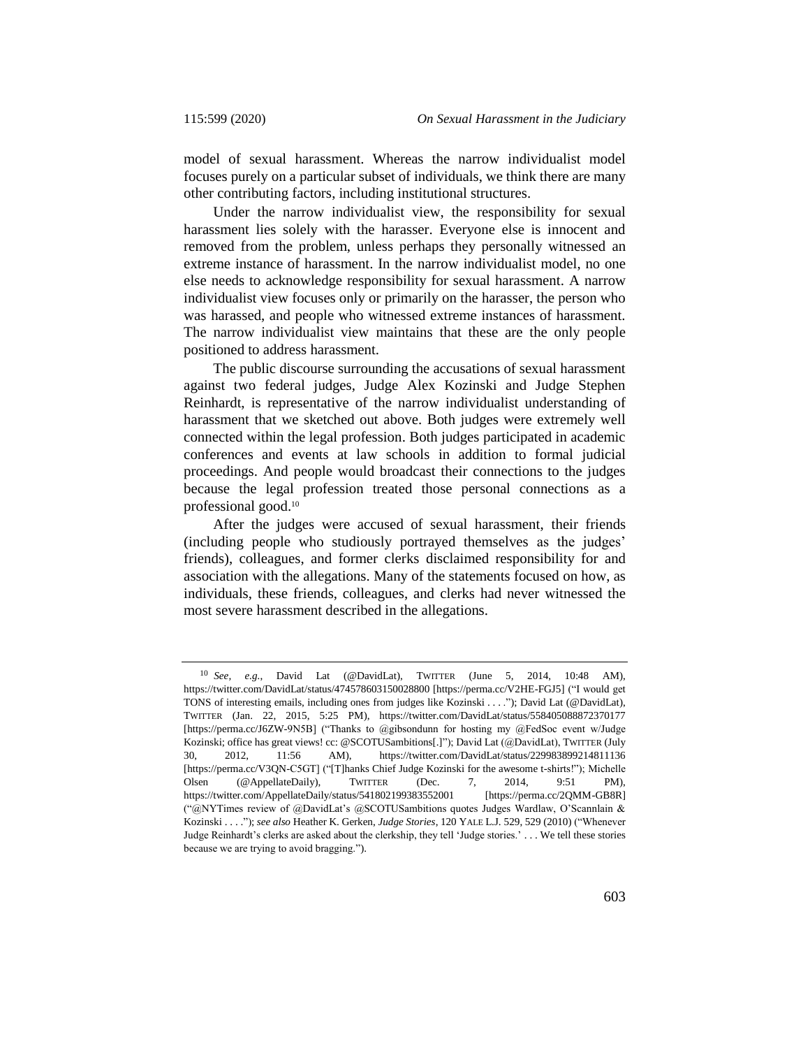model of sexual harassment. Whereas the narrow individualist model focuses purely on a particular subset of individuals, we think there are many other contributing factors, including institutional structures.

Under the narrow individualist view, the responsibility for sexual harassment lies solely with the harasser. Everyone else is innocent and removed from the problem, unless perhaps they personally witnessed an extreme instance of harassment. In the narrow individualist model, no one else needs to acknowledge responsibility for sexual harassment. A narrow individualist view focuses only or primarily on the harasser, the person who was harassed, and people who witnessed extreme instances of harassment. The narrow individualist view maintains that these are the only people positioned to address harassment.

The public discourse surrounding the accusations of sexual harassment against two federal judges, Judge Alex Kozinski and Judge Stephen Reinhardt, is representative of the narrow individualist understanding of harassment that we sketched out above. Both judges were extremely well connected within the legal profession. Both judges participated in academic conferences and events at law schools in addition to formal judicial proceedings. And people would broadcast their connections to the judges because the legal profession treated those personal connections as a professional good.[10]

After the judges were accused of sexual harassment, their friends (including people who studiously portrayed themselves as the judges' friends), colleagues, and former clerks disclaimed responsibility for and association with the allegations. Many of the statements focused on how, as individuals, these friends, colleagues, and clerks had never witnessed the most severe harassment described in the allegations.

---

[10] *See, e.g.*, David Lat (@DavidLat), TWITTER (June 5, 2014, 10:48 AM), https://twitter.com/DavidLat/status/474578603150028800 [https://perma.cc/V2HE-FGJ5] ("I would get TONS of interesting emails, including ones from judges like Kozinski . . . ."); David Lat (@DavidLat), TWITTER (Jan. 22, 2015, 5:25 PM), https://twitter.com/DavidLat/status/558405088872370177 [https://perma.cc/J6ZW-9N5B] ("Thanks to @gibsondunn for hosting my @FedSoc event w/Judge Kozinski; office has great views! cc: @SCOTUSambitions[.]"); David Lat (@DavidLat), TWITTER (July 30, 2012, 11:56 AM), https://twitter.com/DavidLat/status/229983899214811136 [https://perma.cc/V3QN-C5GT] ("[T]hanks Chief Judge Kozinski for the awesome t-shirts!"); Michelle Olsen (@AppellateDaily), TWITTER (Dec. 7, 2014, 9:51 PM), https://twitter.com/AppellateDaily/status/541802199383552001 [https://perma.cc/2QMM-GB8R] ("@NYTimes review of @DavidLat's @SCOTUSambitions quotes Judges Wardlaw, O'Scannlain & Kozinski . . . ."); *see also* Heather K. Gerken, *Judge Stories*, 120 YALE L.J. 529, 529 (2010) ("Whenever Judge Reinhardt's clerks are asked about the clerkship, they tell 'Judge stories.' . . . We tell these stories because we are trying to avoid bragging.").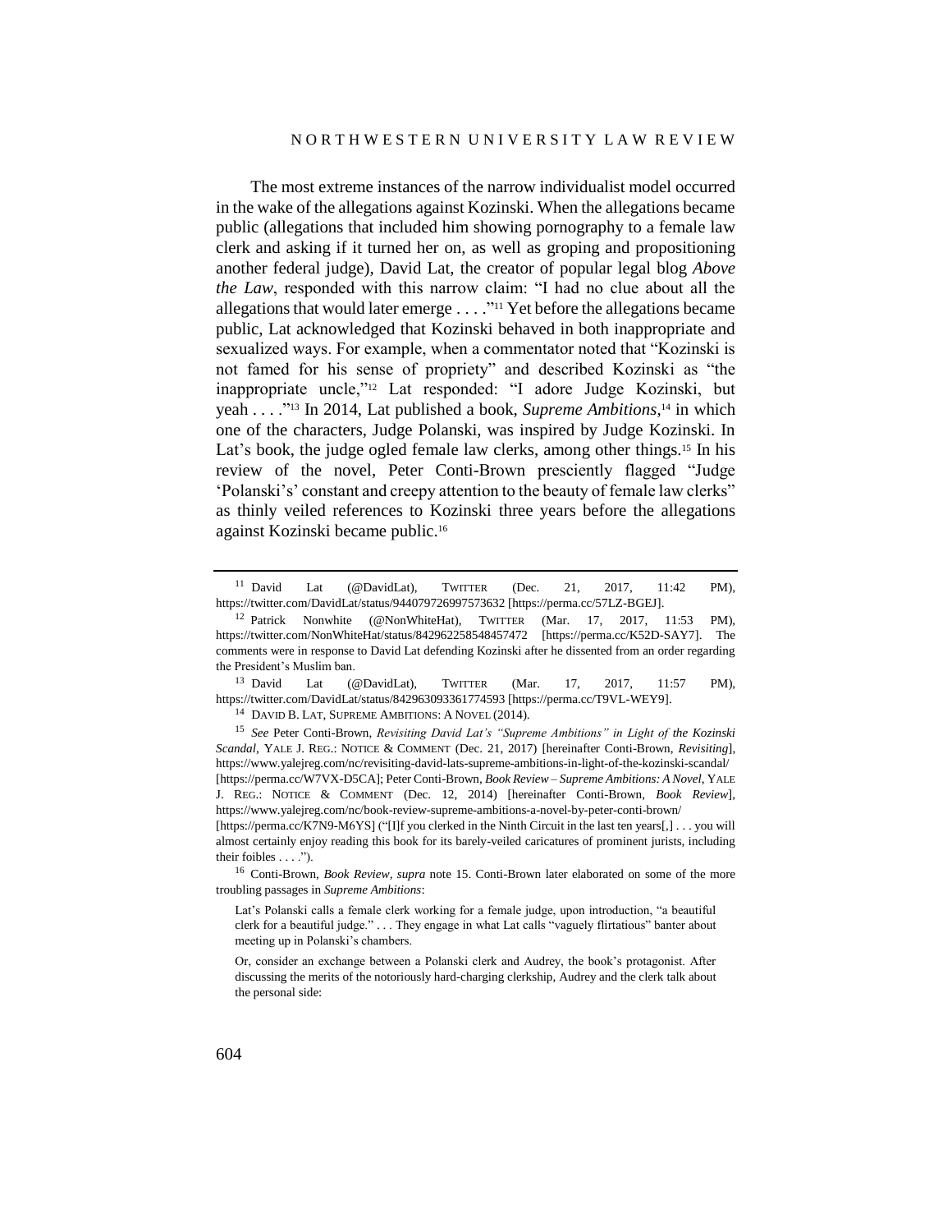The most extreme instances of the narrow individualist model occurred in the wake of the allegations against Kozinski. When the allegations became public (allegations that included him showing pornography to a female law clerk and asking if it turned her on, as well as groping and propositioning another federal judge), David Lat, the creator of popular legal blog *Above the Law*, responded with this narrow claim: "I had no clue about all the allegations that would later emerge . . . ."[11] Yet before the allegations became public, Lat acknowledged that Kozinski behaved in both inappropriate and sexualized ways. For example, when a commentator noted that "Kozinski is not famed for his sense of propriety" and described Kozinski as "the inappropriate uncle,"[12] Lat responded: "I adore Judge Kozinski, but yeah . . . ."[13] In 2014, Lat published a book, *Supreme Ambitions*,[14] in which one of the characters, Judge Polanski, was inspired by Judge Kozinski. In Lat's book, the judge ogled female law clerks, among other things.[15] In his review of the novel, Peter Conti-Brown presciently flagged "Judge 'Polanski's' constant and creepy attention to the beauty of female law clerks" as thinly veiled references to Kozinski three years before the allegations against Kozinski became public.[16]

---

[11] David Lat (@DavidLat), TWITTER (Dec. 21, 2017, 11:42 PM), https://twitter.com/DavidLat/status/944079726997573632 [https://perma.cc/57LZ-BGEJ].

[12] Patrick Nonwhite (@NonWhiteHat), TWITTER (Mar. 17, 2017, 11:53 PM), https://twitter.com/NonWhiteHat/status/842962258548457472 [https://perma.cc/K52D-SAY7]. The comments were in response to David Lat defending Kozinski after he dissented from an order regarding the President's Muslim ban.

[13] David Lat (@DavidLat), TWITTER (Mar. 17, 2017, 11:57 PM), https://twitter.com/DavidLat/status/842963093361774593 [https://perma.cc/T9VL-WEY9].

[14] DAVID B. LAT, SUPREME AMBITIONS: A NOVEL (2014).

[15] *See* Peter Conti-Brown, *Revisiting David Lat's "Supreme Ambitions" in Light of the Kozinski Scandal*, YALE J. REG.: NOTICE & COMMENT (Dec. 21, 2017) [hereinafter Conti-Brown, *Revisiting*], https://www.yalejreg.com/nc/revisiting-david-lats-supreme-ambitions-in-light-of-the-kozinski-scandal/ [https://perma.cc/W7VX-D5CA]; Peter Conti-Brown, *Book Review – Supreme Ambitions: A Novel*, YALE J. REG.: NOTICE & COMMENT (Dec. 12, 2014) [hereinafter Conti-Brown, *Book Review*], https://www.yalejreg.com/nc/book-review-supreme-ambitions-a-novel-by-peter-conti-brown/ [https://perma.cc/K7N9-M6YS] ("[I]f you clerked in the Ninth Circuit in the last ten years[,] . . . you will almost certainly enjoy reading this book for its barely-veiled caricatures of prominent jurists, including their foibles . . . .").

[16] Conti-Brown, *Book Review*, *supra* note 15. Conti-Brown later elaborated on some of the more troubling passages in *Supreme Ambitions*:

> Lat's Polanski calls a female clerk working for a female judge, upon introduction, "a beautiful clerk for a beautiful judge." . . . They engage in what Lat calls "vaguely flirtatious" banter about meeting up in Polanski's chambers.
>
> Or, consider an exchange between a Polanski clerk and Audrey, the book's protagonist. After discussing the merits of the notoriously hard-charging clerkship, Audrey and the clerk talk about the personal side: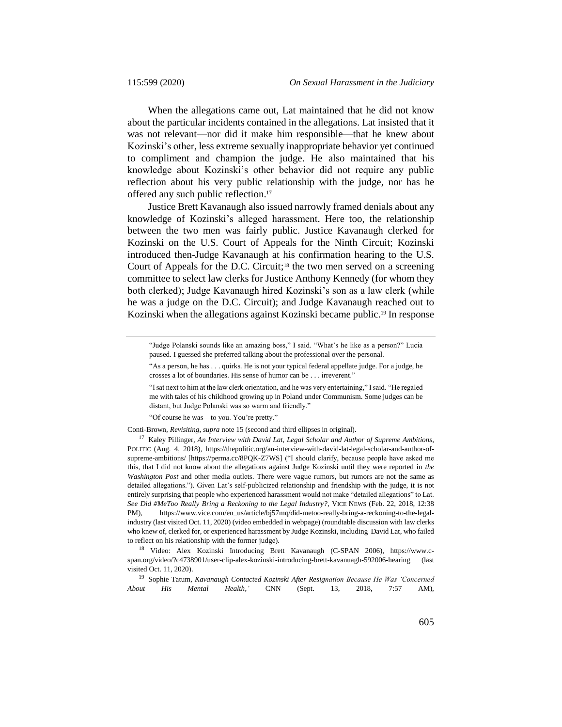When the allegations came out, Lat maintained that he did not know about the particular incidents contained in the allegations. Lat insisted that it was not relevant—nor did it make him responsible—that he knew about Kozinski's other, less extreme sexually inappropriate behavior yet continued to compliment and champion the judge. He also maintained that his knowledge about Kozinski's other behavior did not require any public reflection about his very public relationship with the judge, nor has he offered any such public reflection.[17]

Justice Brett Kavanaugh also issued narrowly framed denials about any knowledge of Kozinski's alleged harassment. Here too, the relationship between the two men was fairly public. Justice Kavanaugh clerked for Kozinski on the U.S. Court of Appeals for the Ninth Circuit; Kozinski introduced then-Judge Kavanaugh at his confirmation hearing to the U.S. Court of Appeals for the D.C. Circuit;[18] the two men served on a screening committee to select law clerks for Justice Anthony Kennedy (for whom they both clerked); Judge Kavanaugh hired Kozinski's son as a law clerk (while he was a judge on the D.C. Circuit); and Judge Kavanaugh reached out to Kozinski when the allegations against Kozinski became public.[19] In response

---

> "Judge Polanski sounds like an amazing boss," I said. "What's he like as a person?" Lucia paused. I guessed she preferred talking about the professional over the personal.
>
> "As a person, he has . . . quirks. He is not your typical federal appellate judge. For a judge, he crosses a lot of boundaries. His sense of humor can be . . . irreverent."
>
> "I sat next to him at the law clerk orientation, and he was very entertaining," I said. "He regaled me with tales of his childhood growing up in Poland under Communism. Some judges can be distant, but Judge Polanski was so warm and friendly."
>
> "Of course he was—to you. You're pretty."

Conti-Brown, *Revisiting*, *supra* note 15 (second and third ellipses in original).

[17] Kaley Pillinger, *An Interview with David Lat, Legal Scholar and Author of Supreme Ambitions*, POLITIC (Aug. 4, 2018), https://thepolitic.org/an-interview-with-david-lat-legal-scholar-and-author-of-supreme-ambitions/ [https://perma.cc/8PQK-Z7WS] ("I should clarify, because people have asked me this, that I did not know about the allegations against Judge Kozinski until they were reported in *the Washington Post* and other media outlets. There were vague rumors, but rumors are not the same as detailed allegations."). Given Lat's self-publicized relationship and friendship with the judge, it is not entirely surprising that people who experienced harassment would not make "detailed allegations" to Lat. *See Did #MeToo Really Bring a Reckoning to the Legal Industry?*, VICE NEWS (Feb. 22, 2018, 12:38 PM), https://www.vice.com/en_us/article/bj57mq/did-metoo-really-bring-a-reckoning-to-the-legal-industry (last visited Oct. 11, 2020) (video embedded in webpage) (roundtable discussion with law clerks who knew of, clerked for, or experienced harassment by Judge Kozinski, including David Lat, who failed to reflect on his relationship with the former judge).

[18] Video: Alex Kozinski Introducing Brett Kavanaugh (C-SPAN 2006), https://www.c-span.org/video/?c4738901/user-clip-alex-kozinski-introducing-brett-kavanuagh-592006-hearing (last visited Oct. 11, 2020).

[19] Sophie Tatum, *Kavanaugh Contacted Kozinski After Resignation Because He Was 'Concerned About His Mental Health,'* CNN (Sept. 13, 2018, 7:57 AM),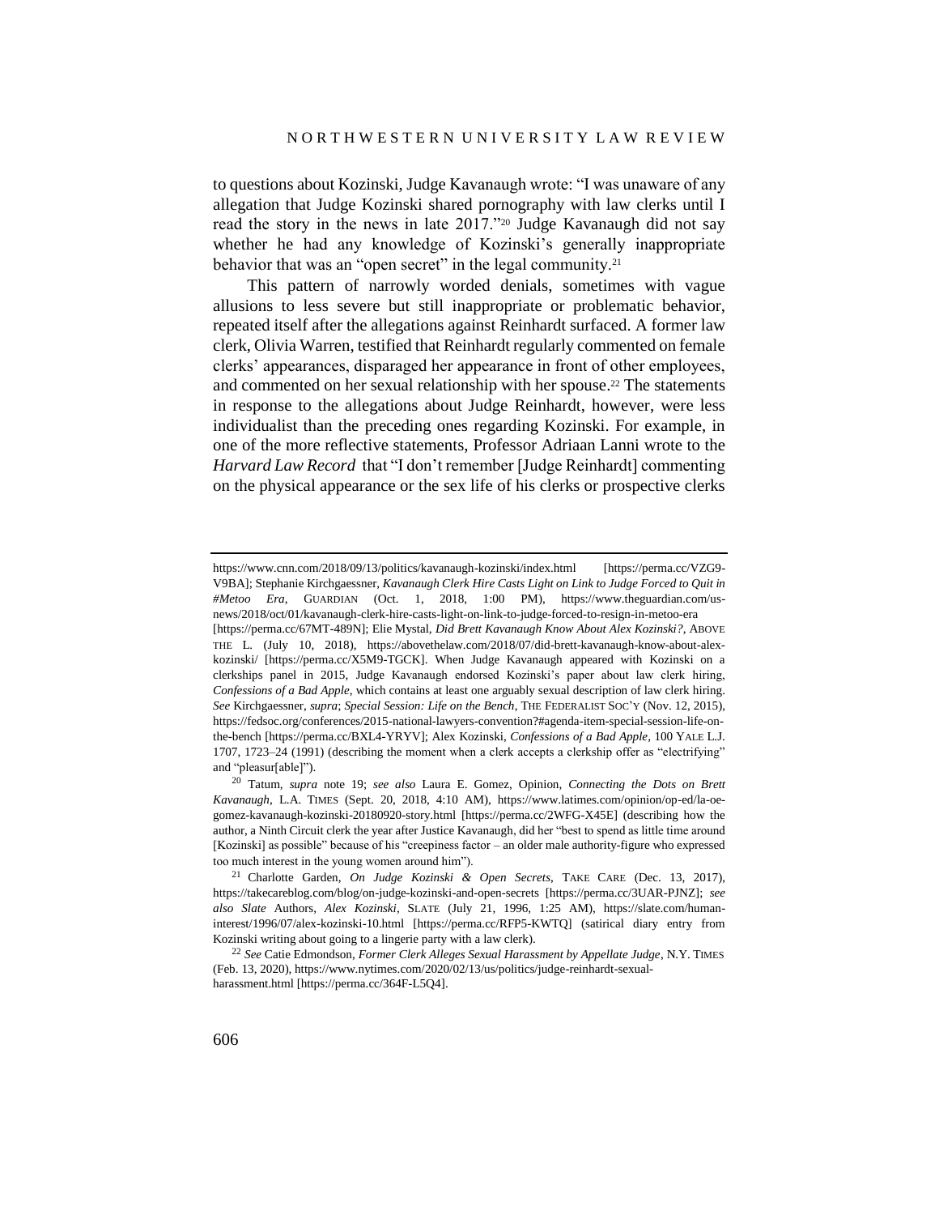to questions about Kozinski, Judge Kavanaugh wrote: "I was unaware of any allegation that Judge Kozinski shared pornography with law clerks until I read the story in the news in late 2017."[20] Judge Kavanaugh did not say whether he had any knowledge of Kozinski's generally inappropriate behavior that was an "open secret" in the legal community.[21]

This pattern of narrowly worded denials, sometimes with vague allusions to less severe but still inappropriate or problematic behavior, repeated itself after the allegations against Reinhardt surfaced. A former law clerk, Olivia Warren, testified that Reinhardt regularly commented on female clerks' appearances, disparaged her appearance in front of other employees, and commented on her sexual relationship with her spouse.[22] The statements in response to the allegations about Judge Reinhardt, however, were less individualist than the preceding ones regarding Kozinski. For example, in one of the more reflective statements, Professor Adriaan Lanni wrote to the *Harvard Law Record* that "I don't remember [Judge Reinhardt] commenting on the physical appearance or the sex life of his clerks or prospective clerks

---

https://www.cnn.com/2018/09/13/politics/kavanaugh-kozinski/index.html [https://perma.cc/VZG9-V9BA]; Stephanie Kirchgaessner, *Kavanaugh Clerk Hire Casts Light on Link to Judge Forced to Quit in #Metoo Era*, GUARDIAN (Oct. 1, 2018, 1:00 PM), https://www.theguardian.com/us-news/2018/oct/01/kavanaugh-clerk-hire-casts-light-on-link-to-judge-forced-to-resign-in-metoo-era [https://perma.cc/67MT-489N]; Elie Mystal, *Did Brett Kavanaugh Know About Alex Kozinski?*, ABOVE THE L. (July 10, 2018), https://abovethelaw.com/2018/07/did-brett-kavanaugh-know-about-alex-kozinski/ [https://perma.cc/X5M9-TGCK]. When Judge Kavanaugh appeared with Kozinski on a clerkships panel in 2015, Judge Kavanaugh endorsed Kozinski's paper about law clerk hiring, *Confessions of a Bad Apple*, which contains at least one arguably sexual description of law clerk hiring. *See* Kirchgaessner, *supra*; *Special Session: Life on the Bench*, THE FEDERALIST SOC'Y (Nov. 12, 2015), https://fedsoc.org/conferences/2015-national-lawyers-convention?#agenda-item-special-session-life-on-the-bench [https://perma.cc/BXL4-YRYV]; Alex Kozinski, *Confessions of a Bad Apple*, 100 YALE L.J. 1707, 1723–24 (1991) (describing the moment when a clerk accepts a clerkship offer as "electrifying" and "pleasur[able]").

[20] Tatum, *supra* note 19; *see also* Laura E. Gomez, Opinion, *Connecting the Dots on Brett Kavanaugh*, L.A. TIMES (Sept. 20, 2018, 4:10 AM), https://www.latimes.com/opinion/op-ed/la-oe-gomez-kavanaugh-kozinski-20180920-story.html [https://perma.cc/2WFG-X45E] (describing how the author, a Ninth Circuit clerk the year after Justice Kavanaugh, did her "best to spend as little time around [Kozinski] as possible" because of his "creepiness factor – an older male authority-figure who expressed too much interest in the young women around him").

[21] Charlotte Garden, *On Judge Kozinski & Open Secrets*, TAKE CARE (Dec. 13, 2017), https://takecareblog.com/blog/on-judge-kozinski-and-open-secrets [https://perma.cc/3UAR-PJNZ]; *see also Slate* Authors, *Alex Kozinski*, SLATE (July 21, 1996, 1:25 AM), https://slate.com/human-interest/1996/07/alex-kozinski-10.html [https://perma.cc/RFP5-KWTQ] (satirical diary entry from Kozinski writing about going to a lingerie party with a law clerk).

[22] *See* Catie Edmondson, *Former Clerk Alleges Sexual Harassment by Appellate Judge*, N.Y. TIMES (Feb. 13, 2020), https://www.nytimes.com/2020/02/13/us/politics/judge-reinhardt-sexual-harassment.html [https://perma.cc/364F-L5Q4].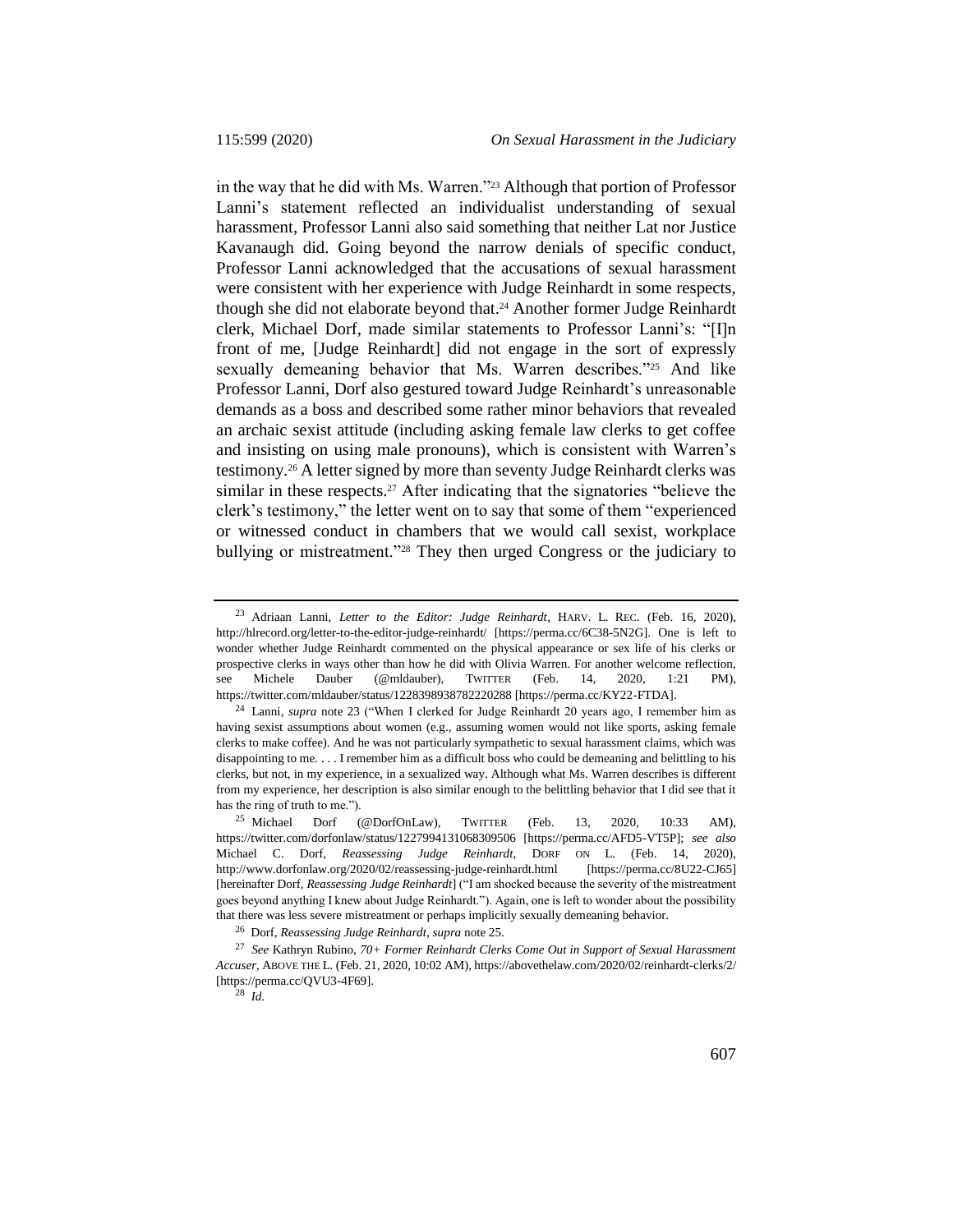in the way that he did with Ms. Warren."[23] Although that portion of Professor Lanni's statement reflected an individualist understanding of sexual harassment, Professor Lanni also said something that neither Lat nor Justice Kavanaugh did. Going beyond the narrow denials of specific conduct, Professor Lanni acknowledged that the accusations of sexual harassment were consistent with her experience with Judge Reinhardt in some respects, though she did not elaborate beyond that.[24] Another former Judge Reinhardt clerk, Michael Dorf, made similar statements to Professor Lanni's: "[I]n front of me, [Judge Reinhardt] did not engage in the sort of expressly sexually demeaning behavior that Ms. Warren describes."[25] And like Professor Lanni, Dorf also gestured toward Judge Reinhardt's unreasonable demands as a boss and described some rather minor behaviors that revealed an archaic sexist attitude (including asking female law clerks to get coffee and insisting on using male pronouns), which is consistent with Warren's testimony.[26] A letter signed by more than seventy Judge Reinhardt clerks was similar in these respects.[27] After indicating that the signatories "believe the clerk's testimony," the letter went on to say that some of them "experienced or witnessed conduct in chambers that we would call sexist, workplace bullying or mistreatment."[28] They then urged Congress or the judiciary to

---

[23] Adriaan Lanni, *Letter to the Editor: Judge Reinhardt*, HARV. L. REC. (Feb. 16, 2020), http://hlrecord.org/letter-to-the-editor-judge-reinhardt/ [https://perma.cc/6C38-5N2G]. One is left to wonder whether Judge Reinhardt commented on the physical appearance or sex life of his clerks or prospective clerks in ways other than how he did with Olivia Warren. For another welcome reflection, see Michele Dauber (@mldauber), TWITTER (Feb. 14, 2020, 1:21 PM), https://twitter.com/mldauber/status/1228398938782220288 [https://perma.cc/KY22-FTDA].

[24] Lanni, *supra* note 23 ("When I clerked for Judge Reinhardt 20 years ago, I remember him as having sexist assumptions about women (e.g., assuming women would not like sports, asking female clerks to make coffee). And he was not particularly sympathetic to sexual harassment claims, which was disappointing to me. . . . I remember him as a difficult boss who could be demeaning and belittling to his clerks, but not, in my experience, in a sexualized way. Although what Ms. Warren describes is different from my experience, her description is also similar enough to the belittling behavior that I did see that it has the ring of truth to me.").

[25] Michael Dorf (@DorfOnLaw), TWITTER (Feb. 13, 2020, 10:33 AM), https://twitter.com/dorfonlaw/status/1227994131068309506 [https://perma.cc/AFD5-VT5P]; *see also* Michael C. Dorf, *Reassessing Judge Reinhardt*, DORF ON L. (Feb. 14, 2020), http://www.dorfonlaw.org/2020/02/reassessing-judge-reinhardt.html [https://perma.cc/8U22-CJ65] [hereinafter Dorf, *Reassessing Judge Reinhardt*] ("I am shocked because the severity of the mistreatment goes beyond anything I knew about Judge Reinhardt."). Again, one is left to wonder about the possibility that there was less severe mistreatment or perhaps implicitly sexually demeaning behavior.

[26] Dorf, *Reassessing Judge Reinhardt*, *supra* note 25.

[27] *See* Kathryn Rubino, *70+ Former Reinhardt Clerks Come Out in Support of Sexual Harassment Accuser*, ABOVE THE L. (Feb. 21, 2020, 10:02 AM), https://abovethelaw.com/2020/02/reinhardt-clerks/2/ [https://perma.cc/QVU3-4F69].

[28] *Id.*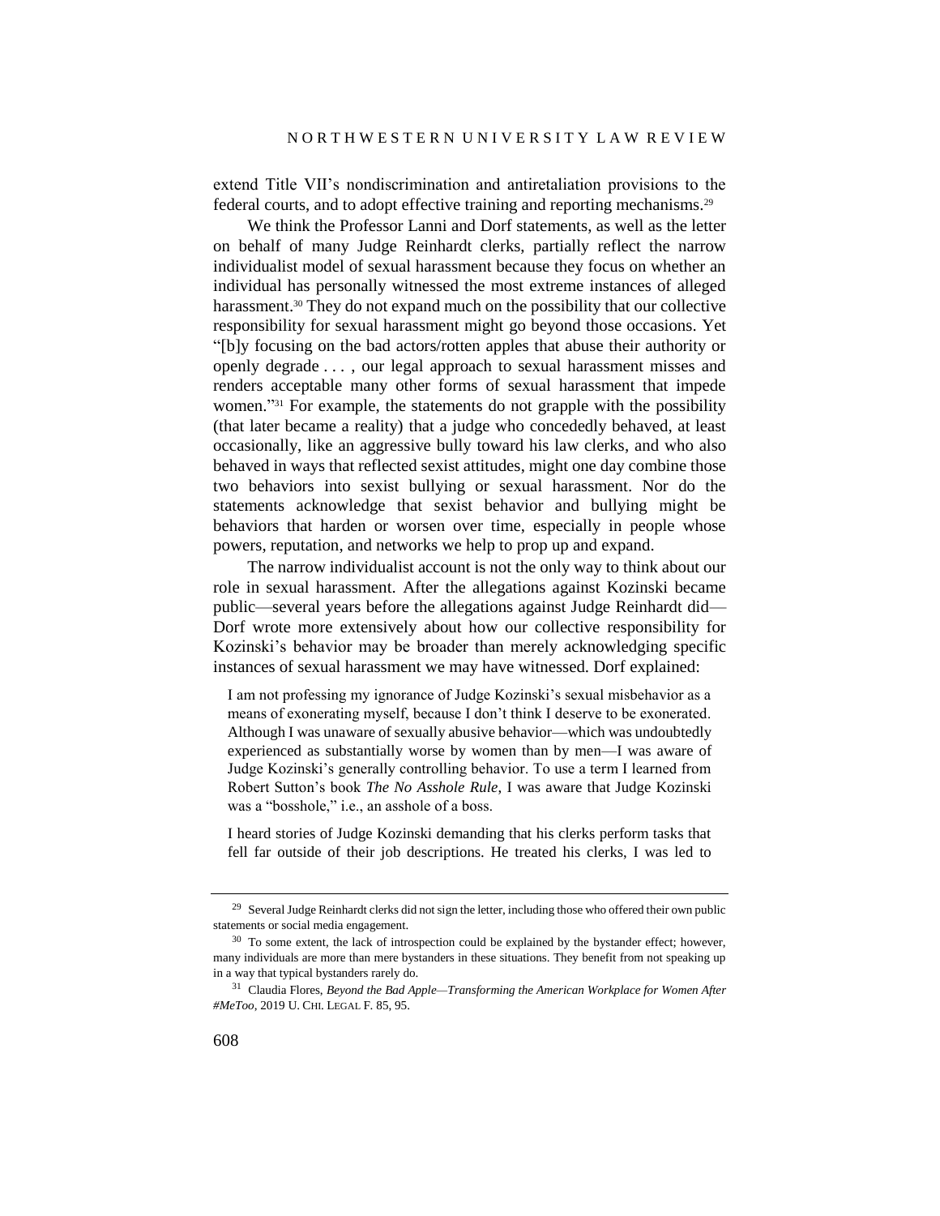extend Title VII's nondiscrimination and antiretaliation provisions to the federal courts, and to adopt effective training and reporting mechanisms.[29]

We think the Professor Lanni and Dorf statements, as well as the letter on behalf of many Judge Reinhardt clerks, partially reflect the narrow individualist model of sexual harassment because they focus on whether an individual has personally witnessed the most extreme instances of alleged harassment.[30] They do not expand much on the possibility that our collective responsibility for sexual harassment might go beyond those occasions. Yet "[b]y focusing on the bad actors/rotten apples that abuse their authority or openly degrade . . . , our legal approach to sexual harassment misses and renders acceptable many other forms of sexual harassment that impede women."[31] For example, the statements do not grapple with the possibility (that later became a reality) that a judge who concededly behaved, at least occasionally, like an aggressive bully toward his law clerks, and who also behaved in ways that reflected sexist attitudes, might one day combine those two behaviors into sexist bullying or sexual harassment. Nor do the statements acknowledge that sexist behavior and bullying might be behaviors that harden or worsen over time, especially in people whose powers, reputation, and networks we help to prop up and expand.

The narrow individualist account is not the only way to think about our role in sexual harassment. After the allegations against Kozinski became public—several years before the allegations against Judge Reinhardt did—Dorf wrote more extensively about how our collective responsibility for Kozinski's behavior may be broader than merely acknowledging specific instances of sexual harassment we may have witnessed. Dorf explained:

> I am not professing my ignorance of Judge Kozinski's sexual misbehavior as a means of exonerating myself, because I don't think I deserve to be exonerated. Although I was unaware of sexually abusive behavior—which was undoubtedly experienced as substantially worse by women than by men—I was aware of Judge Kozinski's generally controlling behavior. To use a term I learned from Robert Sutton's book *The No Asshole Rule*, I was aware that Judge Kozinski was a "bosshole," i.e., an asshole of a boss.
>
> I heard stories of Judge Kozinski demanding that his clerks perform tasks that fell far outside of their job descriptions. He treated his clerks, I was led to

---

[29] Several Judge Reinhardt clerks did not sign the letter, including those who offered their own public statements or social media engagement.

[30] To some extent, the lack of introspection could be explained by the bystander effect; however, many individuals are more than mere bystanders in these situations. They benefit from not speaking up in a way that typical bystanders rarely do.

[31] Claudia Flores, *Beyond the Bad Apple—Transforming the American Workplace for Women After #MeToo*, 2019 U. CHI. LEGAL F. 85, 95.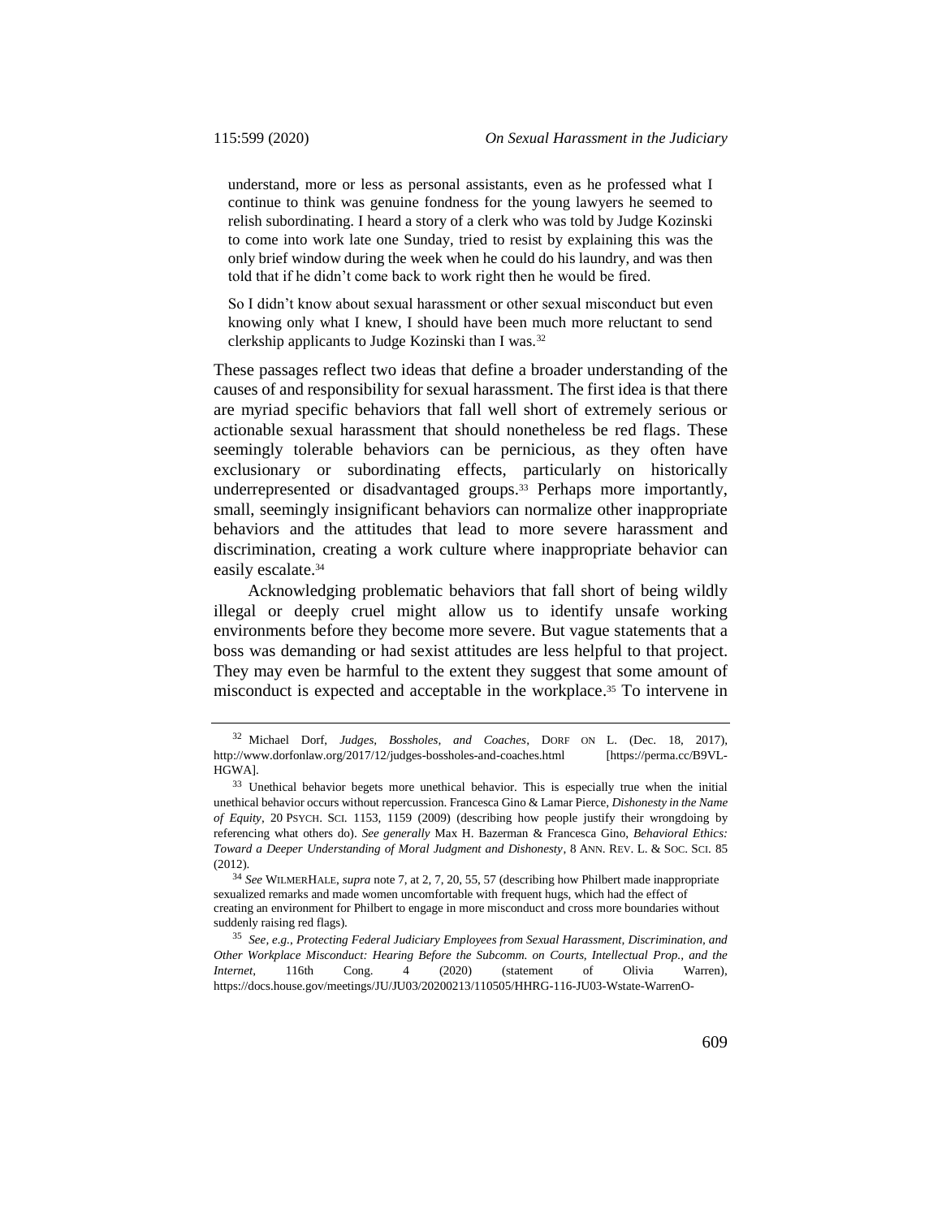> understand, more or less as personal assistants, even as he professed what I continue to think was genuine fondness for the young lawyers he seemed to relish subordinating. I heard a story of a clerk who was told by Judge Kozinski to come into work late one Sunday, tried to resist by explaining this was the only brief window during the week when he could do his laundry, and was then told that if he didn't come back to work right then he would be fired.
>
> So I didn't know about sexual harassment or other sexual misconduct but even knowing only what I knew, I should have been much more reluctant to send clerkship applicants to Judge Kozinski than I was.[32]

These passages reflect two ideas that define a broader understanding of the causes of and responsibility for sexual harassment. The first idea is that there are myriad specific behaviors that fall well short of extremely serious or actionable sexual harassment that should nonetheless be red flags. These seemingly tolerable behaviors can be pernicious, as they often have exclusionary or subordinating effects, particularly on historically underrepresented or disadvantaged groups.[33] Perhaps more importantly, small, seemingly insignificant behaviors can normalize other inappropriate behaviors and the attitudes that lead to more severe harassment and discrimination, creating a work culture where inappropriate behavior can easily escalate.[34]

Acknowledging problematic behaviors that fall short of being wildly illegal or deeply cruel might allow us to identify unsafe working environments before they become more severe. But vague statements that a boss was demanding or had sexist attitudes are less helpful to that project. They may even be harmful to the extent they suggest that some amount of misconduct is expected and acceptable in the workplace.[35] To intervene in

---

[32] Michael Dorf, *Judges, Bossholes, and Coaches*, DORF ON L. (Dec. 18, 2017), http://www.dorfonlaw.org/2017/12/judges-bossholes-and-coaches.html [https://perma.cc/B9VL-HGWA].

[33] Unethical behavior begets more unethical behavior. This is especially true when the initial unethical behavior occurs without repercussion. Francesca Gino & Lamar Pierce, *Dishonesty in the Name of Equity*, 20 PSYCH. SCI. 1153, 1159 (2009) (describing how people justify their wrongdoing by referencing what others do). *See generally* Max H. Bazerman & Francesca Gino, *Behavioral Ethics: Toward a Deeper Understanding of Moral Judgment and Dishonesty*, 8 ANN. REV. L. & SOC. SCI. 85 (2012).

[34] *See* WILMERHALE, *supra* note 7, at 2, 7, 20, 55, 57 (describing how Philbert made inappropriate sexualized remarks and made women uncomfortable with frequent hugs, which had the effect of creating an environment for Philbert to engage in more misconduct and cross more boundaries without suddenly raising red flags).

[35] *See, e.g.*, *Protecting Federal Judiciary Employees from Sexual Harassment, Discrimination, and Other Workplace Misconduct: Hearing Before the Subcomm. on Courts, Intellectual Prop., and the Internet*, 116th Cong. 4 (2020) (statement of Olivia Warren), https://docs.house.gov/meetings/JU/JU03/20200213/110505/HHRG-116-JU03-Wstate-WarrenO-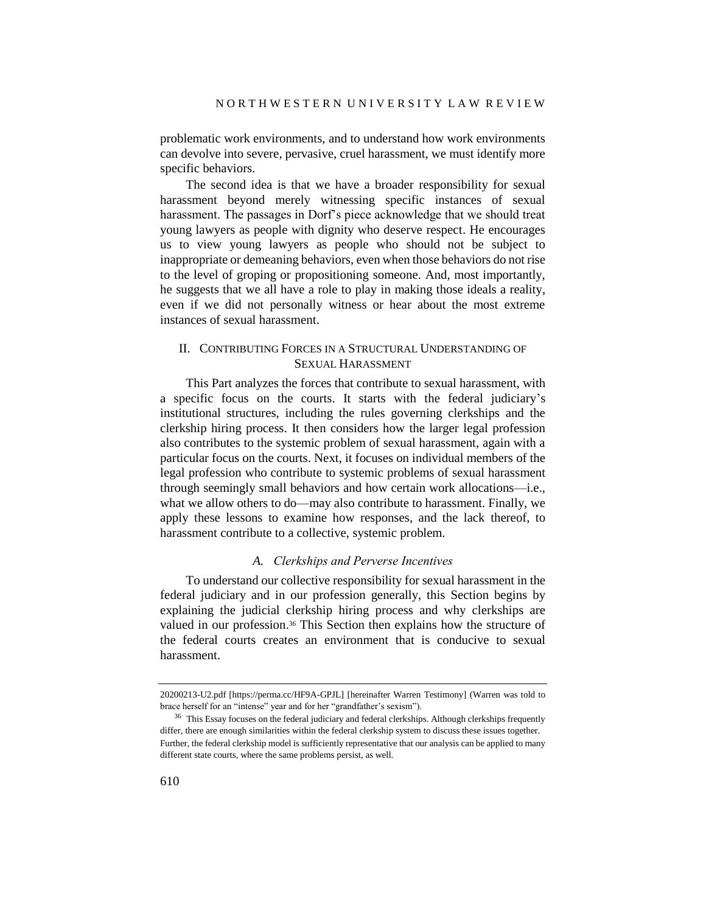problematic work environments, and to understand how work environments can devolve into severe, pervasive, cruel harassment, we must identify more specific behaviors.

The second idea is that we have a broader responsibility for sexual harassment beyond merely witnessing specific instances of sexual harassment. The passages in Dorf's piece acknowledge that we should treat young lawyers as people with dignity who deserve respect. He encourages us to view young lawyers as people who should not be subject to inappropriate or demeaning behaviors, even when those behaviors do not rise to the level of groping or propositioning someone. And, most importantly, he suggests that we all have a role to play in making those ideals a reality, even if we did not personally witness or hear about the most extreme instances of sexual harassment.

## II. Contributing Forces in a Structural Understanding of Sexual Harassment

This Part analyzes the forces that contribute to sexual harassment, with a specific focus on the courts. It starts with the federal judiciary's institutional structures, including the rules governing clerkships and the clerkship hiring process. It then considers how the larger legal profession also contributes to the systemic problem of sexual harassment, again with a particular focus on the courts. Next, it focuses on individual members of the legal profession who contribute to systemic problems of sexual harassment through seemingly small behaviors and how certain work allocations—i.e., what we allow others to do—may also contribute to harassment. Finally, we apply these lessons to examine how responses, and the lack thereof, to harassment contribute to a collective, systemic problem.

### *A. Clerkships and Perverse Incentives*

To understand our collective responsibility for sexual harassment in the federal judiciary and in our profession generally, this Section begins by explaining the judicial clerkship hiring process and why clerkships are valued in our profession.[36] This Section then explains how the structure of the federal courts creates an environment that is conducive to sexual harassment.

---

20200213-U2.pdf [https://perma.cc/HF9A-GPJL] [hereinafter Warren Testimony] (Warren was told to brace herself for an "intense" year and for her "grandfather's sexism").

[36] This Essay focuses on the federal judiciary and federal clerkships. Although clerkships frequently differ, there are enough similarities within the federal clerkship system to discuss these issues together. Further, the federal clerkship model is sufficiently representative that our analysis can be applied to many different state courts, where the same problems persist, as well.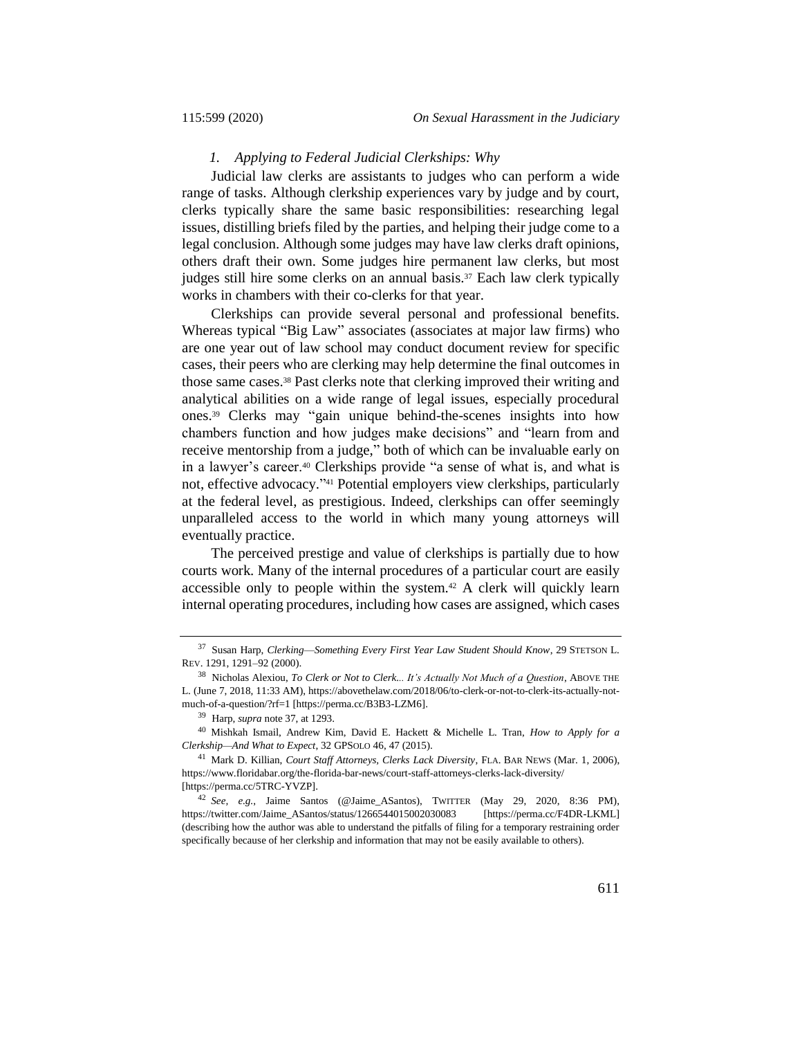### *1. Applying to Federal Judicial Clerkships: Why*

Judicial law clerks are assistants to judges who can perform a wide range of tasks. Although clerkship experiences vary by judge and by court, clerks typically share the same basic responsibilities: researching legal issues, distilling briefs filed by the parties, and helping their judge come to a legal conclusion. Although some judges may have law clerks draft opinions, others draft their own. Some judges hire permanent law clerks, but most judges still hire some clerks on an annual basis.[37] Each law clerk typically works in chambers with their co-clerks for that year.

Clerkships can provide several personal and professional benefits. Whereas typical "Big Law" associates (associates at major law firms) who are one year out of law school may conduct document review for specific cases, their peers who are clerking may help determine the final outcomes in those same cases.[38] Past clerks note that clerking improved their writing and analytical abilities on a wide range of legal issues, especially procedural ones.[39] Clerks may "gain unique behind-the-scenes insights into how chambers function and how judges make decisions" and "learn from and receive mentorship from a judge," both of which can be invaluable early on in a lawyer's career.[40] Clerkships provide "a sense of what is, and what is not, effective advocacy."[41] Potential employers view clerkships, particularly at the federal level, as prestigious. Indeed, clerkships can offer seemingly unparalleled access to the world in which many young attorneys will eventually practice.

The perceived prestige and value of clerkships is partially due to how courts work. Many of the internal procedures of a particular court are easily accessible only to people within the system.[42] A clerk will quickly learn internal operating procedures, including how cases are assigned, which cases

---

[37] Susan Harp, *Clerking—Something Every First Year Law Student Should Know*, 29 STETSON L. REV. 1291, 1291–92 (2000).

[38] Nicholas Alexiou, *To Clerk or Not to Clerk... It's Actually Not Much of a Question*, ABOVE THE L. (June 7, 2018, 11:33 AM), https://abovethelaw.com/2018/06/to-clerk-or-not-to-clerk-its-actually-not-much-of-a-question/?rf=1 [https://perma.cc/B3B3-LZM6].

[39] Harp, *supra* note 37, at 1293.

[40] Mishkah Ismail, Andrew Kim, David E. Hackett & Michelle L. Tran, *How to Apply for a Clerkship—And What to Expect*, 32 GPSOLO 46, 47 (2015).

[41] Mark D. Killian, *Court Staff Attorneys, Clerks Lack Diversity*, FLA. BAR NEWS (Mar. 1, 2006), https://www.floridabar.org/the-florida-bar-news/court-staff-attorneys-clerks-lack-diversity/ [https://perma.cc/5TRC-YVZP].

[42] *See, e.g.*, Jaime Santos (@Jaime_ASantos), TWITTER (May 29, 2020, 8:36 PM), https://twitter.com/Jaime_ASantos/status/1266544015002030083 [https://perma.cc/F4DR-LKML] (describing how the author was able to understand the pitfalls of filing for a temporary restraining order specifically because of her clerkship and information that may not be easily available to others).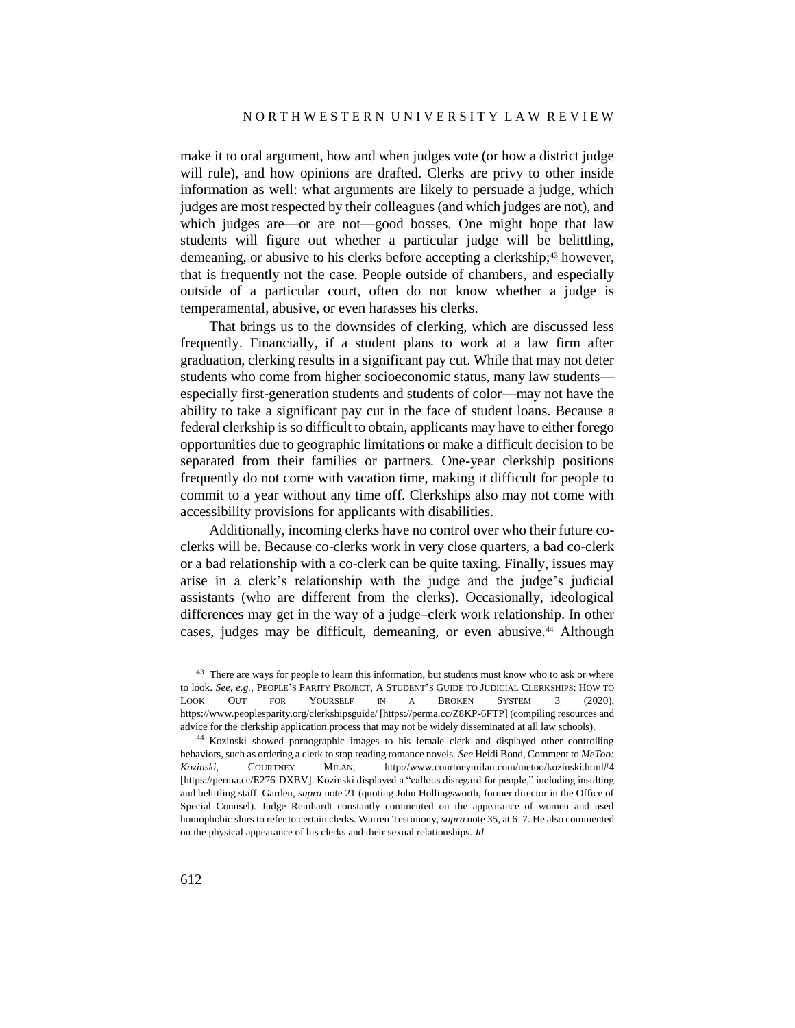make it to oral argument, how and when judges vote (or how a district judge will rule), and how opinions are drafted. Clerks are privy to other inside information as well: what arguments are likely to persuade a judge, which judges are most respected by their colleagues (and which judges are not), and which judges are—or are not—good bosses. One might hope that law students will figure out whether a particular judge will be belittling, demeaning, or abusive to his clerks before accepting a clerkship;[43] however, that is frequently not the case. People outside of chambers, and especially outside of a particular court, often do not know whether a judge is temperamental, abusive, or even harasses his clerks.

That brings us to the downsides of clerking, which are discussed less frequently. Financially, if a student plans to work at a law firm after graduation, clerking results in a significant pay cut. While that may not deter students who come from higher socioeconomic status, many law students—especially first-generation students and students of color—may not have the ability to take a significant pay cut in the face of student loans. Because a federal clerkship is so difficult to obtain, applicants may have to either forego opportunities due to geographic limitations or make a difficult decision to be separated from their families or partners. One-year clerkship positions frequently do not come with vacation time, making it difficult for people to commit to a year without any time off. Clerkships also may not come with accessibility provisions for applicants with disabilities.

Additionally, incoming clerks have no control over who their future co-clerks will be. Because co-clerks work in very close quarters, a bad co-clerk or a bad relationship with a co-clerk can be quite taxing. Finally, issues may arise in a clerk's relationship with the judge and the judge's judicial assistants (who are different from the clerks). Occasionally, ideological differences may get in the way of a judge–clerk work relationship. In other cases, judges may be difficult, demeaning, or even abusive.[44] Although

---

[43] There are ways for people to learn this information, but students must know who to ask or where to look. *See, e.g.*, PEOPLE'S PARITY PROJECT, A STUDENT'S GUIDE TO JUDICIAL CLERKSHIPS: HOW TO LOOK OUT FOR YOURSELF IN A BROKEN SYSTEM 3 (2020), https://www.peoplesparity.org/clerkshipsguide/ [https://perma.cc/Z8KP-6FTP] (compiling resources and advice for the clerkship application process that may not be widely disseminated at all law schools).

[44] Kozinski showed pornographic images to his female clerk and displayed other controlling behaviors, such as ordering a clerk to stop reading romance novels. *See* Heidi Bond, Comment to *MeToo: Kozinski*, COURTNEY MILAN, http://www.courtneymilan.com/metoo/kozinski.html#4 [https://perma.cc/E276-DXBV]. Kozinski displayed a "callous disregard for people," including insulting and belittling staff. Garden, *supra* note 21 (quoting John Hollingsworth, former director in the Office of Special Counsel). Judge Reinhardt constantly commented on the appearance of women and used homophobic slurs to refer to certain clerks. Warren Testimony, *supra* note 35, at 6–7. He also commented on the physical appearance of his clerks and their sexual relationships. *Id.*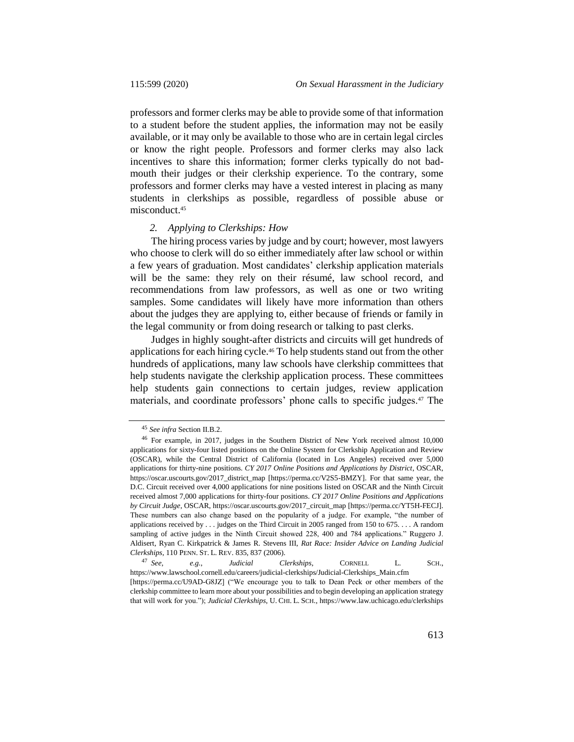professors and former clerks may be able to provide some of that information to a student before the student applies, the information may not be easily available, or it may only be available to those who are in certain legal circles or know the right people. Professors and former clerks may also lack incentives to share this information; former clerks typically do not bad-mouth their judges or their clerkship experience. To the contrary, some professors and former clerks may have a vested interest in placing as many students in clerkships as possible, regardless of possible abuse or misconduct.[45]

### *2. Applying to Clerkships: How*

The hiring process varies by judge and by court; however, most lawyers who choose to clerk will do so either immediately after law school or within a few years of graduation. Most candidates' clerkship application materials will be the same: they rely on their résumé, law school record, and recommendations from law professors, as well as one or two writing samples. Some candidates will likely have more information than others about the judges they are applying to, either because of friends or family in the legal community or from doing research or talking to past clerks.

Judges in highly sought-after districts and circuits will get hundreds of applications for each hiring cycle.[46] To help students stand out from the other hundreds of applications, many law schools have clerkship committees that help students navigate the clerkship application process. These committees help students gain connections to certain judges, review application materials, and coordinate professors' phone calls to specific judges.[47] The

---

[45] *See infra* Section II.B.2.

[46] For example, in 2017, judges in the Southern District of New York received almost 10,000 applications for sixty-four listed positions on the Online System for Clerkship Application and Review (OSCAR), while the Central District of California (located in Los Angeles) received over 5,000 applications for thirty-nine positions. *CY 2017 Online Positions and Applications by District*, OSCAR, https://oscar.uscourts.gov/2017_district_map [https://perma.cc/V2S5-BMZY]. For that same year, the D.C. Circuit received over 4,000 applications for nine positions listed on OSCAR and the Ninth Circuit received almost 7,000 applications for thirty-four positions. *CY 2017 Online Positions and Applications by Circuit Judge*, OSCAR, https://oscar.uscourts.gov/2017_circuit_map [https://perma.cc/YT5H-FECJ]. These numbers can also change based on the popularity of a judge. For example, "the number of applications received by . . . judges on the Third Circuit in 2005 ranged from 150 to 675. . . . A random sampling of active judges in the Ninth Circuit showed 228, 400 and 784 applications." Ruggero J. Aldisert, Ryan C. Kirkpatrick & James R. Stevens III, *Rat Race: Insider Advice on Landing Judicial Clerkships*, 110 PENN. ST. L. REV. 835, 837 (2006).

[47] *See, e.g.*, *Judicial Clerkships*, CORNELL L. SCH., https://www.lawschool.cornell.edu/careers/judicial-clerkships/Judicial-Clerkships_Main.cfm [https://perma.cc/U9AD-G8JZ] ("We encourage you to talk to Dean Peck or other members of the clerkship committee to learn more about your possibilities and to begin developing an application strategy that will work for you."); *Judicial Clerkships*, U. CHI. L. SCH., https://www.law.uchicago.edu/clerkships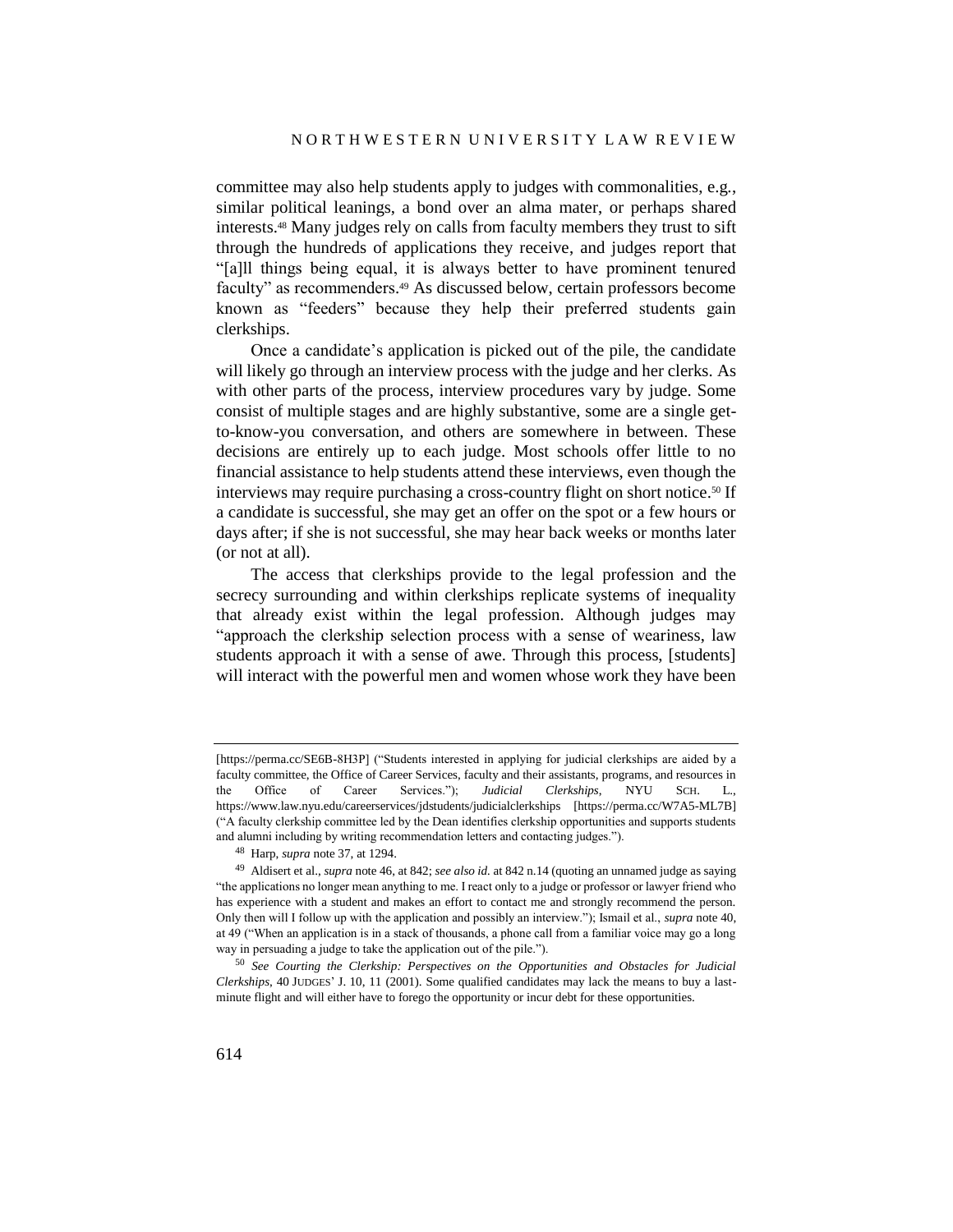committee may also help students apply to judges with commonalities, e.g., similar political leanings, a bond over an alma mater, or perhaps shared interests.[48] Many judges rely on calls from faculty members they trust to sift through the hundreds of applications they receive, and judges report that "[a]ll things being equal, it is always better to have prominent tenured faculty" as recommenders.[49] As discussed below, certain professors become known as "feeders" because they help their preferred students gain clerkships.

Once a candidate's application is picked out of the pile, the candidate will likely go through an interview process with the judge and her clerks. As with other parts of the process, interview procedures vary by judge. Some consist of multiple stages and are highly substantive, some are a single get-to-know-you conversation, and others are somewhere in between. These decisions are entirely up to each judge. Most schools offer little to no financial assistance to help students attend these interviews, even though the interviews may require purchasing a cross-country flight on short notice.[50] If a candidate is successful, she may get an offer on the spot or a few hours or days after; if she is not successful, she may hear back weeks or months later (or not at all).

The access that clerkships provide to the legal profession and the secrecy surrounding and within clerkships replicate systems of inequality that already exist within the legal profession. Although judges may "approach the clerkship selection process with a sense of weariness, law students approach it with a sense of awe. Through this process, [students] will interact with the powerful men and women whose work they have been

---

[https://perma.cc/SE6B-8H3P] ("Students interested in applying for judicial clerkships are aided by a faculty committee, the Office of Career Services, faculty and their assistants, programs, and resources in the Office of Career Services."); *Judicial Clerkships*, NYU SCH. L., https://www.law.nyu.edu/careerservices/jdstudents/judicialclerkships [https://perma.cc/W7A5-ML7B] ("A faculty clerkship committee led by the Dean identifies clerkship opportunities and supports students and alumni including by writing recommendation letters and contacting judges.").

[48] Harp, *supra* note 37, at 1294.

[49] Aldisert et al., *supra* note 46, at 842; *see also id.* at 842 n.14 (quoting an unnamed judge as saying "the applications no longer mean anything to me. I react only to a judge or professor or lawyer friend who has experience with a student and makes an effort to contact me and strongly recommend the person. Only then will I follow up with the application and possibly an interview."); Ismail et al., *supra* note 40, at 49 ("When an application is in a stack of thousands, a phone call from a familiar voice may go a long way in persuading a judge to take the application out of the pile.").

[50] *See Courting the Clerkship: Perspectives on the Opportunities and Obstacles for Judicial Clerkships*, 40 JUDGES' J. 10, 11 (2001). Some qualified candidates may lack the means to buy a last-minute flight and will either have to forego the opportunity or incur debt for these opportunities.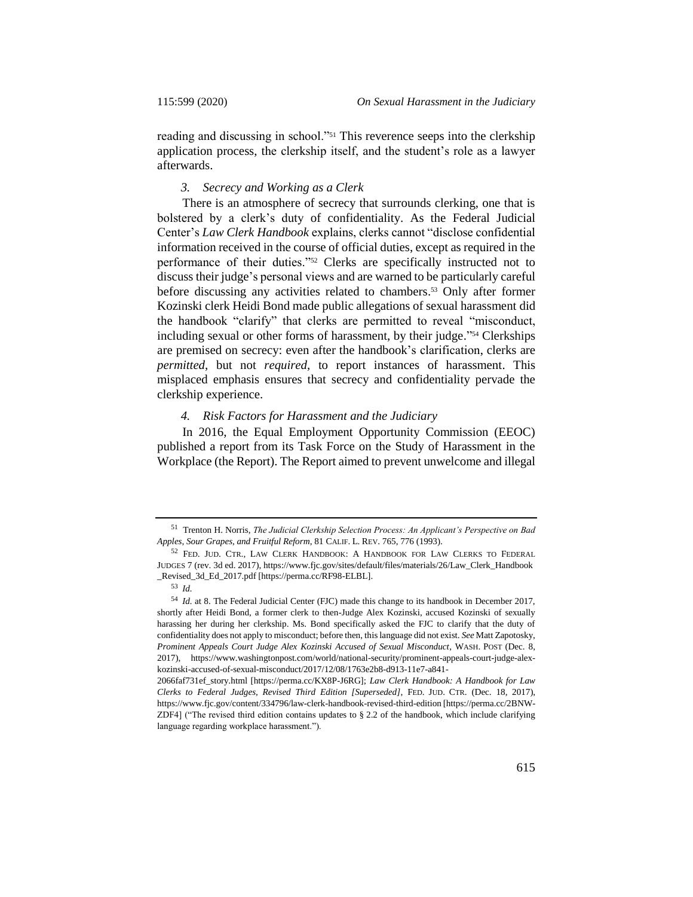reading and discussing in school."[51] This reverence seeps into the clerkship application process, the clerkship itself, and the student's role as a lawyer afterwards.

### *3. Secrecy and Working as a Clerk*

There is an atmosphere of secrecy that surrounds clerking, one that is bolstered by a clerk's duty of confidentiality. As the Federal Judicial Center's *Law Clerk Handbook* explains, clerks cannot "disclose confidential information received in the course of official duties, except as required in the performance of their duties."[52] Clerks are specifically instructed not to discuss their judge's personal views and are warned to be particularly careful before discussing any activities related to chambers.[53] Only after former Kozinski clerk Heidi Bond made public allegations of sexual harassment did the handbook "clarify" that clerks are permitted to reveal "misconduct, including sexual or other forms of harassment, by their judge."[54] Clerkships are premised on secrecy: even after the handbook's clarification, clerks are *permitted*, but not *required*, to report instances of harassment. This misplaced emphasis ensures that secrecy and confidentiality pervade the clerkship experience.

### *4. Risk Factors for Harassment and the Judiciary*

In 2016, the Equal Employment Opportunity Commission (EEOC) published a report from its Task Force on the Study of Harassment in the Workplace (the Report). The Report aimed to prevent unwelcome and illegal

---

[51] Trenton H. Norris, *The Judicial Clerkship Selection Process: An Applicant's Perspective on Bad Apples, Sour Grapes, and Fruitful Reform*, 81 CALIF. L. REV. 765, 776 (1993).

[52] FED. JUD. CTR., LAW CLERK HANDBOOK: A HANDBOOK FOR LAW CLERKS TO FEDERAL JUDGES 7 (rev. 3d ed. 2017), https://www.fjc.gov/sites/default/files/materials/26/Law_Clerk_Handbook_Revised_3d_Ed_2017.pdf [https://perma.cc/RF98-ELBL].

[53] *Id.*

[54] *Id.* at 8. The Federal Judicial Center (FJC) made this change to its handbook in December 2017, shortly after Heidi Bond, a former clerk to then-Judge Alex Kozinski, accused Kozinski of sexually harassing her during her clerkship. Ms. Bond specifically asked the FJC to clarify that the duty of confidentiality does not apply to misconduct; before then, this language did not exist. *See* Matt Zapotosky, *Prominent Appeals Court Judge Alex Kozinski Accused of Sexual Misconduct*, WASH. POST (Dec. 8, 2017), https://www.washingtonpost.com/world/national-security/prominent-appeals-court-judge-alex-kozinski-accused-of-sexual-misconduct/2017/12/08/1763e2b8-d913-11e7-a841-2066faf731ef_story.html [https://perma.cc/KX8P-J6RG]; *Law Clerk Handbook: A Handbook for Law Clerks to Federal Judges, Revised Third Edition [Superseded]*, FED. JUD. CTR. (Dec. 18, 2017), https://www.fjc.gov/content/334796/law-clerk-handbook-revised-third-edition [https://perma.cc/2BNW-ZDF4] ("The revised third edition contains updates to § 2.2 of the handbook, which include clarifying language regarding workplace harassment.").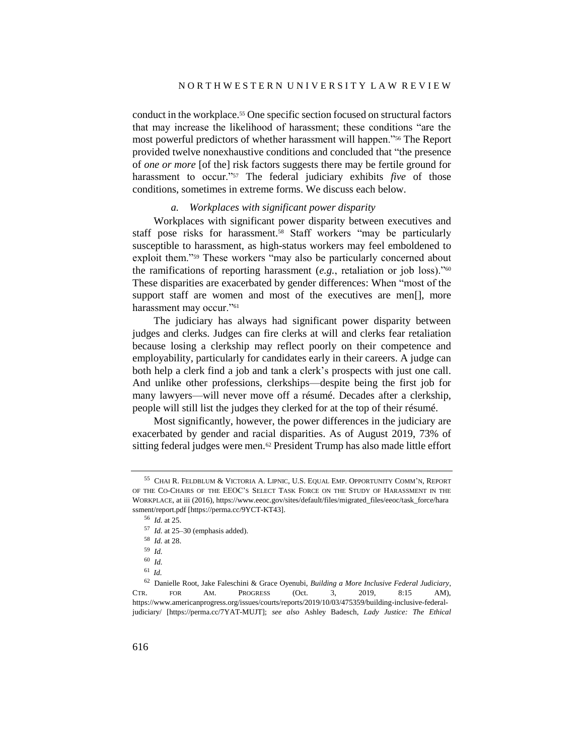conduct in the workplace.[55] One specific section focused on structural factors that may increase the likelihood of harassment; these conditions "are the most powerful predictors of whether harassment will happen."[56] The Report provided twelve nonexhaustive conditions and concluded that "the presence of *one or more* [of the] risk factors suggests there may be fertile ground for harassment to occur."[57] The federal judiciary exhibits *five* of those conditions, sometimes in extreme forms. We discuss each below.

#### *a. Workplaces with significant power disparity*

Workplaces with significant power disparity between executives and staff pose risks for harassment.[58] Staff workers "may be particularly susceptible to harassment, as high-status workers may feel emboldened to exploit them."[59] These workers "may also be particularly concerned about the ramifications of reporting harassment (*e.g.*, retaliation or job loss)."[60] These disparities are exacerbated by gender differences: When "most of the support staff are women and most of the executives are men[], more harassment may occur."[61]

The judiciary has always had significant power disparity between judges and clerks. Judges can fire clerks at will and clerks fear retaliation because losing a clerkship may reflect poorly on their competence and employability, particularly for candidates early in their careers. A judge can both help a clerk find a job and tank a clerk's prospects with just one call. And unlike other professions, clerkships—despite being the first job for many lawyers—will never move off a résumé. Decades after a clerkship, people will still list the judges they clerked for at the top of their résumé.

Most significantly, however, the power differences in the judiciary are exacerbated by gender and racial disparities. As of August 2019, 73% of sitting federal judges were men.[62] President Trump has also made little effort

---

[55] CHAI R. FELDBLUM & VICTORIA A. LIPNIC, U.S. EQUAL EMP. OPPORTUNITY COMM'N, REPORT OF THE CO-CHAIRS OF THE EEOC'S SELECT TASK FORCE ON THE STUDY OF HARASSMENT IN THE WORKPLACE, at iii (2016), https://www.eeoc.gov/sites/default/files/migrated_files/eeoc/task_force/harassment/report.pdf [https://perma.cc/9YCT-KT43].

[56] *Id.* at 25.

[57] *Id.* at 25–30 (emphasis added).

[58] *Id.* at 28.

[59] *Id.*

[60] *Id.*

[61] *Id.*

[62] Danielle Root, Jake Faleschini & Grace Oyenubi, *Building a More Inclusive Federal Judiciary*, CTR. FOR AM. PROGRESS (Oct. 3, 2019, 8:15 AM), https://www.americanprogress.org/issues/courts/reports/2019/10/03/475359/building-inclusive-federal-judiciary/ [https://perma.cc/7YAT-MUJT]; *see also* Ashley Badesch, *Lady Justice: The Ethical*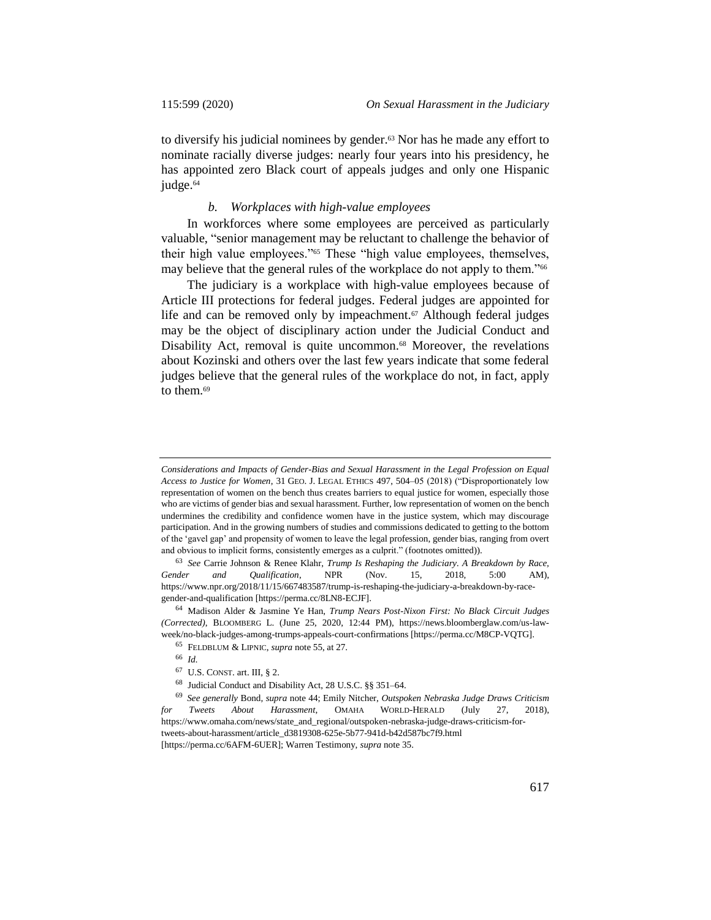to diversify his judicial nominees by gender.[63] Nor has he made any effort to nominate racially diverse judges: nearly four years into his presidency, he has appointed zero Black court of appeals judges and only one Hispanic judge.[64]

#### *b. Workplaces with high-value employees*

In workforces where some employees are perceived as particularly valuable, "senior management may be reluctant to challenge the behavior of their high value employees."[65] These "high value employees, themselves, may believe that the general rules of the workplace do not apply to them."[66]

The judiciary is a workplace with high-value employees because of Article III protections for federal judges. Federal judges are appointed for life and can be removed only by impeachment.[67] Although federal judges may be the object of disciplinary action under the Judicial Conduct and Disability Act, removal is quite uncommon.[68] Moreover, the revelations about Kozinski and others over the last few years indicate that some federal judges believe that the general rules of the workplace do not, in fact, apply to them.[69]

---

*Considerations and Impacts of Gender-Bias and Sexual Harassment in the Legal Profession on Equal Access to Justice for Women*, 31 GEO. J. LEGAL ETHICS 497, 504–05 (2018) ("Disproportionately low representation of women on the bench thus creates barriers to equal justice for women, especially those who are victims of gender bias and sexual harassment. Further, low representation of women on the bench undermines the credibility and confidence women have in the justice system, which may discourage participation. And in the growing numbers of studies and commissions dedicated to getting to the bottom of the 'gavel gap' and propensity of women to leave the legal profession, gender bias, ranging from overt and obvious to implicit forms, consistently emerges as a culprit." (footnotes omitted)).

[63] *See* Carrie Johnson & Renee Klahr, *Trump Is Reshaping the Judiciary. A Breakdown by Race, Gender and Qualification*, NPR (Nov. 15, 2018, 5:00 AM), https://www.npr.org/2018/11/15/667483587/trump-is-reshaping-the-judiciary-a-breakdown-by-race-gender-and-qualification [https://perma.cc/8LN8-ECJF].

[64] Madison Alder & Jasmine Ye Han, *Trump Nears Post-Nixon First: No Black Circuit Judges (Corrected)*, BLOOMBERG L. (June 25, 2020, 12:44 PM), https://news.bloomberglaw.com/us-law-week/no-black-judges-among-trumps-appeals-court-confirmations [https://perma.cc/M8CP-VQTG].

[65] FELDBLUM & LIPNIC, *supra* note 55, at 27.

[66] *Id.*

[67] U.S. CONST. art. III, § 2.

[68] Judicial Conduct and Disability Act, 28 U.S.C. §§ 351–64.

[69] *See generally* Bond, *supra* note 44; Emily Nitcher, *Outspoken Nebraska Judge Draws Criticism for Tweets About Harassment*, OMAHA WORLD-HERALD (July 27, 2018), https://www.omaha.com/news/state_and_regional/outspoken-nebraska-judge-draws-criticism-for-tweets-about-harassment/article_d3819308-625e-5b77-941d-b42d587bc7f9.html [https://perma.cc/6AFM-6UER]; Warren Testimony, *supra* note 35.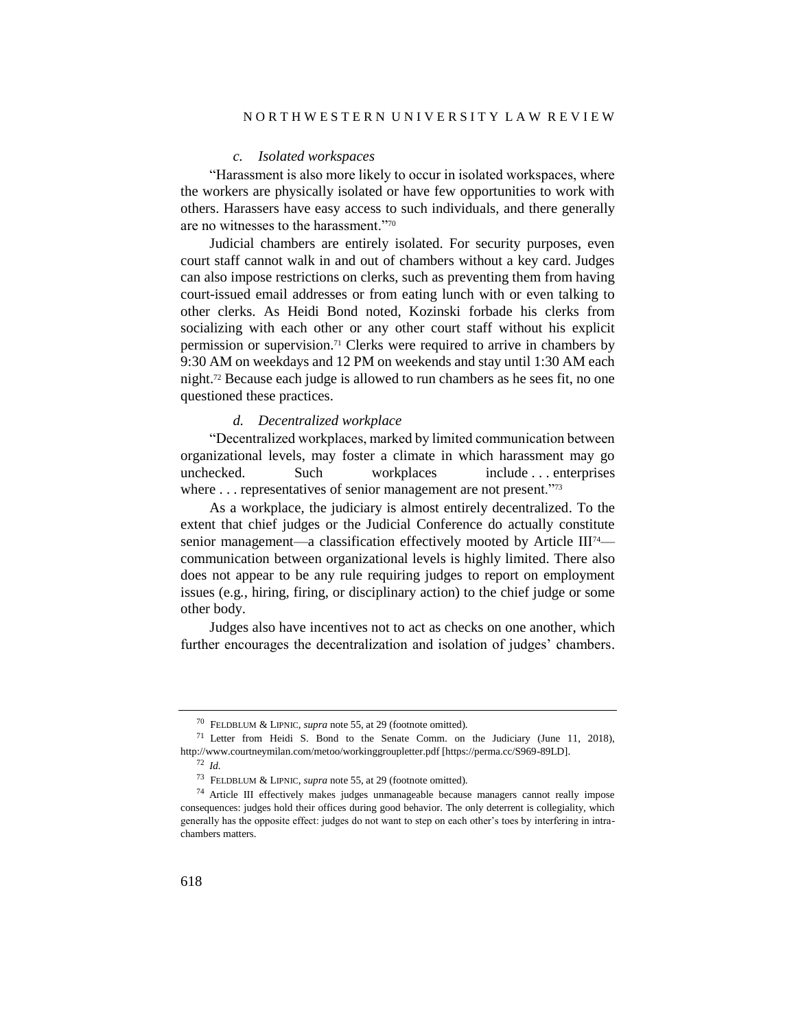#### *c. Isolated workspaces*

"Harassment is also more likely to occur in isolated workspaces, where the workers are physically isolated or have few opportunities to work with others. Harassers have easy access to such individuals, and there generally are no witnesses to the harassment."[70]

Judicial chambers are entirely isolated. For security purposes, even court staff cannot walk in and out of chambers without a key card. Judges can also impose restrictions on clerks, such as preventing them from having court-issued email addresses or from eating lunch with or even talking to other clerks. As Heidi Bond noted, Kozinski forbade his clerks from socializing with each other or any other court staff without his explicit permission or supervision.[71] Clerks were required to arrive in chambers by 9:30 AM on weekdays and 12 PM on weekends and stay until 1:30 AM each night.[72] Because each judge is allowed to run chambers as he sees fit, no one questioned these practices.

#### *d. Decentralized workplace*

"Decentralized workplaces, marked by limited communication between organizational levels, may foster a climate in which harassment may go unchecked. Such workplaces include . . . enterprises where . . . representatives of senior management are not present."[73]

As a workplace, the judiciary is almost entirely decentralized. To the extent that chief judges or the Judicial Conference do actually constitute senior management—a classification effectively mooted by Article III[74]—communication between organizational levels is highly limited. There also does not appear to be any rule requiring judges to report on employment issues (e.g., hiring, firing, or disciplinary action) to the chief judge or some other body.

Judges also have incentives not to act as checks on one another, which further encourages the decentralization and isolation of judges' chambers.

---

[70] FELDBLUM & LIPNIC, *supra* note 55, at 29 (footnote omitted).

[71] Letter from Heidi S. Bond to the Senate Comm. on the Judiciary (June 11, 2018), http://www.courtneymilan.com/metoo/workinggroupletter.pdf [https://perma.cc/S969-89LD].

[72] *Id.*

[73] FELDBLUM & LIPNIC, *supra* note 55, at 29 (footnote omitted).

[74] Article III effectively makes judges unmanageable because managers cannot really impose consequences: judges hold their offices during good behavior. The only deterrent is collegiality, which generally has the opposite effect: judges do not want to step on each other's toes by interfering in intra-chambers matters.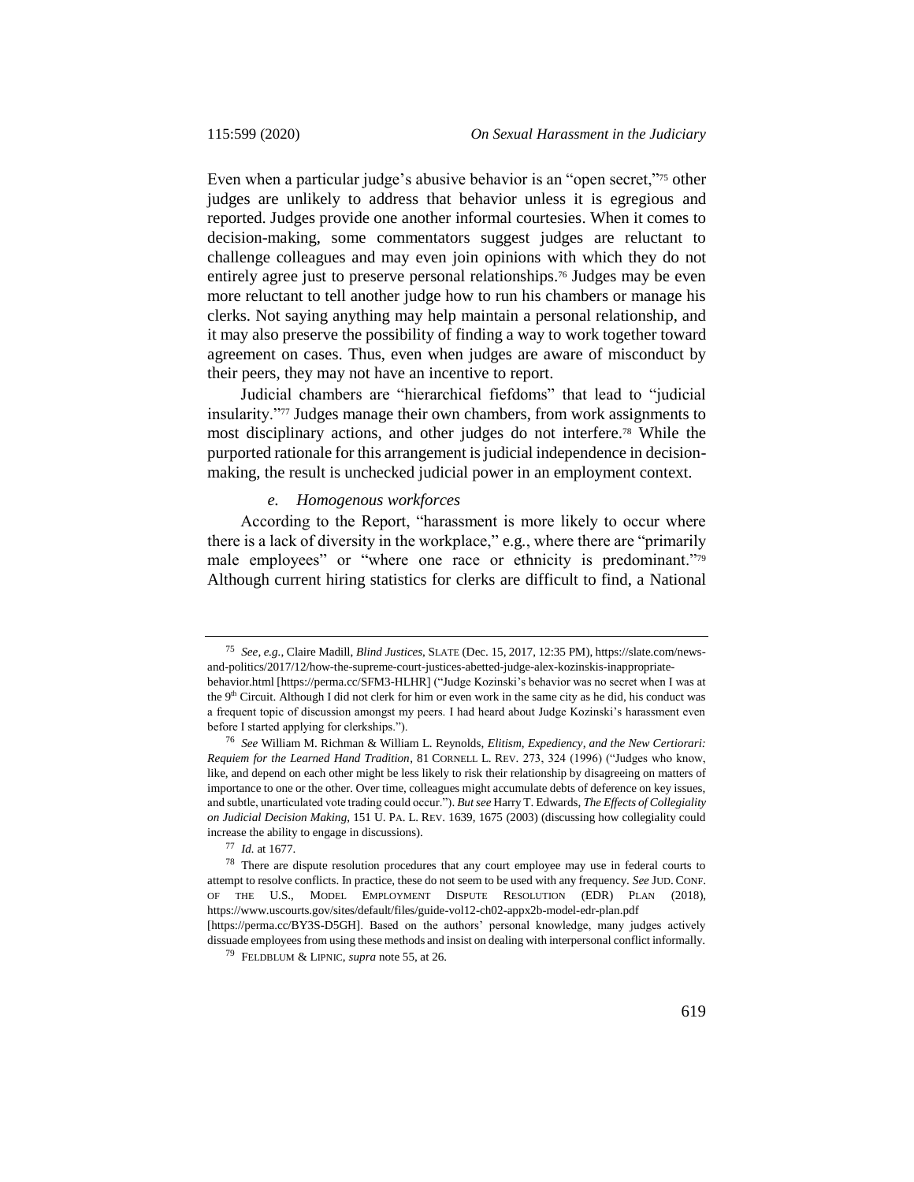Even when a particular judge's abusive behavior is an "open secret,"[75] other judges are unlikely to address that behavior unless it is egregious and reported. Judges provide one another informal courtesies. When it comes to decision-making, some commentators suggest judges are reluctant to challenge colleagues and may even join opinions with which they do not entirely agree just to preserve personal relationships.[76] Judges may be even more reluctant to tell another judge how to run his chambers or manage his clerks. Not saying anything may help maintain a personal relationship, and it may also preserve the possibility of finding a way to work together toward agreement on cases. Thus, even when judges are aware of misconduct by their peers, they may not have an incentive to report.

Judicial chambers are "hierarchical fiefdoms" that lead to "judicial insularity."[77] Judges manage their own chambers, from work assignments to most disciplinary actions, and other judges do not interfere.[78] While the purported rationale for this arrangement is judicial independence in decision-making, the result is unchecked judicial power in an employment context.

#### *e. Homogenous workforces*

According to the Report, "harassment is more likely to occur where there is a lack of diversity in the workplace," e.g., where there are "primarily male employees" or "where one race or ethnicity is predominant."[79] Although current hiring statistics for clerks are difficult to find, a National

---

[75] *See, e.g.*, Claire Madill, *Blind Justices*, SLATE (Dec. 15, 2017, 12:35 PM), https://slate.com/news-and-politics/2017/12/how-the-supreme-court-justices-abetted-judge-alex-kozinskis-inappropriate-behavior.html [https://perma.cc/SFM3-HLHR] ("Judge Kozinski's behavior was no secret when I was at the 9th Circuit. Although I did not clerk for him or even work in the same city as he did, his conduct was a frequent topic of discussion amongst my peers. I had heard about Judge Kozinski's harassment even before I started applying for clerkships.").

[76] *See* William M. Richman & William L. Reynolds, *Elitism, Expediency, and the New Certiorari: Requiem for the Learned Hand Tradition*, 81 CORNELL L. REV. 273, 324 (1996) ("Judges who know, like, and depend on each other might be less likely to risk their relationship by disagreeing on matters of importance to one or the other. Over time, colleagues might accumulate debts of deference on key issues, and subtle, unarticulated vote trading could occur."). *But see* Harry T. Edwards, *The Effects of Collegiality on Judicial Decision Making*, 151 U. PA. L. REV. 1639, 1675 (2003) (discussing how collegiality could increase the ability to engage in discussions).

[77] *Id.* at 1677.

[78] There are dispute resolution procedures that any court employee may use in federal courts to attempt to resolve conflicts. In practice, these do not seem to be used with any frequency. *See* JUD. CONF. OF THE U.S., MODEL EMPLOYMENT DISPUTE RESOLUTION (EDR) PLAN (2018), https://www.uscourts.gov/sites/default/files/guide-vol12-ch02-appx2b-model-edr-plan.pdf [https://perma.cc/BY3S-D5GH]. Based on the authors' personal knowledge, many judges actively dissuade employees from using these methods and insist on dealing with interpersonal conflict informally.

[79] FELDBLUM & LIPNIC, *supra* note 55, at 26.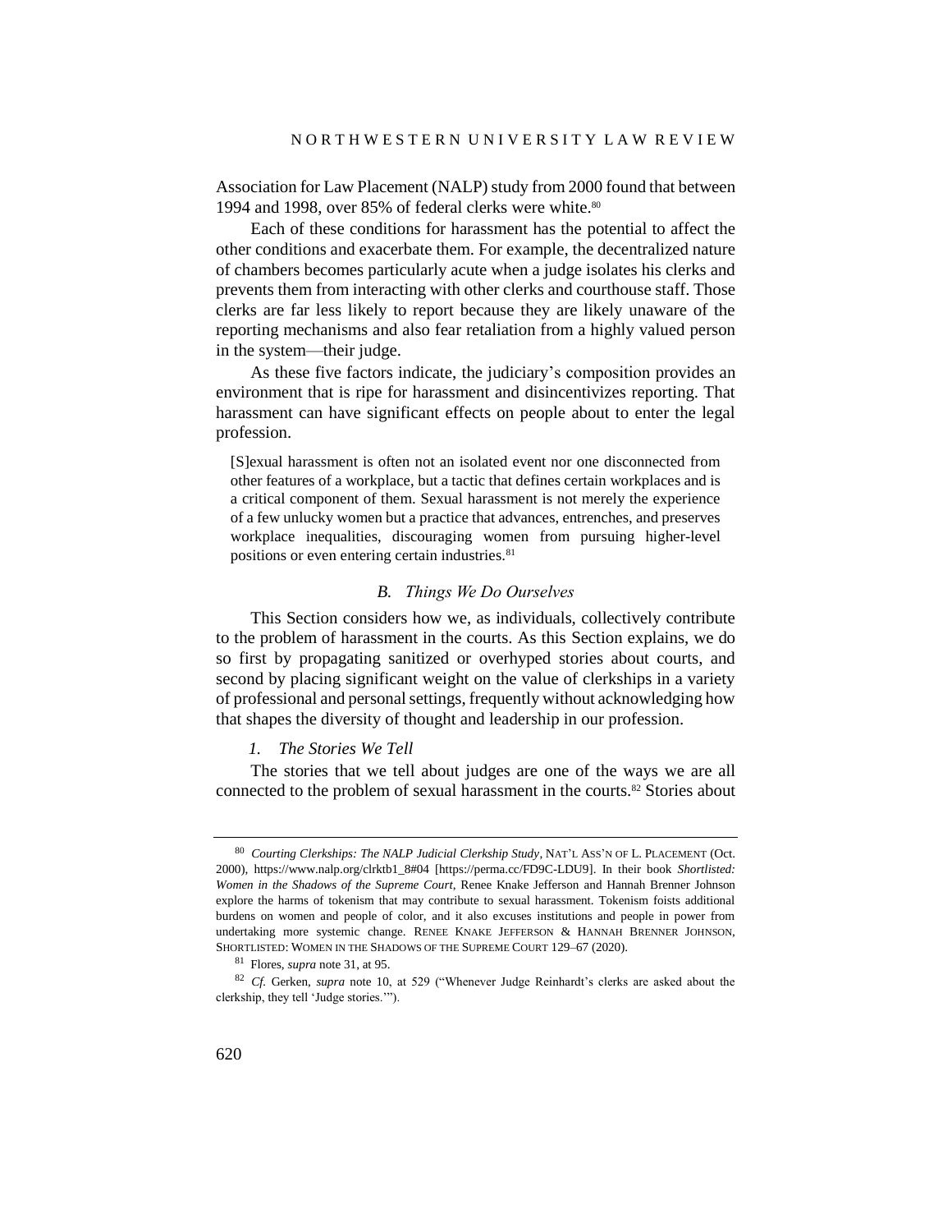Association for Law Placement (NALP) study from 2000 found that between 1994 and 1998, over 85% of federal clerks were white.[80]

Each of these conditions for harassment has the potential to affect the other conditions and exacerbate them. For example, the decentralized nature of chambers becomes particularly acute when a judge isolates his clerks and prevents them from interacting with other clerks and courthouse staff. Those clerks are far less likely to report because they are likely unaware of the reporting mechanisms and also fear retaliation from a highly valued person in the system—their judge.

As these five factors indicate, the judiciary's composition provides an environment that is ripe for harassment and disincentivizes reporting. That harassment can have significant effects on people about to enter the legal profession.

> [S]exual harassment is often not an isolated event nor one disconnected from other features of a workplace, but a tactic that defines certain workplaces and is a critical component of them. Sexual harassment is not merely the experience of a few unlucky women but a practice that advances, entrenches, and preserves workplace inequalities, discouraging women from pursuing higher-level positions or even entering certain industries.[81]

### *B. Things We Do Ourselves*

This Section considers how we, as individuals, collectively contribute to the problem of harassment in the courts. As this Section explains, we do so first by propagating sanitized or overhyped stories about courts, and second by placing significant weight on the value of clerkships in a variety of professional and personal settings, frequently without acknowledging how that shapes the diversity of thought and leadership in our profession.

#### *1. The Stories We Tell*

The stories that we tell about judges are one of the ways we are all connected to the problem of sexual harassment in the courts.[82] Stories about

---

[80] *Courting Clerkships: The NALP Judicial Clerkship Study*, NAT'L ASS'N OF L. PLACEMENT (Oct. 2000), https://www.nalp.org/clrktb1_8#04 [https://perma.cc/FD9C-LDU9]. In their book *Shortlisted: Women in the Shadows of the Supreme Court*, Renee Knake Jefferson and Hannah Brenner Johnson explore the harms of tokenism that may contribute to sexual harassment. Tokenism foists additional burdens on women and people of color, and it also excuses institutions and people in power from undertaking more systemic change. RENEE KNAKE JEFFERSON & HANNAH BRENNER JOHNSON, SHORTLISTED: WOMEN IN THE SHADOWS OF THE SUPREME COURT 129–67 (2020).

[81] Flores, *supra* note 31, at 95.

[82] *Cf.* Gerken, *supra* note 10, at 529 ("Whenever Judge Reinhardt's clerks are asked about the clerkship, they tell 'Judge stories.'").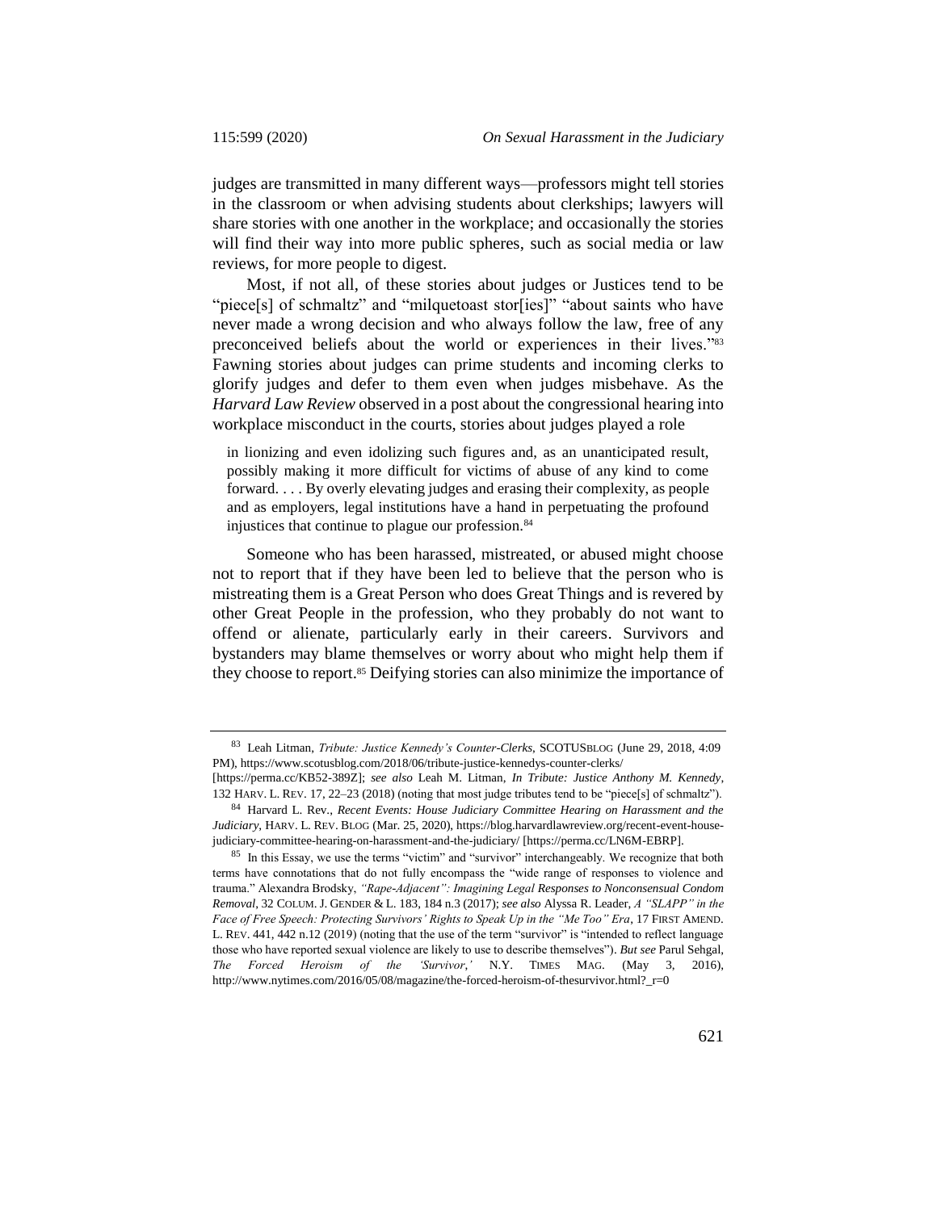judges are transmitted in many different ways—professors might tell stories in the classroom or when advising students about clerkships; lawyers will share stories with one another in the workplace; and occasionally the stories will find their way into more public spheres, such as social media or law reviews, for more people to digest.

Most, if not all, of these stories about judges or Justices tend to be "piece[s] of schmaltz" and "milquetoast stor[ies]" "about saints who have never made a wrong decision and who always follow the law, free of any preconceived beliefs about the world or experiences in their lives."[83] Fawning stories about judges can prime students and incoming clerks to glorify judges and defer to them even when judges misbehave. As the *Harvard Law Review* observed in a post about the congressional hearing into workplace misconduct in the courts, stories about judges played a role

> in lionizing and even idolizing such figures and, as an unanticipated result, possibly making it more difficult for victims of abuse of any kind to come forward. . . . By overly elevating judges and erasing their complexity, as people and as employers, legal institutions have a hand in perpetuating the profound injustices that continue to plague our profession.[84]

Someone who has been harassed, mistreated, or abused might choose not to report that if they have been led to believe that the person who is mistreating them is a Great Person who does Great Things and is revered by other Great People in the profession, who they probably do not want to offend or alienate, particularly early in their careers. Survivors and bystanders may blame themselves or worry about who might help them if they choose to report.[85] Deifying stories can also minimize the importance of

---

[83] Leah Litman, *Tribute: Justice Kennedy's Counter-Clerks*, SCOTUSBLOG (June 29, 2018, 4:09 PM), https://www.scotusblog.com/2018/06/tribute-justice-kennedys-counter-clerks/ [https://perma.cc/KB52-389Z]; *see also* Leah M. Litman, *In Tribute: Justice Anthony M. Kennedy*, 132 HARV. L. REV. 17, 22–23 (2018) (noting that most judge tributes tend to be "piece[s] of schmaltz").

[84] Harvard L. Rev., *Recent Events: House Judiciary Committee Hearing on Harassment and the Judiciary*, HARV. L. REV. BLOG (Mar. 25, 2020), https://blog.harvardlawreview.org/recent-event-house-judiciary-committee-hearing-on-harassment-and-the-judiciary/ [https://perma.cc/LN6M-EBRP].

[85] In this Essay, we use the terms "victim" and "survivor" interchangeably. We recognize that both terms have connotations that do not fully encompass the "wide range of responses to violence and trauma." Alexandra Brodsky, *"Rape-Adjacent": Imagining Legal Responses to Nonconsensual Condom Removal*, 32 COLUM. J. GENDER & L. 183, 184 n.3 (2017); *see also* Alyssa R. Leader, *A "SLAPP" in the Face of Free Speech: Protecting Survivors' Rights to Speak Up in the "Me Too" Era*, 17 FIRST AMEND. L. REV. 441, 442 n.12 (2019) (noting that the use of the term "survivor" is "intended to reflect language those who have reported sexual violence are likely to use to describe themselves"). *But see* Parul Sehgal, *The Forced Heroism of the 'Survivor,'* N.Y. TIMES MAG. (May 3, 2016), http://www.nytimes.com/2016/05/08/magazine/the-forced-heroism-of-thesurvivor.html?_r=0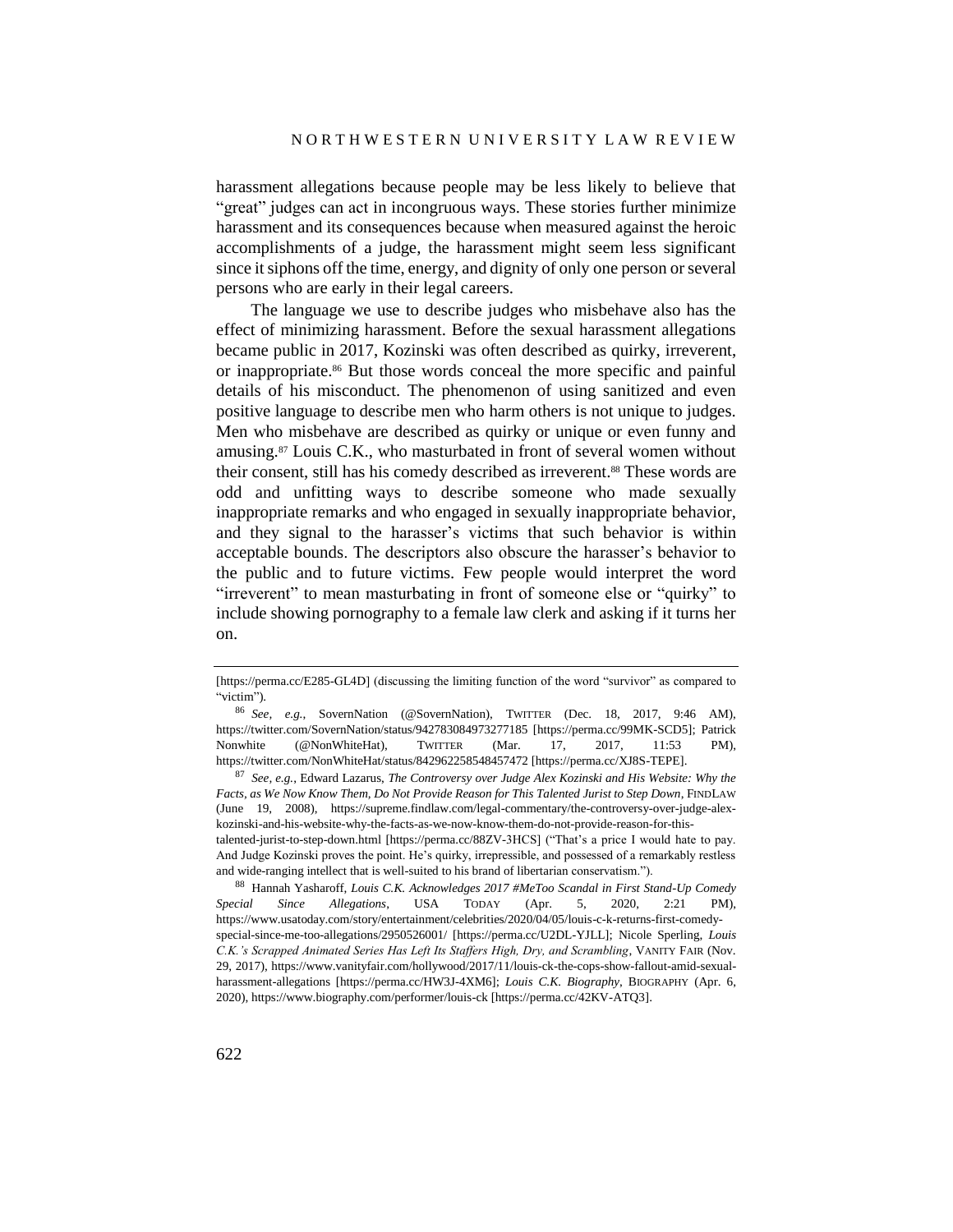harassment allegations because people may be less likely to believe that "great" judges can act in incongruous ways. These stories further minimize harassment and its consequences because when measured against the heroic accomplishments of a judge, the harassment might seem less significant since it siphons off the time, energy, and dignity of only one person or several persons who are early in their legal careers.

The language we use to describe judges who misbehave also has the effect of minimizing harassment. Before the sexual harassment allegations became public in 2017, Kozinski was often described as quirky, irreverent, or inappropriate.[86] But those words conceal the more specific and painful details of his misconduct. The phenomenon of using sanitized and even positive language to describe men who harm others is not unique to judges. Men who misbehave are described as quirky or unique or even funny and amusing.[87] Louis C.K., who masturbated in front of several women without their consent, still has his comedy described as irreverent.[88] These words are odd and unfitting ways to describe someone who made sexually inappropriate remarks and who engaged in sexually inappropriate behavior, and they signal to the harasser's victims that such behavior is within acceptable bounds. The descriptors also obscure the harasser's behavior to the public and to future victims. Few people would interpret the word "irreverent" to mean masturbating in front of someone else or "quirky" to include showing pornography to a female law clerk and asking if it turns her on.

---

[https://perma.cc/E285-GL4D] (discussing the limiting function of the word "survivor" as compared to "victim").

[86] *See, e.g.*, SovernNation (@SovernNation), TWITTER (Dec. 18, 2017, 9:46 AM), https://twitter.com/SovernNation/status/942783084973277185 [https://perma.cc/99MK-SCD5]; Patrick Nonwhite (@NonWhiteHat), TWITTER (Mar. 17, 2017, 11:53 PM), https://twitter.com/NonWhiteHat/status/842962258548457472 [https://perma.cc/XJ8S-TEPE].

[87] *See, e.g.*, Edward Lazarus, *The Controversy over Judge Alex Kozinski and His Website: Why the Facts, as We Now Know Them, Do Not Provide Reason for This Talented Jurist to Step Down*, FINDLAW (June 19, 2008), https://supreme.findlaw.com/legal-commentary/the-controversy-over-judge-alex-kozinski-and-his-website-why-the-facts-as-we-now-know-them-do-not-provide-reason-for-this-talented-jurist-to-step-down.html [https://perma.cc/88ZV-3HCS] ("That's a price I would hate to pay. And Judge Kozinski proves the point. He's quirky, irrepressible, and possessed of a remarkably restless and wide-ranging intellect that is well-suited to his brand of libertarian conservatism.").

[88] Hannah Yasharoff, *Louis C.K. Acknowledges 2017 #MeToo Scandal in First Stand-Up Comedy Special Since Allegations*, USA TODAY (Apr. 5, 2020, 2:21 PM), https://www.usatoday.com/story/entertainment/celebrities/2020/04/05/louis-c-k-returns-first-comedy-special-since-me-too-allegations/2950526001/ [https://perma.cc/U2DL-YJLL]; Nicole Sperling, *Louis C.K.'s Scrapped Animated Series Has Left Its Staffers High, Dry, and Scrambling*, VANITY FAIR (Nov. 29, 2017), https://www.vanityfair.com/hollywood/2017/11/louis-ck-the-cops-show-fallout-amid-sexual-harassment-allegations [https://perma.cc/HW3J-4XM6]; *Louis C.K. Biography*, BIOGRAPHY (Apr. 6, 2020), https://www.biography.com/performer/louis-ck [https://perma.cc/42KV-ATQ3].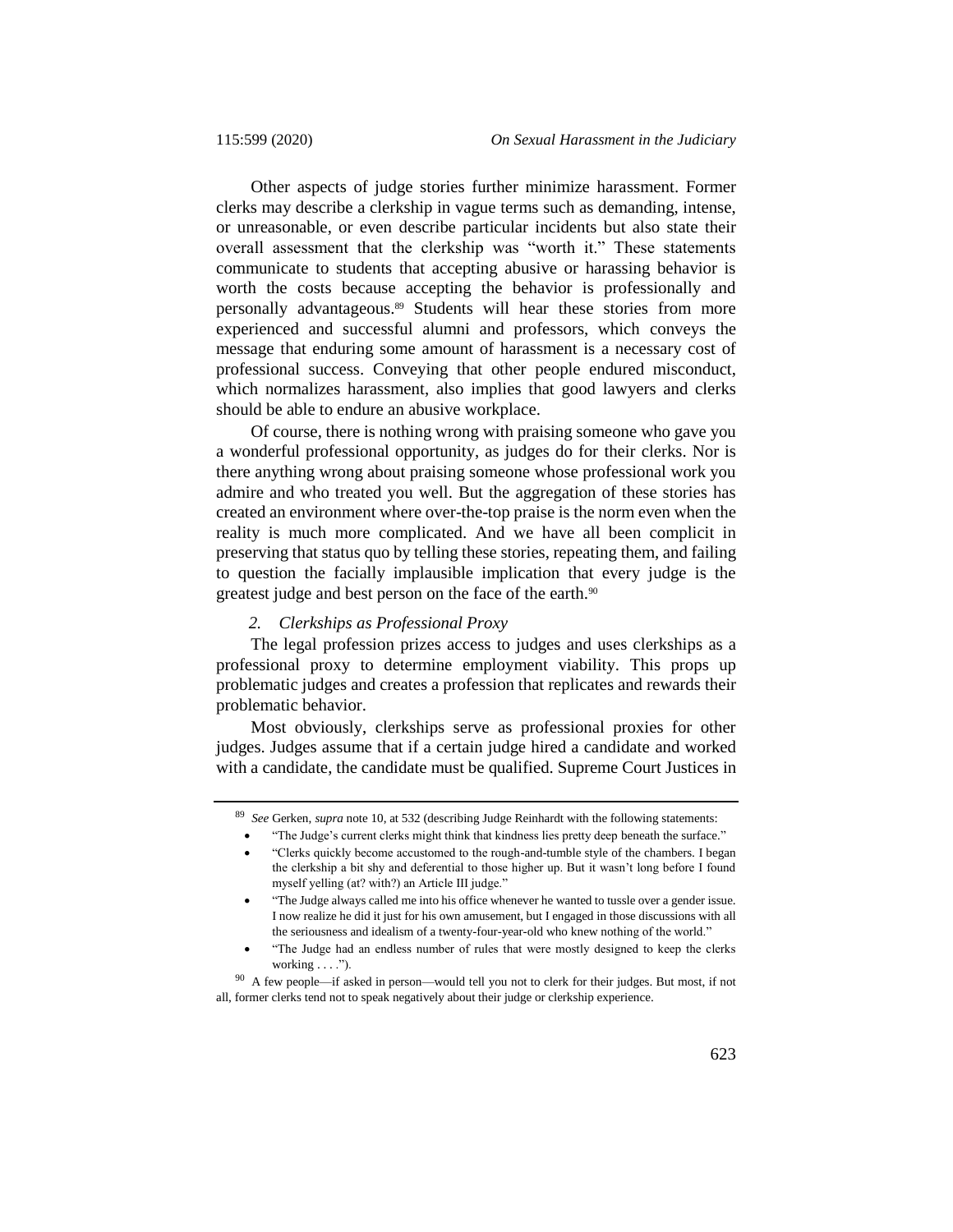Other aspects of judge stories further minimize harassment. Former clerks may describe a clerkship in vague terms such as demanding, intense, or unreasonable, or even describe particular incidents but also state their overall assessment that the clerkship was "worth it." These statements communicate to students that accepting abusive or harassing behavior is worth the costs because accepting the behavior is professionally and personally advantageous.[89] Students will hear these stories from more experienced and successful alumni and professors, which conveys the message that enduring some amount of harassment is a necessary cost of professional success. Conveying that other people endured misconduct, which normalizes harassment, also implies that good lawyers and clerks should be able to endure an abusive workplace.

Of course, there is nothing wrong with praising someone who gave you a wonderful professional opportunity, as judges do for their clerks. Nor is there anything wrong about praising someone whose professional work you admire and who treated you well. But the aggregation of these stories has created an environment where over-the-top praise is the norm even when the reality is much more complicated. And we have all been complicit in preserving that status quo by telling these stories, repeating them, and failing to question the facially implausible implication that every judge is the greatest judge and best person on the face of the earth.[90]

### *2. Clerkships as Professional Proxy*

The legal profession prizes access to judges and uses clerkships as a professional proxy to determine employment viability. This props up problematic judges and creates a profession that replicates and rewards their problematic behavior.

Most obviously, clerkships serve as professional proxies for other judges. Judges assume that if a certain judge hired a candidate and worked with a candidate, the candidate must be qualified. Supreme Court Justices in

---

[89] *See* Gerken, *supra* note 10, at 532 (describing Judge Reinhardt with the following statements:

- "The Judge's current clerks might think that kindness lies pretty deep beneath the surface."
- "Clerks quickly become accustomed to the rough-and-tumble style of the chambers. I began the clerkship a bit shy and deferential to those higher up. But it wasn't long before I found myself yelling (at? with?) an Article III judge."
- "The Judge always called me into his office whenever he wanted to tussle over a gender issue. I now realize he did it just for his own amusement, but I engaged in those discussions with all the seriousness and idealism of a twenty-four-year-old who knew nothing of the world."
- "The Judge had an endless number of rules that were mostly designed to keep the clerks working . . . .").

[90] A few people—if asked in person—would tell you not to clerk for their judges. But most, if not all, former clerks tend not to speak negatively about their judge or clerkship experience.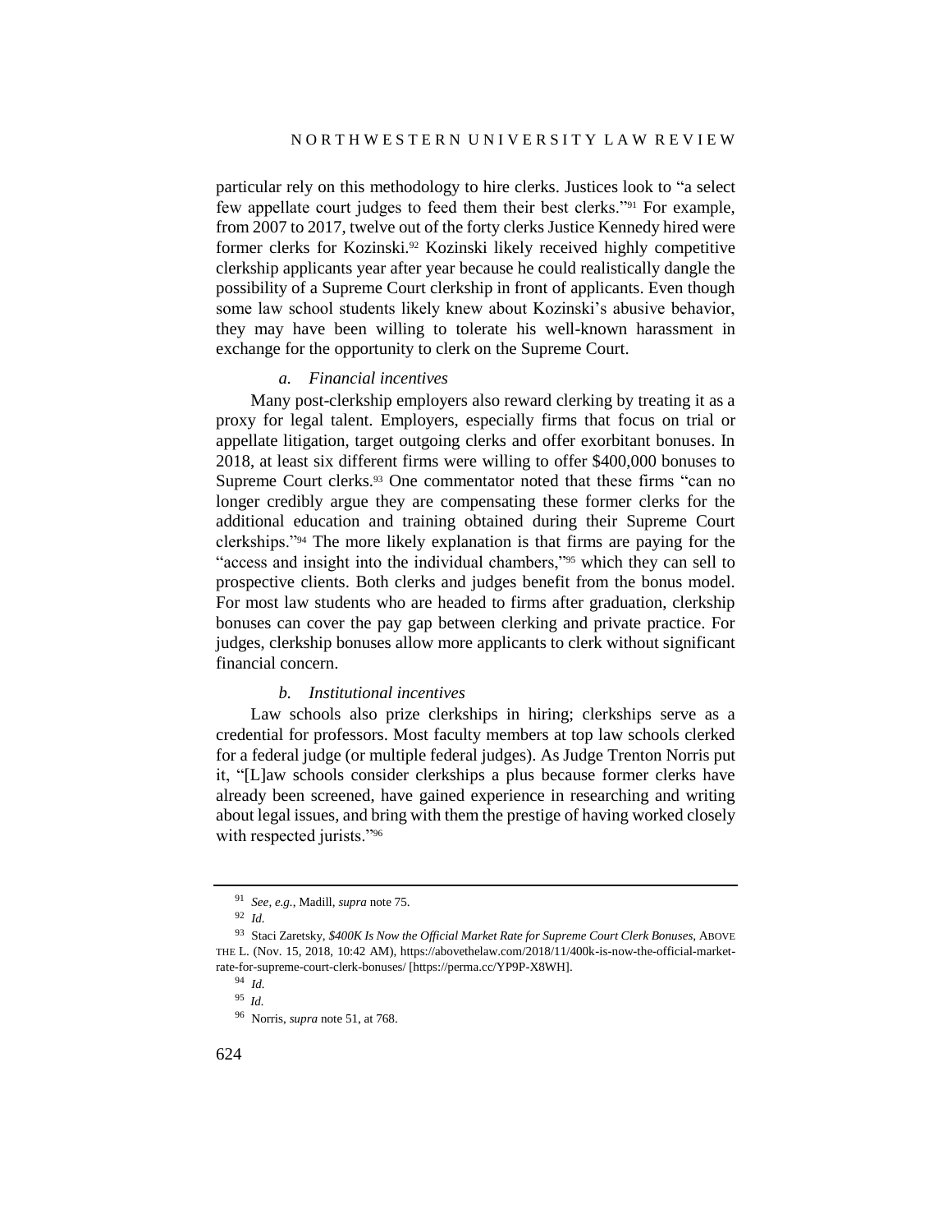particular rely on this methodology to hire clerks. Justices look to "a select few appellate court judges to feed them their best clerks."[91] For example, from 2007 to 2017, twelve out of the forty clerks Justice Kennedy hired were former clerks for Kozinski.[92] Kozinski likely received highly competitive clerkship applicants year after year because he could realistically dangle the possibility of a Supreme Court clerkship in front of applicants. Even though some law school students likely knew about Kozinski's abusive behavior, they may have been willing to tolerate his well-known harassment in exchange for the opportunity to clerk on the Supreme Court.

#### *a. Financial incentives*

Many post-clerkship employers also reward clerking by treating it as a proxy for legal talent. Employers, especially firms that focus on trial or appellate litigation, target outgoing clerks and offer exorbitant bonuses. In 2018, at least six different firms were willing to offer $400,000 bonuses to Supreme Court clerks.[93] One commentator noted that these firms "can no longer credibly argue they are compensating these former clerks for the additional education and training obtained during their Supreme Court clerkships."[94] The more likely explanation is that firms are paying for the "access and insight into the individual chambers,"[95] which they can sell to prospective clients. Both clerks and judges benefit from the bonus model. For most law students who are headed to firms after graduation, clerkship bonuses can cover the pay gap between clerking and private practice. For judges, clerkship bonuses allow more applicants to clerk without significant financial concern.

#### *b. Institutional incentives*

Law schools also prize clerkships in hiring; clerkships serve as a credential for professors. Most faculty members at top law schools clerked for a federal judge (or multiple federal judges). As Judge Trenton Norris put it, "[L]aw schools consider clerkships a plus because former clerks have already been screened, have gained experience in researching and writing about legal issues, and bring with them the prestige of having worked closely with respected jurists."[96]

---

[91] *See, e.g.*, Madill, *supra* note 75.

[92] *Id.*

[93] Staci Zaretsky, *$400K Is Now the Official Market Rate for Supreme Court Clerk Bonuses*, ABOVE THE L. (Nov. 15, 2018, 10:42 AM), https://abovethelaw.com/2018/11/400k-is-now-the-official-market-rate-for-supreme-court-clerk-bonuses/ [https://perma.cc/YP9P-X8WH].

[94] *Id.*

[95] *Id.*

[96] Norris, *supra* note 51, at 768.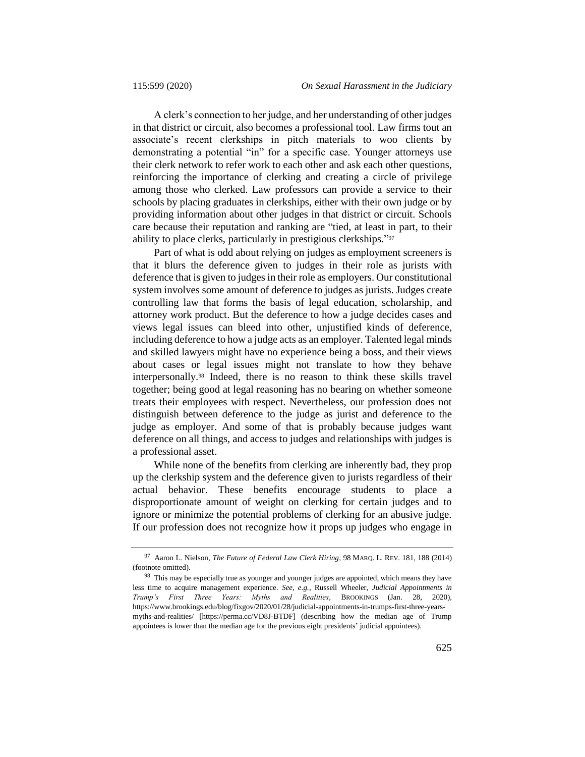A clerk's connection to her judge, and her understanding of other judges in that district or circuit, also becomes a professional tool. Law firms tout an associate's recent clerkships in pitch materials to woo clients by demonstrating a potential "in" for a specific case. Younger attorneys use their clerk network to refer work to each other and ask each other questions, reinforcing the importance of clerking and creating a circle of privilege among those who clerked. Law professors can provide a service to their schools by placing graduates in clerkships, either with their own judge or by providing information about other judges in that district or circuit. Schools care because their reputation and ranking are "tied, at least in part, to their ability to place clerks, particularly in prestigious clerkships."[97]

Part of what is odd about relying on judges as employment screeners is that it blurs the deference given to judges in their role as jurists with deference that is given to judges in their role as employers. Our constitutional system involves some amount of deference to judges as jurists. Judges create controlling law that forms the basis of legal education, scholarship, and attorney work product. But the deference to how a judge decides cases and views legal issues can bleed into other, unjustified kinds of deference, including deference to how a judge acts as an employer. Talented legal minds and skilled lawyers might have no experience being a boss, and their views about cases or legal issues might not translate to how they behave interpersonally.[98] Indeed, there is no reason to think these skills travel together; being good at legal reasoning has no bearing on whether someone treats their employees with respect. Nevertheless, our profession does not distinguish between deference to the judge as jurist and deference to the judge as employer. And some of that is probably because judges want deference on all things, and access to judges and relationships with judges is a professional asset.

While none of the benefits from clerking are inherently bad, they prop up the clerkship system and the deference given to jurists regardless of their actual behavior. These benefits encourage students to place a disproportionate amount of weight on clerking for certain judges and to ignore or minimize the potential problems of clerking for an abusive judge. If our profession does not recognize how it props up judges who engage in

---

[97] Aaron L. Nielson, *The Future of Federal Law Clerk Hiring*, 98 MARQ. L. REV. 181, 188 (2014) (footnote omitted).

[98] This may be especially true as younger and younger judges are appointed, which means they have less time to acquire management experience. *See, e.g.*, Russell Wheeler, *Judicial Appointments in Trump's First Three Years: Myths and Realities*, BROOKINGS (Jan. 28, 2020), https://www.brookings.edu/blog/fixgov/2020/01/28/judicial-appointments-in-trumps-first-three-years-myths-and-realities/ [https://perma.cc/VD8J-BTDF] (describing how the median age of Trump appointees is lower than the median age for the previous eight presidents' judicial appointees).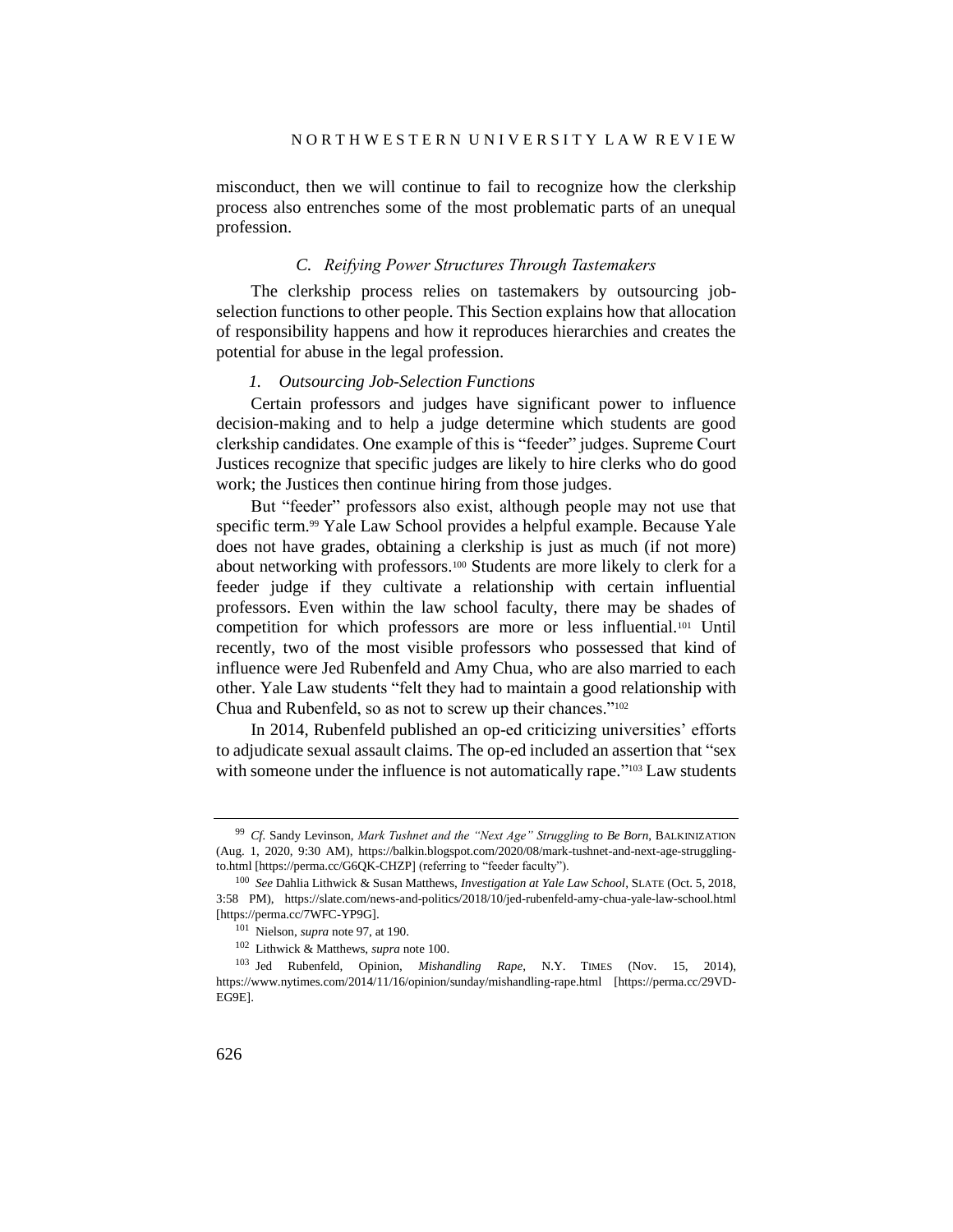misconduct, then we will continue to fail to recognize how the clerkship process also entrenches some of the most problematic parts of an unequal profession.

### *C. Reifying Power Structures Through Tastemakers*

The clerkship process relies on tastemakers by outsourcing job-selection functions to other people. This Section explains how that allocation of responsibility happens and how it reproduces hierarchies and creates the potential for abuse in the legal profession.

#### *1. Outsourcing Job-Selection Functions*

Certain professors and judges have significant power to influence decision-making and to help a judge determine which students are good clerkship candidates. One example of this is "feeder" judges. Supreme Court Justices recognize that specific judges are likely to hire clerks who do good work; the Justices then continue hiring from those judges.

But "feeder" professors also exist, although people may not use that specific term.[99] Yale Law School provides a helpful example. Because Yale does not have grades, obtaining a clerkship is just as much (if not more) about networking with professors.[100] Students are more likely to clerk for a feeder judge if they cultivate a relationship with certain influential professors. Even within the law school faculty, there may be shades of competition for which professors are more or less influential.[101] Until recently, two of the most visible professors who possessed that kind of influence were Jed Rubenfeld and Amy Chua, who are also married to each other. Yale Law students "felt they had to maintain a good relationship with Chua and Rubenfeld, so as not to screw up their chances."[102]

In 2014, Rubenfeld published an op-ed criticizing universities' efforts to adjudicate sexual assault claims. The op-ed included an assertion that "sex with someone under the influence is not automatically rape."[103] Law students

---

[99] *Cf.* Sandy Levinson, *Mark Tushnet and the "Next Age" Struggling to Be Born*, BALKINIZATION (Aug. 1, 2020, 9:30 AM), https://balkin.blogspot.com/2020/08/mark-tushnet-and-next-age-struggling-to.html [https://perma.cc/G6QK-CHZP] (referring to "feeder faculty").

[100] *See* Dahlia Lithwick & Susan Matthews, *Investigation at Yale Law School*, SLATE (Oct. 5, 2018, 3:58 PM), https://slate.com/news-and-politics/2018/10/jed-rubenfeld-amy-chua-yale-law-school.html [https://perma.cc/7WFC-YP9G].

[101] Nielson, *supra* note 97, at 190.

[102] Lithwick & Matthews, *supra* note 100.

[103] Jed Rubenfeld, Opinion, *Mishandling Rape*, N.Y. TIMES (Nov. 15, 2014), https://www.nytimes.com/2014/11/16/opinion/sunday/mishandling-rape.html [https://perma.cc/29VD-EG9E].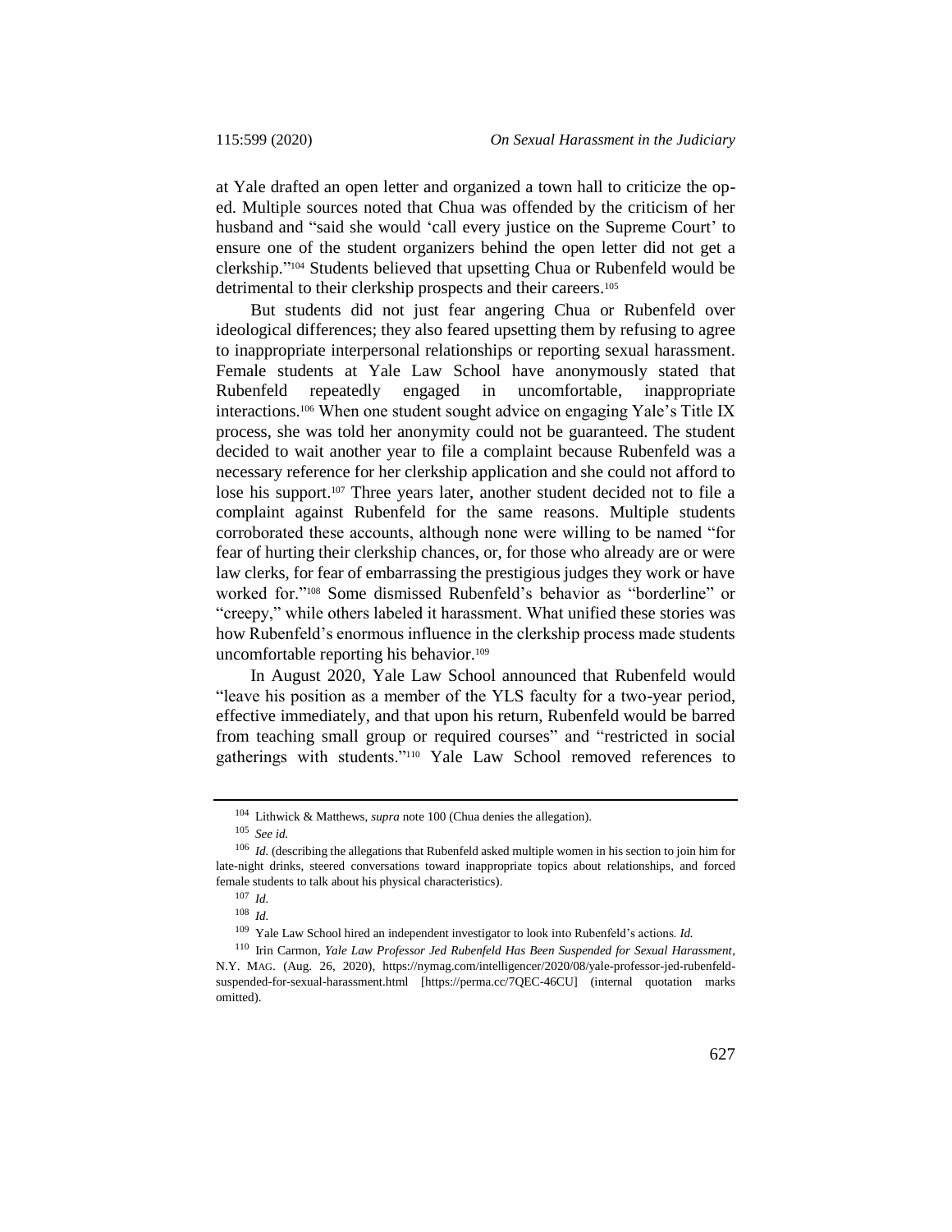at Yale drafted an open letter and organized a town hall to criticize the op-ed. Multiple sources noted that Chua was offended by the criticism of her husband and "said she would 'call every justice on the Supreme Court' to ensure one of the student organizers behind the open letter did not get a clerkship."[104] Students believed that upsetting Chua or Rubenfeld would be detrimental to their clerkship prospects and their careers.[105]

But students did not just fear angering Chua or Rubenfeld over ideological differences; they also feared upsetting them by refusing to agree to inappropriate interpersonal relationships or reporting sexual harassment. Female students at Yale Law School have anonymously stated that Rubenfeld repeatedly engaged in uncomfortable, inappropriate interactions.[106] When one student sought advice on engaging Yale's Title IX process, she was told her anonymity could not be guaranteed. The student decided to wait another year to file a complaint because Rubenfeld was a necessary reference for her clerkship application and she could not afford to lose his support.[107] Three years later, another student decided not to file a complaint against Rubenfeld for the same reasons. Multiple students corroborated these accounts, although none were willing to be named "for fear of hurting their clerkship chances, or, for those who already are or were law clerks, for fear of embarrassing the prestigious judges they work or have worked for."[108] Some dismissed Rubenfeld's behavior as "borderline" or "creepy," while others labeled it harassment. What unified these stories was how Rubenfeld's enormous influence in the clerkship process made students uncomfortable reporting his behavior.[109]

In August 2020, Yale Law School announced that Rubenfeld would "leave his position as a member of the YLS faculty for a two-year period, effective immediately, and that upon his return, Rubenfeld would be barred from teaching small group or required courses" and "restricted in social gatherings with students."[110] Yale Law School removed references to

---

[104] Lithwick & Matthews, *supra* note 100 (Chua denies the allegation).

[105] *See id.*

[106] *Id.* (describing the allegations that Rubenfeld asked multiple women in his section to join him for late-night drinks, steered conversations toward inappropriate topics about relationships, and forced female students to talk about his physical characteristics).

[107] *Id.*

[108] *Id.*

[109] Yale Law School hired an independent investigator to look into Rubenfeld's actions. *Id.*

[110] Irin Carmon, *Yale Law Professor Jed Rubenfeld Has Been Suspended for Sexual Harassment*, N.Y. MAG. (Aug. 26, 2020), https://nymag.com/intelligencer/2020/08/yale-professor-jed-rubenfeld-suspended-for-sexual-harassment.html [https://perma.cc/7QEC-46CU] (internal quotation marks omitted).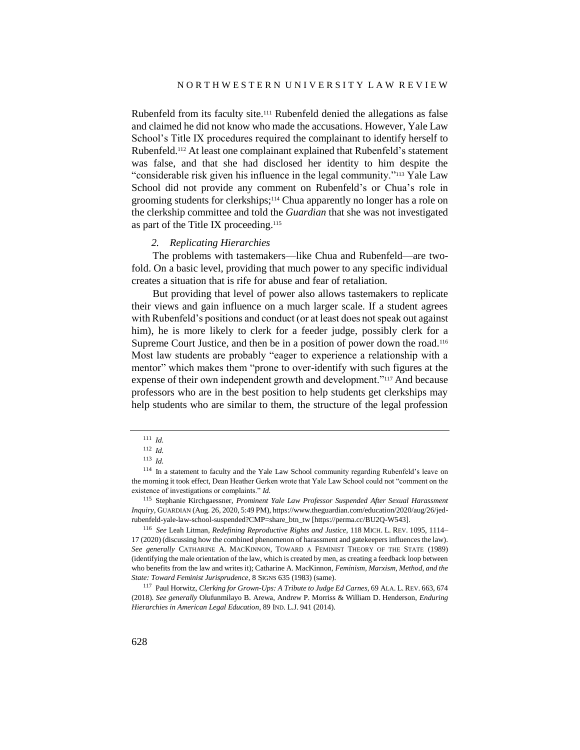Rubenfeld from its faculty site.[111] Rubenfeld denied the allegations as false and claimed he did not know who made the accusations. However, Yale Law School's Title IX procedures required the complainant to identify herself to Rubenfeld.[112] At least one complainant explained that Rubenfeld's statement was false, and that she had disclosed her identity to him despite the "considerable risk given his influence in the legal community."[113] Yale Law School did not provide any comment on Rubenfeld's or Chua's role in grooming students for clerkships;[114] Chua apparently no longer has a role on the clerkship committee and told the *Guardian* that she was not investigated as part of the Title IX proceeding.[115]

### 2. *Replicating Hierarchies*

The problems with tastemakers—like Chua and Rubenfeld—are two-fold. On a basic level, providing that much power to any specific individual creates a situation that is rife for abuse and fear of retaliation.

But providing that level of power also allows tastemakers to replicate their views and gain influence on a much larger scale. If a student agrees with Rubenfeld's positions and conduct (or at least does not speak out against him), he is more likely to clerk for a feeder judge, possibly clerk for a Supreme Court Justice, and then be in a position of power down the road.[116] Most law students are probably "eager to experience a relationship with a mentor" which makes them "prone to over-identify with such figures at the expense of their own independent growth and development."[117] And because professors who are in the best position to help students get clerkships may help students who are similar to them, the structure of the legal profession

---

[111] *Id.*

[112] *Id.*

[113] *Id.*

[114] In a statement to faculty and the Yale Law School community regarding Rubenfeld's leave on the morning it took effect, Dean Heather Gerken wrote that Yale Law School could not "comment on the existence of investigations or complaints." *Id.*

[115] Stephanie Kirchgaessner, *Prominent Yale Law Professor Suspended After Sexual Harassment Inquiry*, GUARDIAN (Aug. 26, 2020, 5:49 PM), https://www.theguardian.com/education/2020/aug/26/jed-rubenfeld-yale-law-school-suspended?CMP=share_btn_tw [https://perma.cc/BU2Q-W543].

[116] *See* Leah Litman, *Redefining Reproductive Rights and Justice*, 118 MICH. L. REV. 1095, 1114–17 (2020) (discussing how the combined phenomenon of harassment and gatekeepers influences the law). *See generally* CATHARINE A. MACKINNON, TOWARD A FEMINIST THEORY OF THE STATE (1989) (identifying the male orientation of the law, which is created by men, as creating a feedback loop between who benefits from the law and writes it); Catharine A. MacKinnon, *Feminism, Marxism, Method, and the State: Toward Feminist Jurisprudence*, 8 SIGNS 635 (1983) (same).

[117] Paul Horwitz, *Clerking for Grown-Ups: A Tribute to Judge Ed Carnes*, 69 ALA. L. REV. 663, 674 (2018). *See generally* Olufunmilayo B. Arewa, Andrew P. Morriss & William D. Henderson, *Enduring Hierarchies in American Legal Education*, 89 IND. L.J. 941 (2014).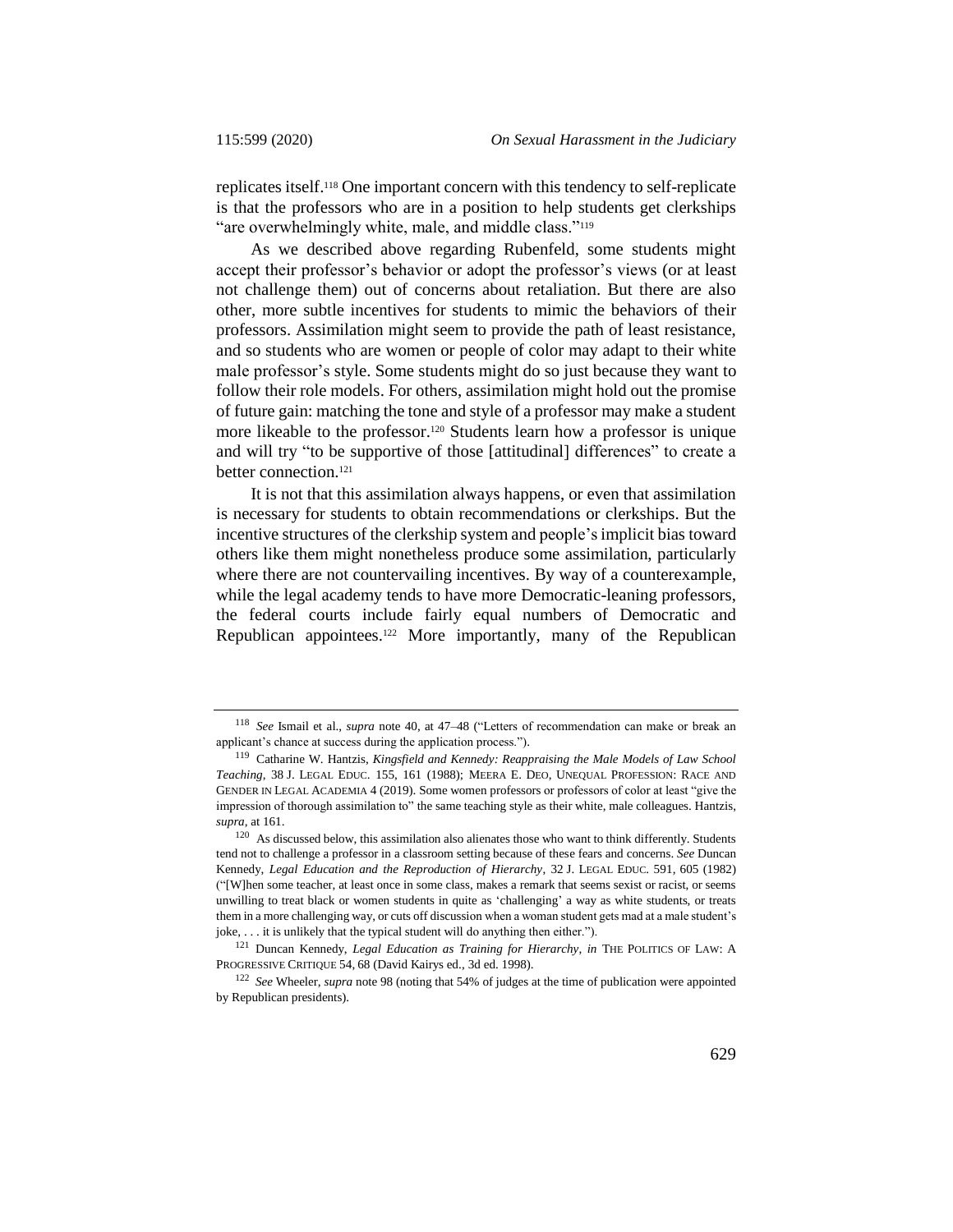replicates itself.[118] One important concern with this tendency to self-replicate is that the professors who are in a position to help students get clerkships "are overwhelmingly white, male, and middle class."[119]

As we described above regarding Rubenfeld, some students might accept their professor's behavior or adopt the professor's views (or at least not challenge them) out of concerns about retaliation. But there are also other, more subtle incentives for students to mimic the behaviors of their professors. Assimilation might seem to provide the path of least resistance, and so students who are women or people of color may adapt to their white male professor's style. Some students might do so just because they want to follow their role models. For others, assimilation might hold out the promise of future gain: matching the tone and style of a professor may make a student more likeable to the professor.[120] Students learn how a professor is unique and will try "to be supportive of those [attitudinal] differences" to create a better connection.[121]

It is not that this assimilation always happens, or even that assimilation is necessary for students to obtain recommendations or clerkships. But the incentive structures of the clerkship system and people's implicit bias toward others like them might nonetheless produce some assimilation, particularly where there are not countervailing incentives. By way of a counterexample, while the legal academy tends to have more Democratic-leaning professors, the federal courts include fairly equal numbers of Democratic and Republican appointees.[122] More importantly, many of the Republican

---

[118] *See* Ismail et al., *supra* note 40, at 47–48 ("Letters of recommendation can make or break an applicant's chance at success during the application process.").

[119] Catharine W. Hantzis, *Kingsfield and Kennedy: Reappraising the Male Models of Law School Teaching*, 38 J. LEGAL EDUC. 155, 161 (1988); MEERA E. DEO, UNEQUAL PROFESSION: RACE AND GENDER IN LEGAL ACADEMIA 4 (2019). Some women professors or professors of color at least "give the impression of thorough assimilation to" the same teaching style as their white, male colleagues. Hantzis, *supra*, at 161.

[120] As discussed below, this assimilation also alienates those who want to think differently. Students tend not to challenge a professor in a classroom setting because of these fears and concerns. *See* Duncan Kennedy, *Legal Education and the Reproduction of Hierarchy*, 32 J. LEGAL EDUC. 591, 605 (1982) ("[W]hen some teacher, at least once in some class, makes a remark that seems sexist or racist, or seems unwilling to treat black or women students in quite as 'challenging' a way as white students, or treats them in a more challenging way, or cuts off discussion when a woman student gets mad at a male student's joke, . . . it is unlikely that the typical student will do anything then either.").

[121] Duncan Kennedy, *Legal Education as Training for Hierarchy*, *in* THE POLITICS OF LAW: A PROGRESSIVE CRITIQUE 54, 68 (David Kairys ed., 3d ed. 1998).

[122] *See* Wheeler, *supra* note 98 (noting that 54% of judges at the time of publication were appointed by Republican presidents).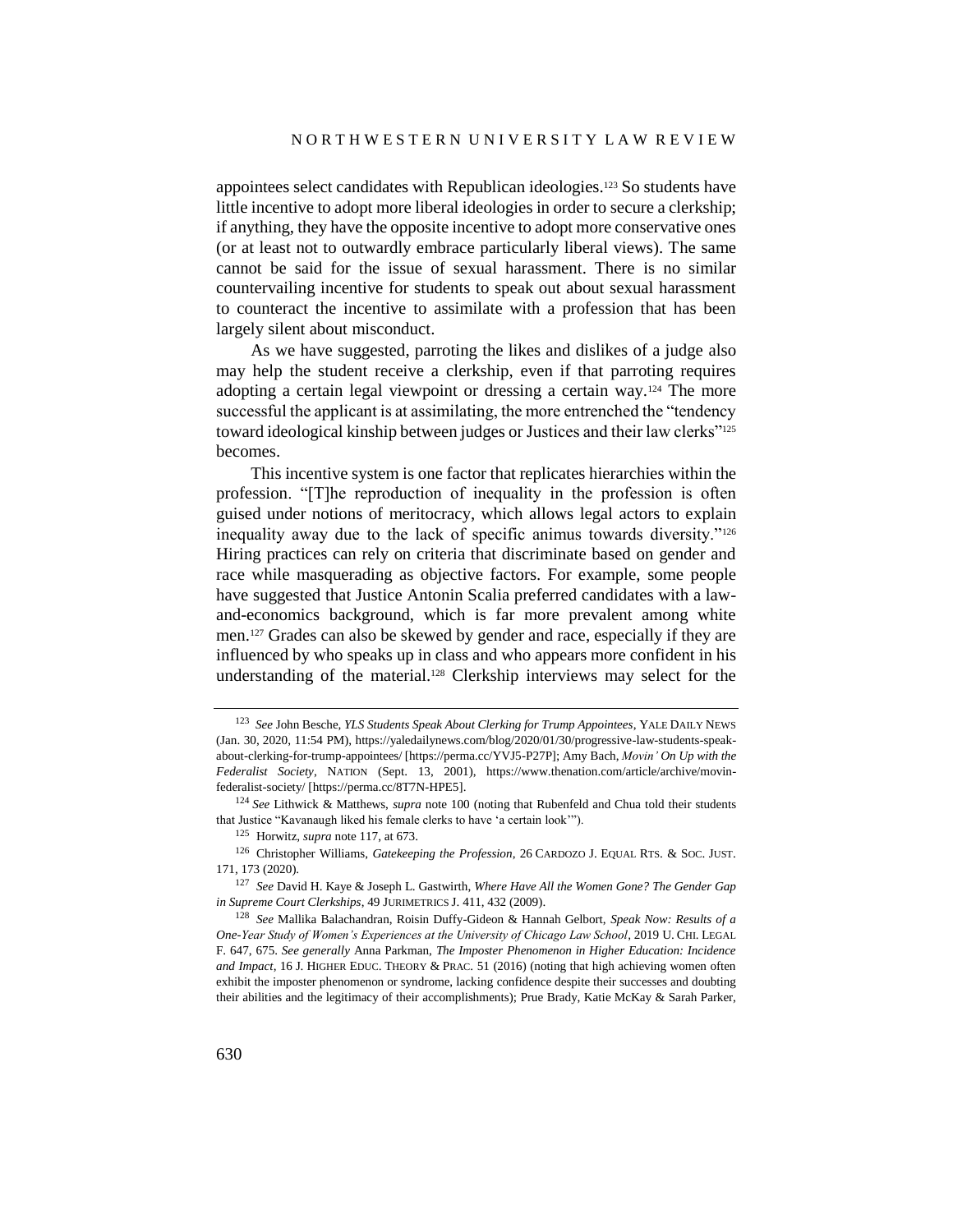appointees select candidates with Republican ideologies.[123] So students have little incentive to adopt more liberal ideologies in order to secure a clerkship; if anything, they have the opposite incentive to adopt more conservative ones (or at least not to outwardly embrace particularly liberal views). The same cannot be said for the issue of sexual harassment. There is no similar countervailing incentive for students to speak out about sexual harassment to counteract the incentive to assimilate with a profession that has been largely silent about misconduct.

As we have suggested, parroting the likes and dislikes of a judge also may help the student receive a clerkship, even if that parroting requires adopting a certain legal viewpoint or dressing a certain way.[124] The more successful the applicant is at assimilating, the more entrenched the "tendency toward ideological kinship between judges or Justices and their law clerks"[125] becomes.

This incentive system is one factor that replicates hierarchies within the profession. "[T]he reproduction of inequality in the profession is often guised under notions of meritocracy, which allows legal actors to explain inequality away due to the lack of specific animus towards diversity."[126] Hiring practices can rely on criteria that discriminate based on gender and race while masquerading as objective factors. For example, some people have suggested that Justice Antonin Scalia preferred candidates with a law-and-economics background, which is far more prevalent among white men.[127] Grades can also be skewed by gender and race, especially if they are influenced by who speaks up in class and who appears more confident in his understanding of the material.[128] Clerkship interviews may select for the

---

[123] *See* John Besche, *YLS Students Speak About Clerking for Trump Appointees*, YALE DAILY NEWS (Jan. 30, 2020, 11:54 PM), https://yaledailynews.com/blog/2020/01/30/progressive-law-students-speak-about-clerking-for-trump-appointees/ [https://perma.cc/YVJ5-P27P]; Amy Bach, *Movin' On Up with the Federalist Society*, NATION (Sept. 13, 2001), https://www.thenation.com/article/archive/movin-federalist-society/ [https://perma.cc/8T7N-HPE5].

[124] *See* Lithwick & Matthews, *supra* note 100 (noting that Rubenfeld and Chua told their students that Justice "Kavanaugh liked his female clerks to have 'a certain look'").

[125] Horwitz, *supra* note 117, at 673.

[126] Christopher Williams, *Gatekeeping the Profession*, 26 CARDOZO J. EQUAL RTS. & SOC. JUST. 171, 173 (2020).

[127] *See* David H. Kaye & Joseph L. Gastwirth, *Where Have All the Women Gone? The Gender Gap in Supreme Court Clerkships*, 49 JURIMETRICS J. 411, 432 (2009).

[128] *See* Mallika Balachandran, Roisin Duffy-Gideon & Hannah Gelbort, *Speak Now: Results of a One-Year Study of Women's Experiences at the University of Chicago Law School*, 2019 U. CHI. LEGAL F. 647, 675. *See generally* Anna Parkman, *The Imposter Phenomenon in Higher Education: Incidence and Impact*, 16 J. HIGHER EDUC. THEORY & PRAC. 51 (2016) (noting that high achieving women often exhibit the imposter phenomenon or syndrome, lacking confidence despite their successes and doubting their abilities and the legitimacy of their accomplishments); Prue Brady, Katie McKay & Sarah Parker,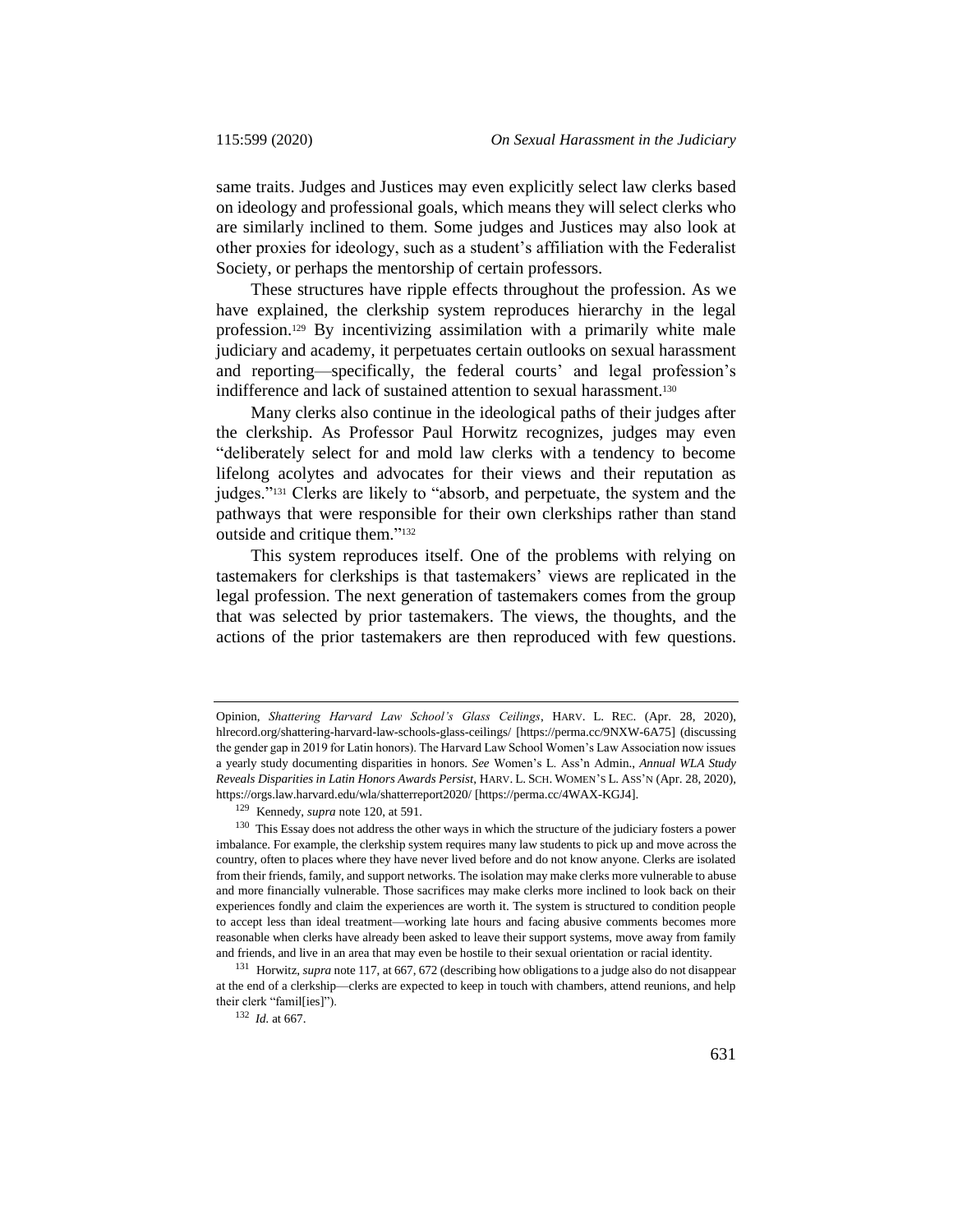same traits. Judges and Justices may even explicitly select law clerks based on ideology and professional goals, which means they will select clerks who are similarly inclined to them. Some judges and Justices may also look at other proxies for ideology, such as a student's affiliation with the Federalist Society, or perhaps the mentorship of certain professors.

These structures have ripple effects throughout the profession. As we have explained, the clerkship system reproduces hierarchy in the legal profession.[129] By incentivizing assimilation with a primarily white male judiciary and academy, it perpetuates certain outlooks on sexual harassment and reporting—specifically, the federal courts' and legal profession's indifference and lack of sustained attention to sexual harassment.[130]

Many clerks also continue in the ideological paths of their judges after the clerkship. As Professor Paul Horwitz recognizes, judges may even "deliberately select for and mold law clerks with a tendency to become lifelong acolytes and advocates for their views and their reputation as judges."[131] Clerks are likely to "absorb, and perpetuate, the system and the pathways that were responsible for their own clerkships rather than stand outside and critique them."[132]

This system reproduces itself. One of the problems with relying on tastemakers for clerkships is that tastemakers' views are replicated in the legal profession. The next generation of tastemakers comes from the group that was selected by prior tastemakers. The views, the thoughts, and the actions of the prior tastemakers are then reproduced with few questions.

---

Opinion, *Shattering Harvard Law School's Glass Ceilings*, HARV. L. REC. (Apr. 28, 2020), hlrecord.org/shattering-harvard-law-schools-glass-ceilings/ [https://perma.cc/9NXW-6A75] (discussing the gender gap in 2019 for Latin honors). The Harvard Law School Women's Law Association now issues a yearly study documenting disparities in honors. *See* Women's L. Ass'n Admin., *Annual WLA Study Reveals Disparities in Latin Honors Awards Persist*, HARV. L. SCH. WOMEN'S L. ASS'N (Apr. 28, 2020), https://orgs.law.harvard.edu/wla/shatterreport2020/ [https://perma.cc/4WAX-KGJ4].

[129] Kennedy, *supra* note 120, at 591.

[130] This Essay does not address the other ways in which the structure of the judiciary fosters a power imbalance. For example, the clerkship system requires many law students to pick up and move across the country, often to places where they have never lived before and do not know anyone. Clerks are isolated from their friends, family, and support networks. The isolation may make clerks more vulnerable to abuse and more financially vulnerable. Those sacrifices may make clerks more inclined to look back on their experiences fondly and claim the experiences are worth it. The system is structured to condition people to accept less than ideal treatment—working late hours and facing abusive comments becomes more reasonable when clerks have already been asked to leave their support systems, move away from family and friends, and live in an area that may even be hostile to their sexual orientation or racial identity.

[131] Horwitz, *supra* note 117, at 667, 672 (describing how obligations to a judge also do not disappear at the end of a clerkship—clerks are expected to keep in touch with chambers, attend reunions, and help their clerk "famil[ies]").

[132] *Id.* at 667.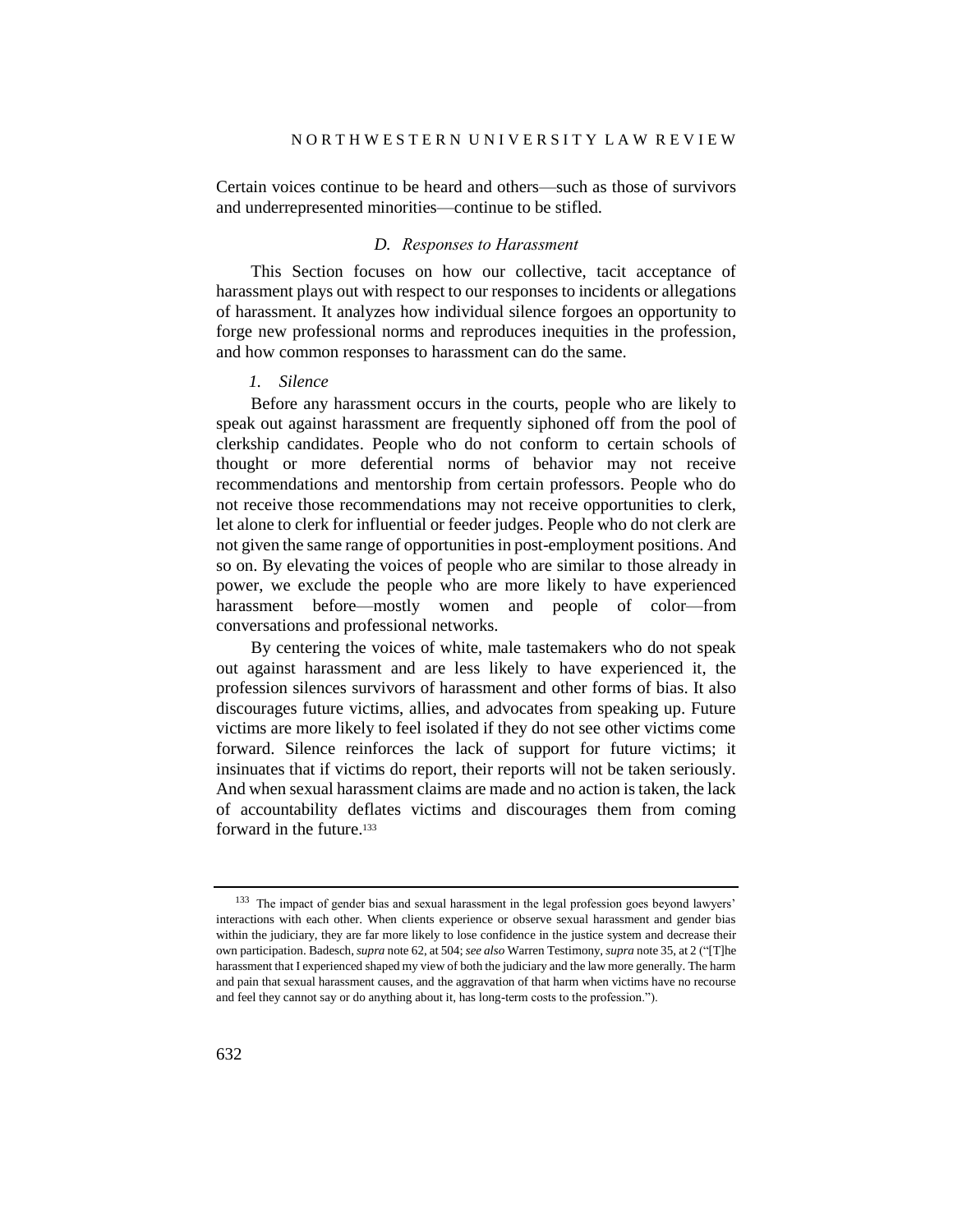Certain voices continue to be heard and others—such as those of survivors and underrepresented minorities—continue to be stifled.

### *D. Responses to Harassment*

This Section focuses on how our collective, tacit acceptance of harassment plays out with respect to our responses to incidents or allegations of harassment. It analyzes how individual silence forgoes an opportunity to forge new professional norms and reproduces inequities in the profession, and how common responses to harassment can do the same.

#### *1. Silence*

Before any harassment occurs in the courts, people who are likely to speak out against harassment are frequently siphoned off from the pool of clerkship candidates. People who do not conform to certain schools of thought or more deferential norms of behavior may not receive recommendations and mentorship from certain professors. People who do not receive those recommendations may not receive opportunities to clerk, let alone to clerk for influential or feeder judges. People who do not clerk are not given the same range of opportunities in post-employment positions. And so on. By elevating the voices of people who are similar to those already in power, we exclude the people who are more likely to have experienced harassment before—mostly women and people of color—from conversations and professional networks.

By centering the voices of white, male tastemakers who do not speak out against harassment and are less likely to have experienced it, the profession silences survivors of harassment and other forms of bias. It also discourages future victims, allies, and advocates from speaking up. Future victims are more likely to feel isolated if they do not see other victims come forward. Silence reinforces the lack of support for future victims; it insinuates that if victims do report, their reports will not be taken seriously. And when sexual harassment claims are made and no action is taken, the lack of accountability deflates victims and discourages them from coming forward in the future.[133]

[133] The impact of gender bias and sexual harassment in the legal profession goes beyond lawyers' interactions with each other. When clients experience or observe sexual harassment and gender bias within the judiciary, they are far more likely to lose confidence in the justice system and decrease their own participation. Badesch, *supra* note 62, at 504; *see also* Warren Testimony, *supra* note 35, at 2 ("[T]he harassment that I experienced shaped my view of both the judiciary and the law more generally. The harm and pain that sexual harassment causes, and the aggravation of that harm when victims have no recourse and feel they cannot say or do anything about it, has long-term costs to the profession.").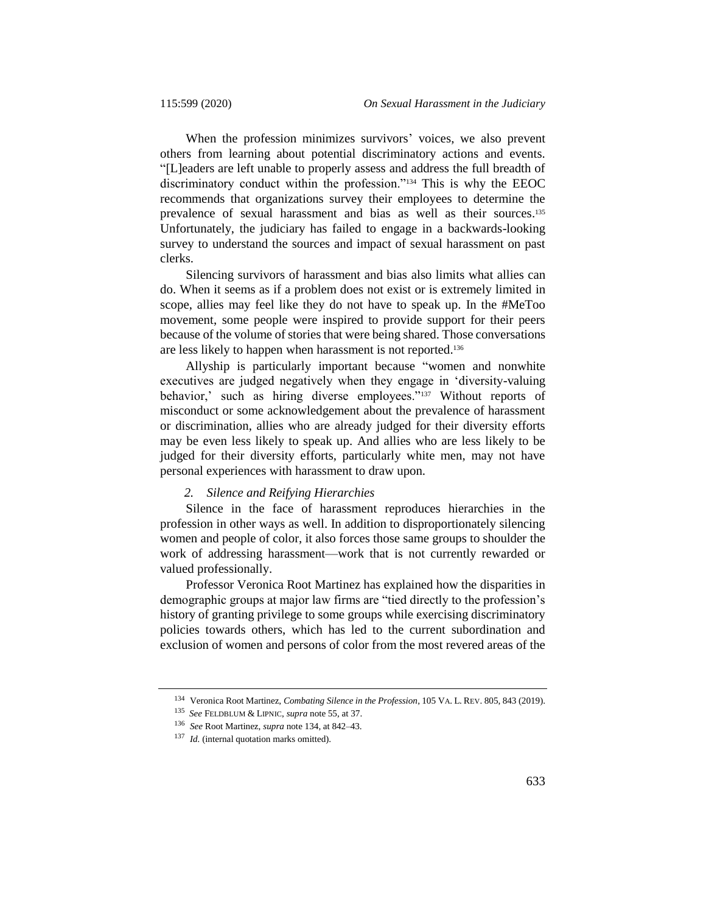When the profession minimizes survivors' voices, we also prevent others from learning about potential discriminatory actions and events. "[L]eaders are left unable to properly assess and address the full breadth of discriminatory conduct within the profession."[134] This is why the EEOC recommends that organizations survey their employees to determine the prevalence of sexual harassment and bias as well as their sources.[135] Unfortunately, the judiciary has failed to engage in a backwards-looking survey to understand the sources and impact of sexual harassment on past clerks.

Silencing survivors of harassment and bias also limits what allies can do. When it seems as if a problem does not exist or is extremely limited in scope, allies may feel like they do not have to speak up. In the #MeToo movement, some people were inspired to provide support for their peers because of the volume of stories that were being shared. Those conversations are less likely to happen when harassment is not reported.[136]

Allyship is particularly important because "women and nonwhite executives are judged negatively when they engage in 'diversity-valuing behavior,' such as hiring diverse employees."[137] Without reports of misconduct or some acknowledgement about the prevalence of harassment or discrimination, allies who are already judged for their diversity efforts may be even less likely to speak up. And allies who are less likely to be judged for their diversity efforts, particularly white men, may not have personal experiences with harassment to draw upon.

### *2. Silence and Reifying Hierarchies*

Silence in the face of harassment reproduces hierarchies in the profession in other ways as well. In addition to disproportionately silencing women and people of color, it also forces those same groups to shoulder the work of addressing harassment—work that is not currently rewarded or valued professionally.

Professor Veronica Root Martinez has explained how the disparities in demographic groups at major law firms are "tied directly to the profession's history of granting privilege to some groups while exercising discriminatory policies towards others, which has led to the current subordination and exclusion of women and persons of color from the most revered areas of the

---

[134] Veronica Root Martinez, *Combating Silence in the Profession*, 105 VA. L. REV. 805, 843 (2019).

[135] *See* FELDBLUM & LIPNIC, *supra* note 55, at 37.

[136] *See* Root Martinez, *supra* note 134, at 842–43.

[137] *Id.* (internal quotation marks omitted).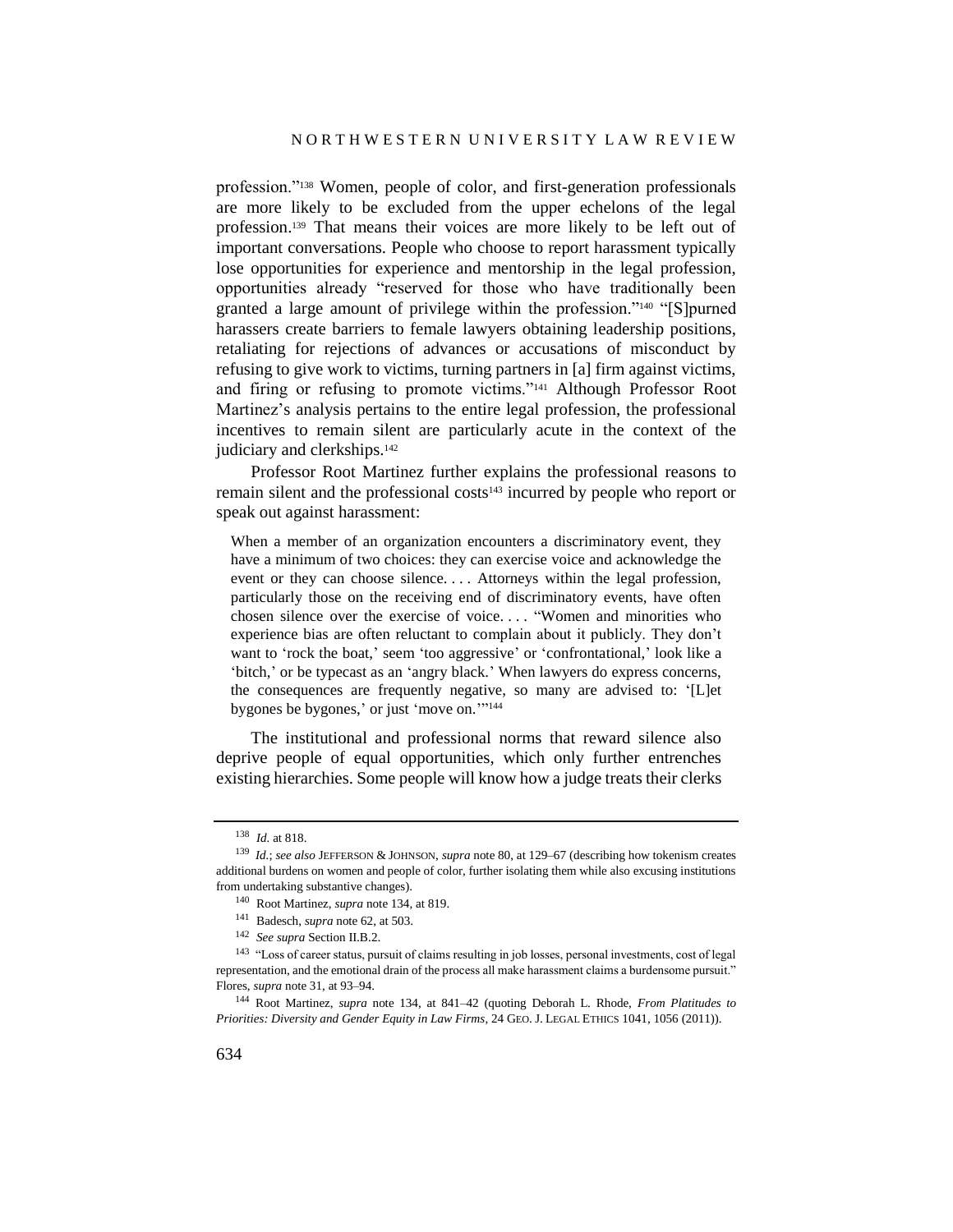profession."[138] Women, people of color, and first-generation professionals are more likely to be excluded from the upper echelons of the legal profession.[139] That means their voices are more likely to be left out of important conversations. People who choose to report harassment typically lose opportunities for experience and mentorship in the legal profession, opportunities already "reserved for those who have traditionally been granted a large amount of privilege within the profession."[140] "[S]purned harassers create barriers to female lawyers obtaining leadership positions, retaliating for rejections of advances or accusations of misconduct by refusing to give work to victims, turning partners in [a] firm against victims, and firing or refusing to promote victims."[141] Although Professor Root Martinez's analysis pertains to the entire legal profession, the professional incentives to remain silent are particularly acute in the context of the judiciary and clerkships.[142]

Professor Root Martinez further explains the professional reasons to remain silent and the professional costs[143] incurred by people who report or speak out against harassment:

> When a member of an organization encounters a discriminatory event, they have a minimum of two choices: they can exercise voice and acknowledge the event or they can choose silence. . . . Attorneys within the legal profession, particularly those on the receiving end of discriminatory events, have often chosen silence over the exercise of voice. . . . "Women and minorities who experience bias are often reluctant to complain about it publicly. They don't want to 'rock the boat,' seem 'too aggressive' or 'confrontational,' look like a 'bitch,' or be typecast as an 'angry black.' When lawyers do express concerns, the consequences are frequently negative, so many are advised to: '[L]et bygones be bygones,' or just 'move on.'"[144]

The institutional and professional norms that reward silence also deprive people of equal opportunities, which only further entrenches existing hierarchies. Some people will know how a judge treats their clerks

---

[138] *Id.* at 818.

[139] *Id.*; *see also* JEFFERSON & JOHNSON, *supra* note 80, at 129–67 (describing how tokenism creates additional burdens on women and people of color, further isolating them while also excusing institutions from undertaking substantive changes).

[140] Root Martinez, *supra* note 134, at 819.

[141] Badesch, *supra* note 62, at 503.

[142] *See supra* Section II.B.2.

[143] "Loss of career status, pursuit of claims resulting in job losses, personal investments, cost of legal representation, and the emotional drain of the process all make harassment claims a burdensome pursuit." Flores, *supra* note 31, at 93–94.

[144] Root Martinez, *supra* note 134, at 841–42 (quoting Deborah L. Rhode, *From Platitudes to Priorities: Diversity and Gender Equity in Law Firms*, 24 GEO. J. LEGAL ETHICS 1041, 1056 (2011)).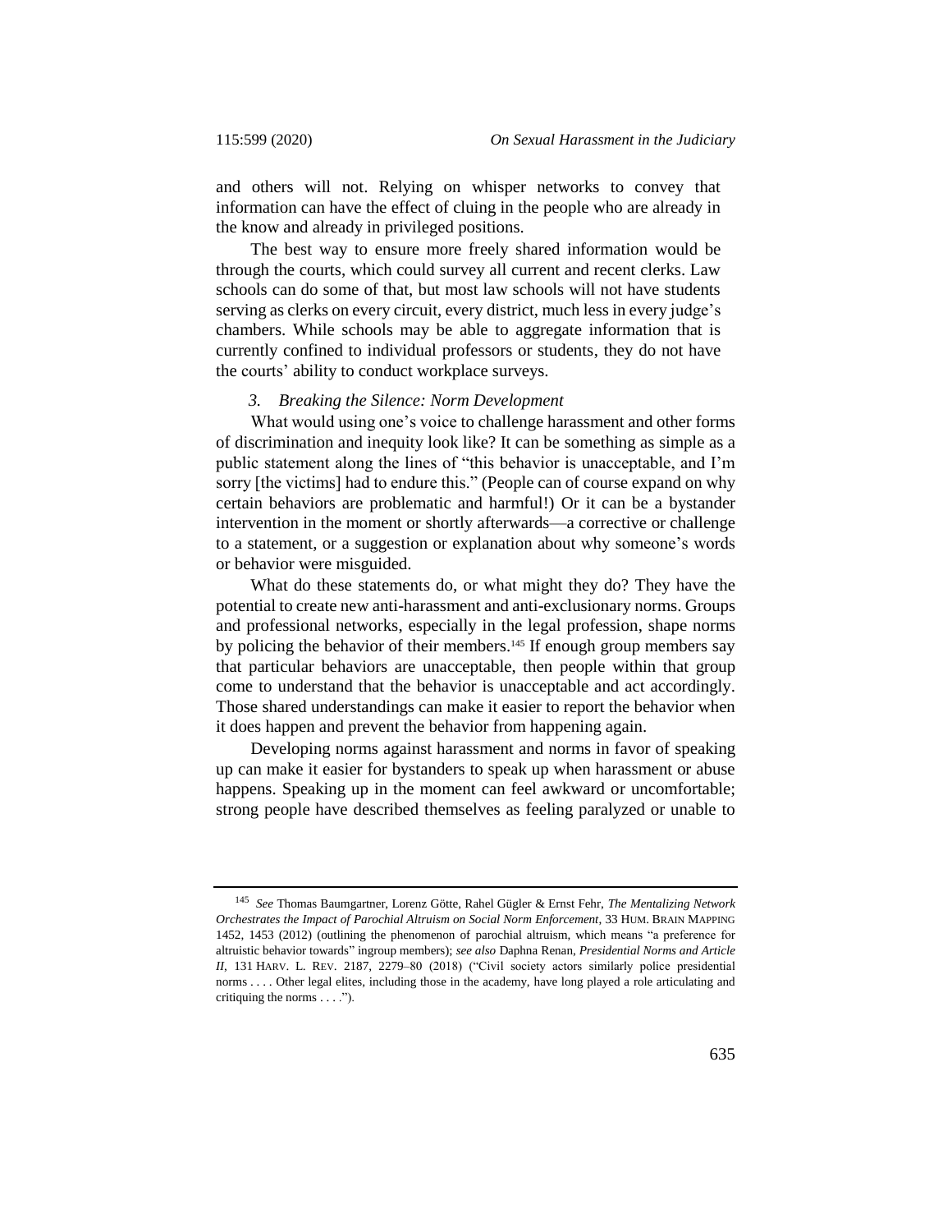and others will not. Relying on whisper networks to convey that information can have the effect of cluing in the people who are already in the know and already in privileged positions.

The best way to ensure more freely shared information would be through the courts, which could survey all current and recent clerks. Law schools can do some of that, but most law schools will not have students serving as clerks on every circuit, every district, much less in every judge's chambers. While schools may be able to aggregate information that is currently confined to individual professors or students, they do not have the courts' ability to conduct workplace surveys.

### *3. Breaking the Silence: Norm Development*

What would using one's voice to challenge harassment and other forms of discrimination and inequity look like? It can be something as simple as a public statement along the lines of "this behavior is unacceptable, and I'm sorry [the victims] had to endure this." (People can of course expand on why certain behaviors are problematic and harmful!) Or it can be a bystander intervention in the moment or shortly afterwards—a corrective or challenge to a statement, or a suggestion or explanation about why someone's words or behavior were misguided.

What do these statements do, or what might they do? They have the potential to create new anti-harassment and anti-exclusionary norms. Groups and professional networks, especially in the legal profession, shape norms by policing the behavior of their members.[145] If enough group members say that particular behaviors are unacceptable, then people within that group come to understand that the behavior is unacceptable and act accordingly. Those shared understandings can make it easier to report the behavior when it does happen and prevent the behavior from happening again.

Developing norms against harassment and norms in favor of speaking up can make it easier for bystanders to speak up when harassment or abuse happens. Speaking up in the moment can feel awkward or uncomfortable; strong people have described themselves as feeling paralyzed or unable to

---

[145] *See* Thomas Baumgartner, Lorenz Götte, Rahel Gügler & Ernst Fehr, *The Mentalizing Network Orchestrates the Impact of Parochial Altruism on Social Norm Enforcement*, 33 HUM. BRAIN MAPPING 1452, 1453 (2012) (outlining the phenomenon of parochial altruism, which means "a preference for altruistic behavior towards" ingroup members); *see also* Daphna Renan, *Presidential Norms and Article II*, 131 HARV. L. REV. 2187, 2279–80 (2018) ("Civil society actors similarly police presidential norms . . . . Other legal elites, including those in the academy, have long played a role articulating and critiquing the norms . . . .").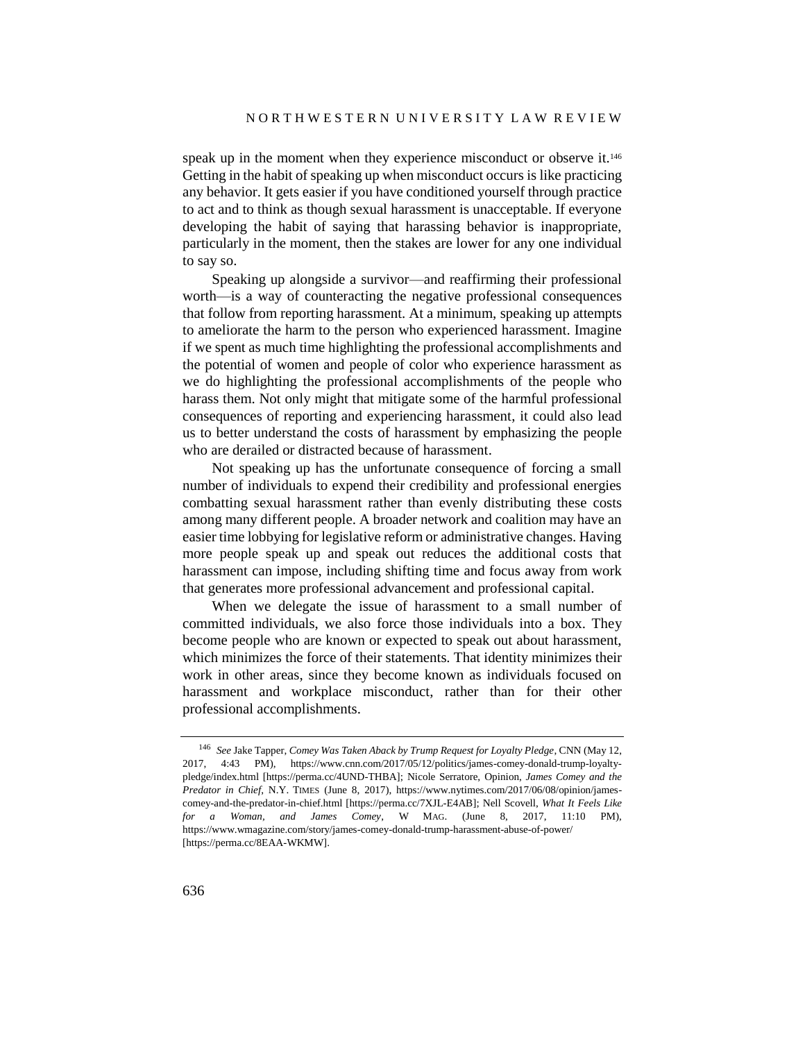speak up in the moment when they experience misconduct or observe it.[146] Getting in the habit of speaking up when misconduct occurs is like practicing any behavior. It gets easier if you have conditioned yourself through practice to act and to think as though sexual harassment is unacceptable. If everyone developing the habit of saying that harassing behavior is inappropriate, particularly in the moment, then the stakes are lower for any one individual to say so.

Speaking up alongside a survivor—and reaffirming their professional worth—is a way of counteracting the negative professional consequences that follow from reporting harassment. At a minimum, speaking up attempts to ameliorate the harm to the person who experienced harassment. Imagine if we spent as much time highlighting the professional accomplishments and the potential of women and people of color who experience harassment as we do highlighting the professional accomplishments of the people who harass them. Not only might that mitigate some of the harmful professional consequences of reporting and experiencing harassment, it could also lead us to better understand the costs of harassment by emphasizing the people who are derailed or distracted because of harassment.

Not speaking up has the unfortunate consequence of forcing a small number of individuals to expend their credibility and professional energies combatting sexual harassment rather than evenly distributing these costs among many different people. A broader network and coalition may have an easier time lobbying for legislative reform or administrative changes. Having more people speak up and speak out reduces the additional costs that harassment can impose, including shifting time and focus away from work that generates more professional advancement and professional capital.

When we delegate the issue of harassment to a small number of committed individuals, we also force those individuals into a box. They become people who are known or expected to speak out about harassment, which minimizes the force of their statements. That identity minimizes their work in other areas, since they become known as individuals focused on harassment and workplace misconduct, rather than for their other professional accomplishments.

---

[146] *See* Jake Tapper, *Comey Was Taken Aback by Trump Request for Loyalty Pledge*, CNN (May 12, 2017, 4:43 PM), https://www.cnn.com/2017/05/12/politics/james-comey-donald-trump-loyalty-pledge/index.html [https://perma.cc/4UND-THBA]; Nicole Serratore, Opinion, *James Comey and the Predator in Chief*, N.Y. TIMES (June 8, 2017), https://www.nytimes.com/2017/06/08/opinion/james-comey-and-the-predator-in-chief.html [https://perma.cc/7XJL-E4AB]; Nell Scovell, *What It Feels Like for a Woman, and James Comey*, W MAG. (June 8, 2017, 11:10 PM), https://www.wmagazine.com/story/james-comey-donald-trump-harassment-abuse-of-power/ [https://perma.cc/8EAA-WKMW].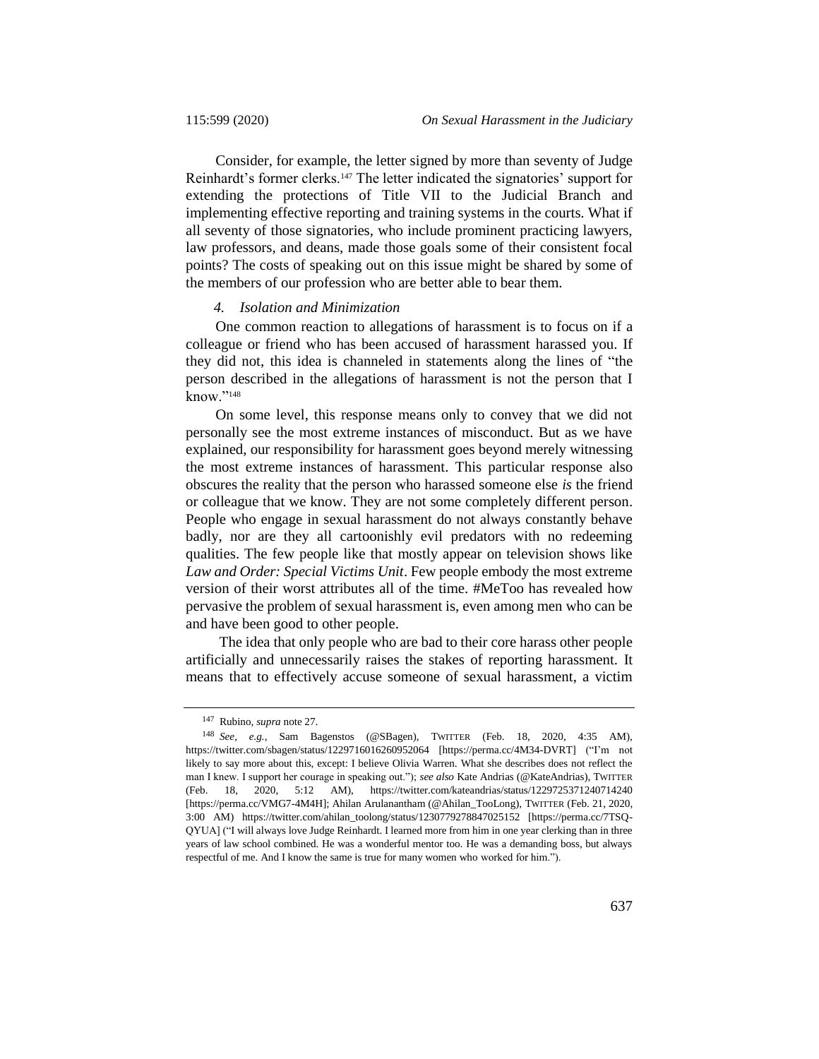Consider, for example, the letter signed by more than seventy of Judge Reinhardt's former clerks.[147] The letter indicated the signatories' support for extending the protections of Title VII to the Judicial Branch and implementing effective reporting and training systems in the courts. What if all seventy of those signatories, who include prominent practicing lawyers, law professors, and deans, made those goals some of their consistent focal points? The costs of speaking out on this issue might be shared by some of the members of our profession who are better able to bear them.

#### *4. Isolation and Minimization*

One common reaction to allegations of harassment is to focus on if a colleague or friend who has been accused of harassment harassed you. If they did not, this idea is channeled in statements along the lines of "the person described in the allegations of harassment is not the person that I know."[148]

On some level, this response means only to convey that we did not personally see the most extreme instances of misconduct. But as we have explained, our responsibility for harassment goes beyond merely witnessing the most extreme instances of harassment. This particular response also obscures the reality that the person who harassed someone else *is* the friend or colleague that we know. They are not some completely different person. People who engage in sexual harassment do not always constantly behave badly, nor are they all cartoonishly evil predators with no redeeming qualities. The few people like that mostly appear on television shows like *Law and Order: Special Victims Unit*. Few people embody the most extreme version of their worst attributes all of the time. #MeToo has revealed how pervasive the problem of sexual harassment is, even among men who can be and have been good to other people.

The idea that only people who are bad to their core harass other people artificially and unnecessarily raises the stakes of reporting harassment. It means that to effectively accuse someone of sexual harassment, a victim

---

[147] Rubino, *supra* note 27.

[148] *See, e.g.*, Sam Bagenstos (@SBagen), TWITTER (Feb. 18, 2020, 4:35 AM), https://twitter.com/sbagen/status/1229716016260952064 [https://perma.cc/4M34-DVRT] ("I'm not likely to say more about this, except: I believe Olivia Warren. What she describes does not reflect the man I knew. I support her courage in speaking out."); *see also* Kate Andrias (@KateAndrias), TWITTER (Feb. 18, 2020, 5:12 AM), https://twitter.com/kateandrias/status/1229725371240714240 [https://perma.cc/VMG7-4M4H]; Ahilan Arulanantham (@Ahilan_TooLong), TWITTER (Feb. 21, 2020, 3:00 AM) https://twitter.com/ahilan_toolong/status/1230779278847025152 [https://perma.cc/7TSQ-QYUA] ("I will always love Judge Reinhardt. I learned more from him in one year clerking than in three years of law school combined. He was a wonderful mentor too. He was a demanding boss, but always respectful of me. And I know the same is true for many women who worked for him.").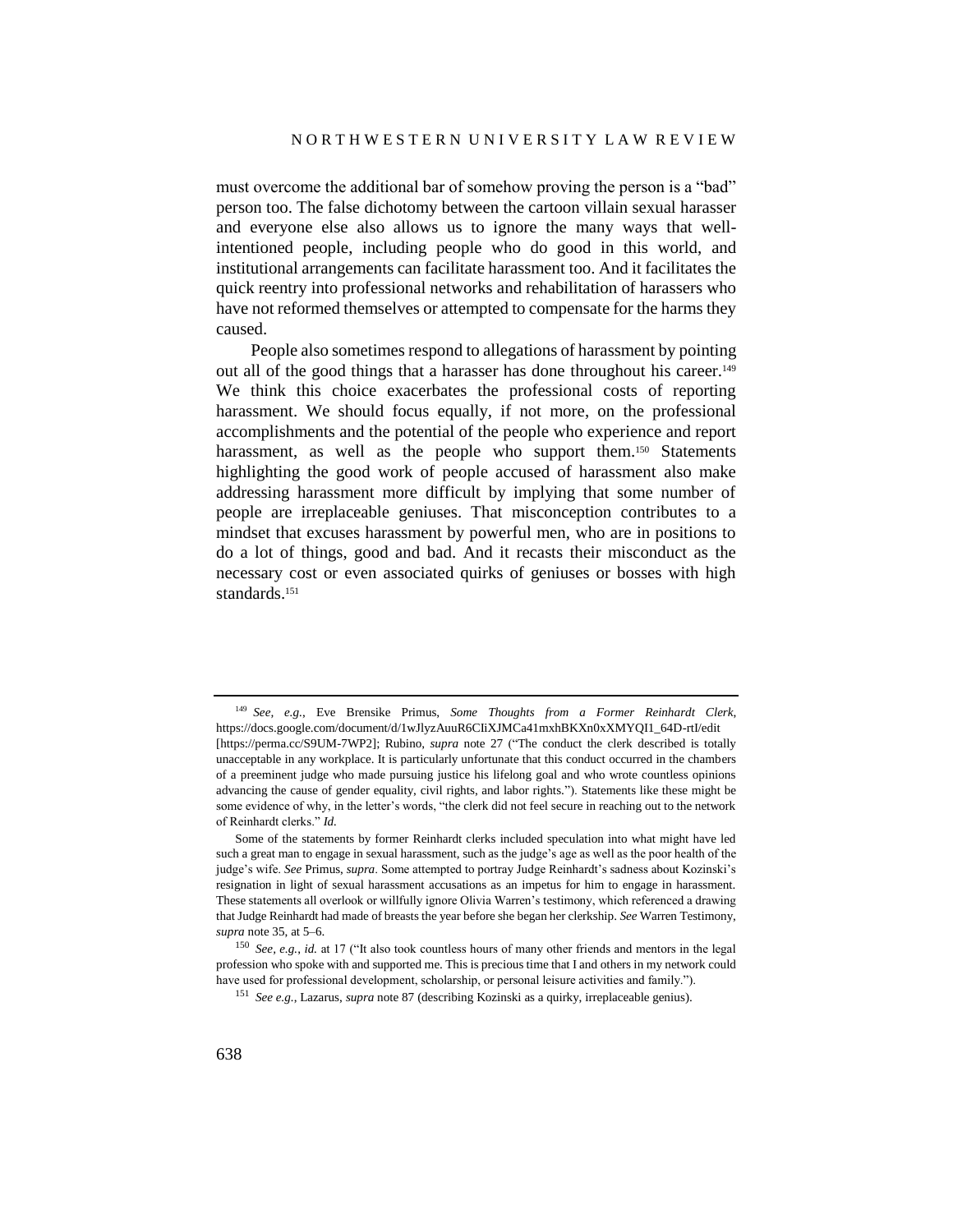must overcome the additional bar of somehow proving the person is a "bad" person too. The false dichotomy between the cartoon villain sexual harasser and everyone else also allows us to ignore the many ways that well-intentioned people, including people who do good in this world, and institutional arrangements can facilitate harassment too. And it facilitates the quick reentry into professional networks and rehabilitation of harassers who have not reformed themselves or attempted to compensate for the harms they caused.

People also sometimes respond to allegations of harassment by pointing out all of the good things that a harasser has done throughout his career.[149] We think this choice exacerbates the professional costs of reporting harassment. We should focus equally, if not more, on the professional accomplishments and the potential of the people who experience and report harassment, as well as the people who support them.[150] Statements highlighting the good work of people accused of harassment also make addressing harassment more difficult by implying that some number of people are irreplaceable geniuses. That misconception contributes to a mindset that excuses harassment by powerful men, who are in positions to do a lot of things, good and bad. And it recasts their misconduct as the necessary cost or even associated quirks of geniuses or bosses with high standards.[151]

---

[149] *See, e.g.*, Eve Brensike Primus, *Some Thoughts from a Former Reinhardt Clerk*, https://docs.google.com/document/d/1wJlyzAuuR6CIiXJMCa41mxhBKXn0xXMYQI1_64D-rtI/edit [https://perma.cc/S9UM-7WP2]; Rubino, *supra* note 27 ("The conduct the clerk described is totally unacceptable in any workplace. It is particularly unfortunate that this conduct occurred in the chambers of a preeminent judge who made pursuing justice his lifelong goal and who wrote countless opinions advancing the cause of gender equality, civil rights, and labor rights."). Statements like these might be some evidence of why, in the letter's words, "the clerk did not feel secure in reaching out to the network of Reinhardt clerks." *Id.*

Some of the statements by former Reinhardt clerks included speculation into what might have led such a great man to engage in sexual harassment, such as the judge's age as well as the poor health of the judge's wife. *See* Primus, *supra*. Some attempted to portray Judge Reinhardt's sadness about Kozinski's resignation in light of sexual harassment accusations as an impetus for him to engage in harassment. These statements all overlook or willfully ignore Olivia Warren's testimony, which referenced a drawing that Judge Reinhardt had made of breasts the year before she began her clerkship. *See* Warren Testimony, *supra* note 35, at 5–6.

[150] *See, e.g.*, *id.* at 17 ("It also took countless hours of many other friends and mentors in the legal profession who spoke with and supported me. This is precious time that I and others in my network could have used for professional development, scholarship, or personal leisure activities and family.").

[151] *See e.g.*, Lazarus, *supra* note 87 (describing Kozinski as a quirky, irreplaceable genius).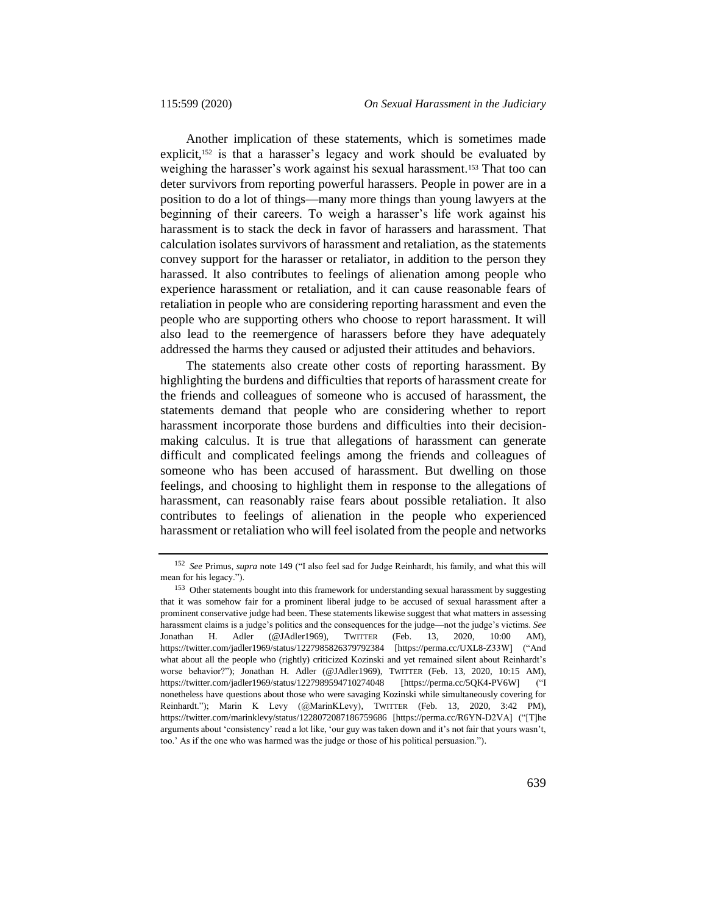Another implication of these statements, which is sometimes made explicit,[152] is that a harasser's legacy and work should be evaluated by weighing the harasser's work against his sexual harassment.[153] That too can deter survivors from reporting powerful harassers. People in power are in a position to do a lot of things—many more things than young lawyers at the beginning of their careers. To weigh a harasser's life work against his harassment is to stack the deck in favor of harassers and harassment. That calculation isolates survivors of harassment and retaliation, as the statements convey support for the harasser or retaliator, in addition to the person they harassed. It also contributes to feelings of alienation among people who experience harassment or retaliation, and it can cause reasonable fears of retaliation in people who are considering reporting harassment and even the people who are supporting others who choose to report harassment. It will also lead to the reemergence of harassers before they have adequately addressed the harms they caused or adjusted their attitudes and behaviors.

The statements also create other costs of reporting harassment. By highlighting the burdens and difficulties that reports of harassment create for the friends and colleagues of someone who is accused of harassment, the statements demand that people who are considering whether to report harassment incorporate those burdens and difficulties into their decision-making calculus. It is true that allegations of harassment can generate difficult and complicated feelings among the friends and colleagues of someone who has been accused of harassment. But dwelling on those feelings, and choosing to highlight them in response to the allegations of harassment, can reasonably raise fears about possible retaliation. It also contributes to feelings of alienation in the people who experienced harassment or retaliation who will feel isolated from the people and networks

---

[152] *See* Primus, *supra* note 149 ("I also feel sad for Judge Reinhardt, his family, and what this will mean for his legacy.").

[153] Other statements bought into this framework for understanding sexual harassment by suggesting that it was somehow fair for a prominent liberal judge to be accused of sexual harassment after a prominent conservative judge had been. These statements likewise suggest that what matters in assessing harassment claims is a judge's politics and the consequences for the judge—not the judge's victims. *See* Jonathan H. Adler (@JAdler1969), TWITTER (Feb. 13, 2020, 10:00 AM), https://twitter.com/jadler1969/status/1227985826379792384 [https://perma.cc/UXL8-Z33W] ("And what about all the people who (rightly) criticized Kozinski and yet remained silent about Reinhardt's worse behavior?"); Jonathan H. Adler (@JAdler1969), TWITTER (Feb. 13, 2020, 10:15 AM), https://twitter.com/jadler1969/status/1227989594710274048 [https://perma.cc/5QK4-PV6W] ("I nonetheless have questions about those who were savaging Kozinski while simultaneously covering for Reinhardt."); Marin K Levy (@MarinKLevy), TWITTER (Feb. 13, 2020, 3:42 PM), https://twitter.com/marinklevy/status/1228072087186759686 [https://perma.cc/R6YN-D2VA] ("[T]he arguments about 'consistency' read a lot like, 'our guy was taken down and it's not fair that yours wasn't, too.' As if the one who was harmed was the judge or those of his political persuasion.").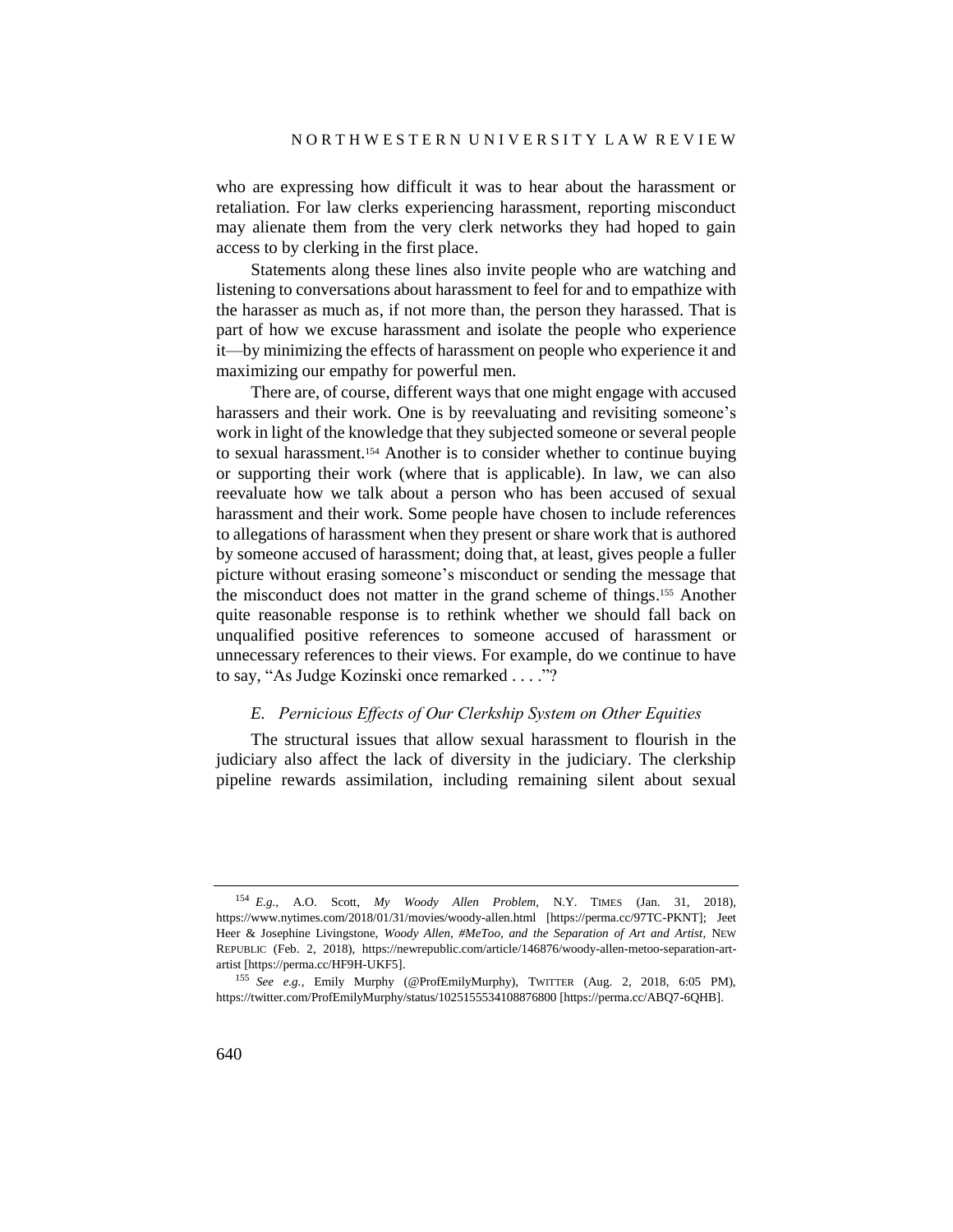who are expressing how difficult it was to hear about the harassment or retaliation. For law clerks experiencing harassment, reporting misconduct may alienate them from the very clerk networks they had hoped to gain access to by clerking in the first place.

Statements along these lines also invite people who are watching and listening to conversations about harassment to feel for and to empathize with the harasser as much as, if not more than, the person they harassed. That is part of how we excuse harassment and isolate the people who experience it—by minimizing the effects of harassment on people who experience it and maximizing our empathy for powerful men.

There are, of course, different ways that one might engage with accused harassers and their work. One is by reevaluating and revisiting someone's work in light of the knowledge that they subjected someone or several people to sexual harassment.[154] Another is to consider whether to continue buying or supporting their work (where that is applicable). In law, we can also reevaluate how we talk about a person who has been accused of sexual harassment and their work. Some people have chosen to include references to allegations of harassment when they present or share work that is authored by someone accused of harassment; doing that, at least, gives people a fuller picture without erasing someone's misconduct or sending the message that the misconduct does not matter in the grand scheme of things.[155] Another quite reasonable response is to rethink whether we should fall back on unqualified positive references to someone accused of harassment or unnecessary references to their views. For example, do we continue to have to say, "As Judge Kozinski once remarked . . . ."?

### *E. Pernicious Effects of Our Clerkship System on Other Equities*

The structural issues that allow sexual harassment to flourish in the judiciary also affect the lack of diversity in the judiciary. The clerkship pipeline rewards assimilation, including remaining silent about sexual

---

[154] *E.g.*, A.O. Scott, *My Woody Allen Problem*, N.Y. TIMES (Jan. 31, 2018), https://www.nytimes.com/2018/01/31/movies/woody-allen.html [https://perma.cc/97TC-PKNT]; Jeet Heer & Josephine Livingstone, *Woody Allen, #MeToo, and the Separation of Art and Artist*, NEW REPUBLIC (Feb. 2, 2018), https://newrepublic.com/article/146876/woody-allen-metoo-separation-art-artist [https://perma.cc/HF9H-UKF5].

[155] *See e.g.*, Emily Murphy (@ProfEmilyMurphy), TWITTER (Aug. 2, 2018, 6:05 PM), https://twitter.com/ProfEmilyMurphy/status/1025155534108876800 [https://perma.cc/ABQ7-6QHB].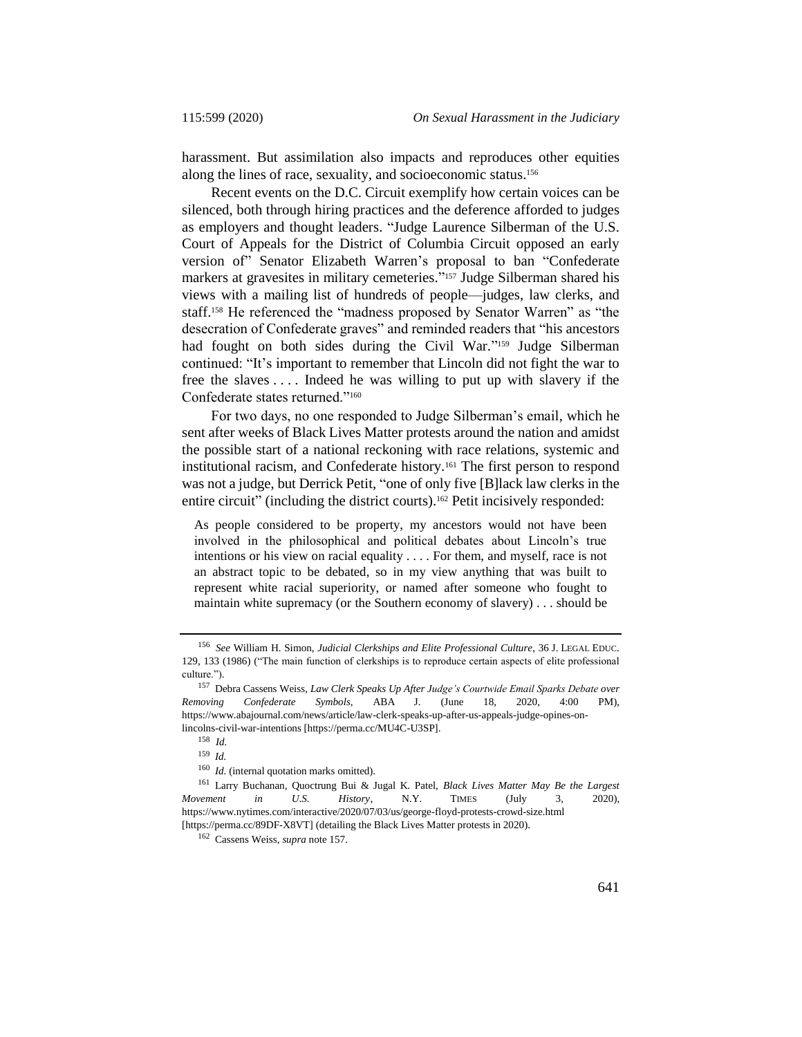harassment. But assimilation also impacts and reproduces other equities along the lines of race, sexuality, and socioeconomic status.[156]

Recent events on the D.C. Circuit exemplify how certain voices can be silenced, both through hiring practices and the deference afforded to judges as employers and thought leaders. "Judge Laurence Silberman of the U.S. Court of Appeals for the District of Columbia Circuit opposed an early version of" Senator Elizabeth Warren's proposal to ban "Confederate markers at gravesites in military cemeteries."[157] Judge Silberman shared his views with a mailing list of hundreds of people—judges, law clerks, and staff.[158] He referenced the "madness proposed by Senator Warren" as "the desecration of Confederate graves" and reminded readers that "his ancestors had fought on both sides during the Civil War."[159] Judge Silberman continued: "It's important to remember that Lincoln did not fight the war to free the slaves . . . . Indeed he was willing to put up with slavery if the Confederate states returned."[160]

For two days, no one responded to Judge Silberman's email, which he sent after weeks of Black Lives Matter protests around the nation and amidst the possible start of a national reckoning with race relations, systemic and institutional racism, and Confederate history.[161] The first person to respond was not a judge, but Derrick Petit, "one of only five [B]lack law clerks in the entire circuit" (including the district courts).[162] Petit incisively responded:

> As people considered to be property, my ancestors would not have been involved in the philosophical and political debates about Lincoln's true intentions or his view on racial equality . . . . For them, and myself, race is not an abstract topic to be debated, so in my view anything that was built to represent white racial superiority, or named after someone who fought to maintain white supremacy (or the Southern economy of slavery) . . . should be

---

[156] *See* William H. Simon, *Judicial Clerkships and Elite Professional Culture*, 36 J. LEGAL EDUC. 129, 133 (1986) ("The main function of clerkships is to reproduce certain aspects of elite professional culture.").

[157] Debra Cassens Weiss, *Law Clerk Speaks Up After Judge's Courtwide Email Sparks Debate over Removing Confederate Symbols*, ABA J. (June 18, 2020, 4:00 PM), https://www.abajournal.com/news/article/law-clerk-speaks-up-after-us-appeals-judge-opines-on-lincolns-civil-war-intentions [https://perma.cc/MU4C-U3SP].

[158] *Id.*

[159] *Id.*

[160] *Id.* (internal quotation marks omitted).

[161] Larry Buchanan, Quoctrung Bui & Jugal K. Patel, *Black Lives Matter May Be the Largest Movement in U.S. History*, N.Y. TIMES (July 3, 2020), https://www.nytimes.com/interactive/2020/07/03/us/george-floyd-protests-crowd-size.html [https://perma.cc/89DF-X8VT] (detailing the Black Lives Matter protests in 2020).

[162] Cassens Weiss, *supra* note 157.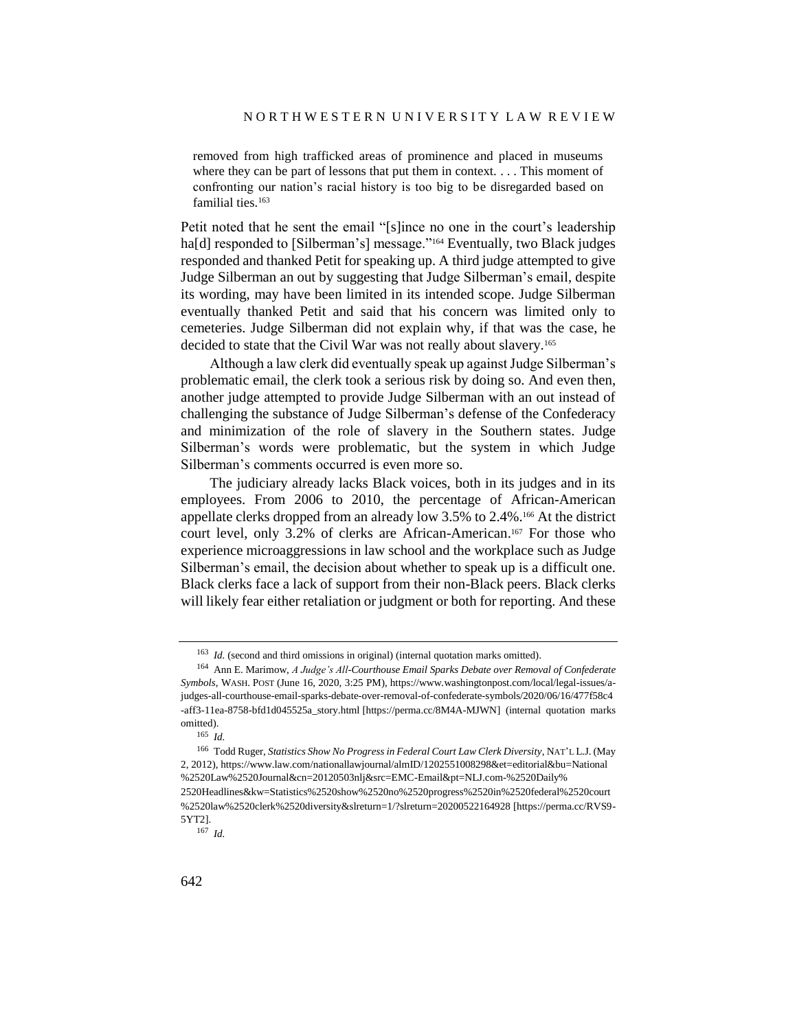> removed from high trafficked areas of prominence and placed in museums where they can be part of lessons that put them in context. . . . This moment of confronting our nation's racial history is too big to be disregarded based on familial ties.[163]

Petit noted that he sent the email "[s]ince no one in the court's leadership ha[d] responded to [Silberman's] message."[164] Eventually, two Black judges responded and thanked Petit for speaking up. A third judge attempted to give Judge Silberman an out by suggesting that Judge Silberman's email, despite its wording, may have been limited in its intended scope. Judge Silberman eventually thanked Petit and said that his concern was limited only to cemeteries. Judge Silberman did not explain why, if that was the case, he decided to state that the Civil War was not really about slavery.[165]

Although a law clerk did eventually speak up against Judge Silberman's problematic email, the clerk took a serious risk by doing so. And even then, another judge attempted to provide Judge Silberman with an out instead of challenging the substance of Judge Silberman's defense of the Confederacy and minimization of the role of slavery in the Southern states. Judge Silberman's words were problematic, but the system in which Judge Silberman's comments occurred is even more so.

The judiciary already lacks Black voices, both in its judges and in its employees. From 2006 to 2010, the percentage of African-American appellate clerks dropped from an already low 3.5% to 2.4%.[166] At the district court level, only 3.2% of clerks are African-American.[167] For those who experience microaggressions in law school and the workplace such as Judge Silberman's email, the decision about whether to speak up is a difficult one. Black clerks face a lack of support from their non-Black peers. Black clerks will likely fear either retaliation or judgment or both for reporting. And these

---

[163] *Id.* (second and third omissions in original) (internal quotation marks omitted).

[164] Ann E. Marimow, *A Judge's All-Courthouse Email Sparks Debate over Removal of Confederate Symbols*, WASH. POST (June 16, 2020, 3:25 PM), https://www.washingtonpost.com/local/legal-issues/a-judges-all-courthouse-email-sparks-debate-over-removal-of-confederate-symbols/2020/06/16/477f58c4-aff3-11ea-8758-bfd1d045525a_story.html [https://perma.cc/8M4A-MJWN] (internal quotation marks omitted).

[165] *Id.*

[166] Todd Ruger, *Statistics Show No Progress in Federal Court Law Clerk Diversity*, NAT'L L.J. (May 2, 2012), https://www.law.com/nationallawjournal/almID/1202551008298&et=editorial&bu=National%2520Law%2520Journal&cn=20120503nlj&src=EMC-Email&pt=NLJ.com-%2520Daily%2520Headlines&kw=Statistics%2520show%2520no%2520progress%2520in%2520federal%2520court%2520law%2520clerk%2520diversity&slreturn=1/?slreturn=20200522164928 [https://perma.cc/RVS9-5YT2].

[167] *Id.*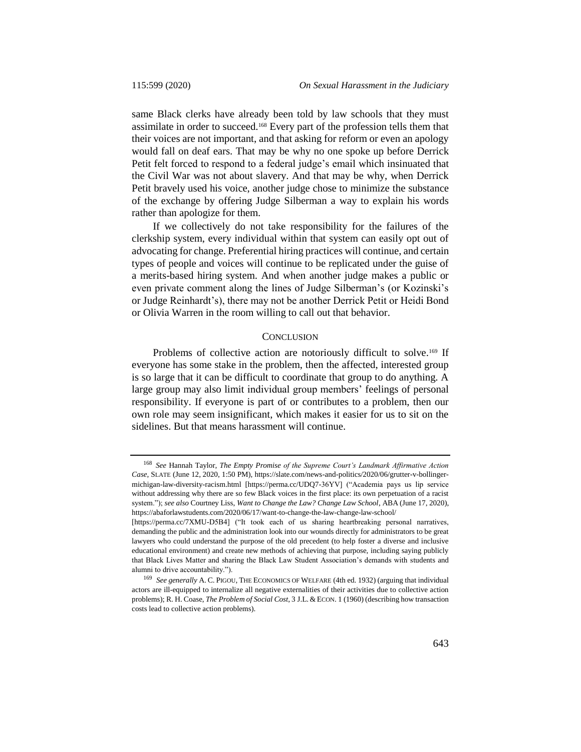same Black clerks have already been told by law schools that they must assimilate in order to succeed.[168] Every part of the profession tells them that their voices are not important, and that asking for reform or even an apology would fall on deaf ears. That may be why no one spoke up before Derrick Petit felt forced to respond to a federal judge's email which insinuated that the Civil War was not about slavery. And that may be why, when Derrick Petit bravely used his voice, another judge chose to minimize the substance of the exchange by offering Judge Silberman a way to explain his words rather than apologize for them.

If we collectively do not take responsibility for the failures of the clerkship system, every individual within that system can easily opt out of advocating for change. Preferential hiring practices will continue, and certain types of people and voices will continue to be replicated under the guise of a merits-based hiring system. And when another judge makes a public or even private comment along the lines of Judge Silberman's (or Kozinski's or Judge Reinhardt's), there may not be another Derrick Petit or Heidi Bond or Olivia Warren in the room willing to call out that behavior.

## CONCLUSION

Problems of collective action are notoriously difficult to solve.[169] If everyone has some stake in the problem, then the affected, interested group is so large that it can be difficult to coordinate that group to do anything. A large group may also limit individual group members' feelings of personal responsibility. If everyone is part of or contributes to a problem, then our own role may seem insignificant, which makes it easier for us to sit on the sidelines. But that means harassment will continue.

---

[168] *See* Hannah Taylor, *The Empty Promise of the Supreme Court's Landmark Affirmative Action Case*, SLATE (June 12, 2020, 1:50 PM), https://slate.com/news-and-politics/2020/06/grutter-v-bollinger-michigan-law-diversity-racism.html [https://perma.cc/UDQ7-36YV] ("Academia pays us lip service without addressing why there are so few Black voices in the first place: its own perpetuation of a racist system."); *see also* Courtney Liss, *Want to Change the Law? Change Law School*, ABA (June 17, 2020), https://abaforlawstudents.com/2020/06/17/want-to-change-the-law-change-law-school/ [https://perma.cc/7XMU-D5B4] ("It took each of us sharing heartbreaking personal narratives, demanding the public and the administration look into our wounds directly for administrators to be great lawyers who could understand the purpose of the old precedent (to help foster a diverse and inclusive educational environment) and create new methods of achieving that purpose, including saying publicly that Black Lives Matter and sharing the Black Law Student Association's demands with students and alumni to drive accountability.").

[169] *See generally* A. C. PIGOU, THE ECONOMICS OF WELFARE (4th ed. 1932) (arguing that individual actors are ill-equipped to internalize all negative externalities of their activities due to collective action problems); R. H. Coase, *The Problem of Social Cost*, 3 J.L. & ECON. 1 (1960) (describing how transaction costs lead to collective action problems).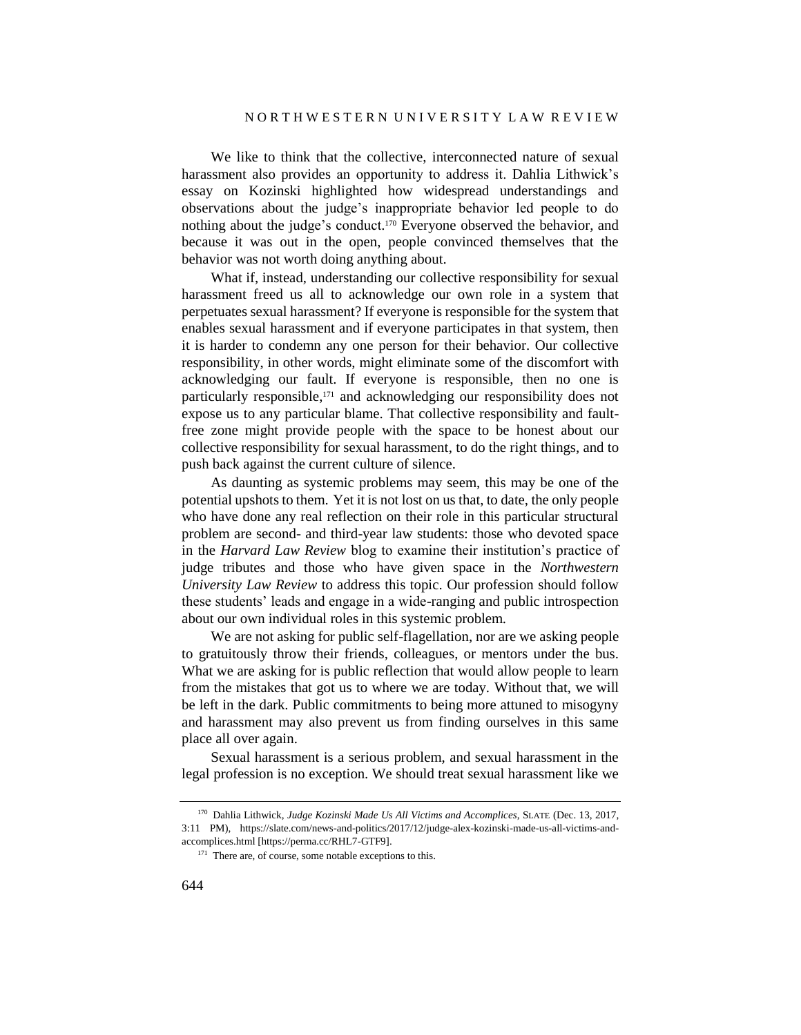We like to think that the collective, interconnected nature of sexual harassment also provides an opportunity to address it. Dahlia Lithwick's essay on Kozinski highlighted how widespread understandings and observations about the judge's inappropriate behavior led people to do nothing about the judge's conduct.[170] Everyone observed the behavior, and because it was out in the open, people convinced themselves that the behavior was not worth doing anything about.

What if, instead, understanding our collective responsibility for sexual harassment freed us all to acknowledge our own role in a system that perpetuates sexual harassment? If everyone is responsible for the system that enables sexual harassment and if everyone participates in that system, then it is harder to condemn any one person for their behavior. Our collective responsibility, in other words, might eliminate some of the discomfort with acknowledging our fault. If everyone is responsible, then no one is particularly responsible,[171] and acknowledging our responsibility does not expose us to any particular blame. That collective responsibility and fault-free zone might provide people with the space to be honest about our collective responsibility for sexual harassment, to do the right things, and to push back against the current culture of silence.

As daunting as systemic problems may seem, this may be one of the potential upshots to them. Yet it is not lost on us that, to date, the only people who have done any real reflection on their role in this particular structural problem are second- and third-year law students: those who devoted space in the *Harvard Law Review* blog to examine their institution's practice of judge tributes and those who have given space in the *Northwestern University Law Review* to address this topic. Our profession should follow these students' leads and engage in a wide-ranging and public introspection about our own individual roles in this systemic problem.

We are not asking for public self-flagellation, nor are we asking people to gratuitously throw their friends, colleagues, or mentors under the bus. What we are asking for is public reflection that would allow people to learn from the mistakes that got us to where we are today. Without that, we will be left in the dark. Public commitments to being more attuned to misogyny and harassment may also prevent us from finding ourselves in this same place all over again.

Sexual harassment is a serious problem, and sexual harassment in the legal profession is no exception. We should treat sexual harassment like we

---

[170] Dahlia Lithwick, *Judge Kozinski Made Us All Victims and Accomplices*, SLATE (Dec. 13, 2017, 3:11 PM), https://slate.com/news-and-politics/2017/12/judge-alex-kozinski-made-us-all-victims-and-accomplices.html [https://perma.cc/RHL7-GTF9].

[171] There are, of course, some notable exceptions to this.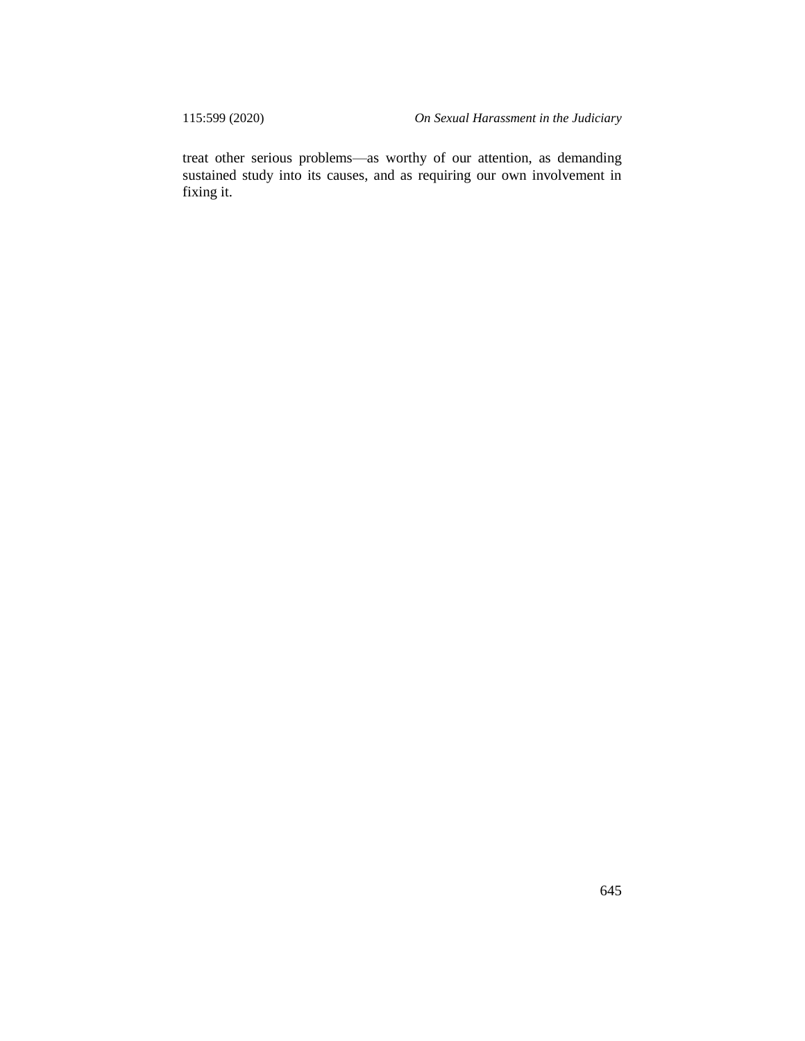treat other serious problems—as worthy of our attention, as demanding sustained study into its causes, and as requiring our own involvement in fixing it.